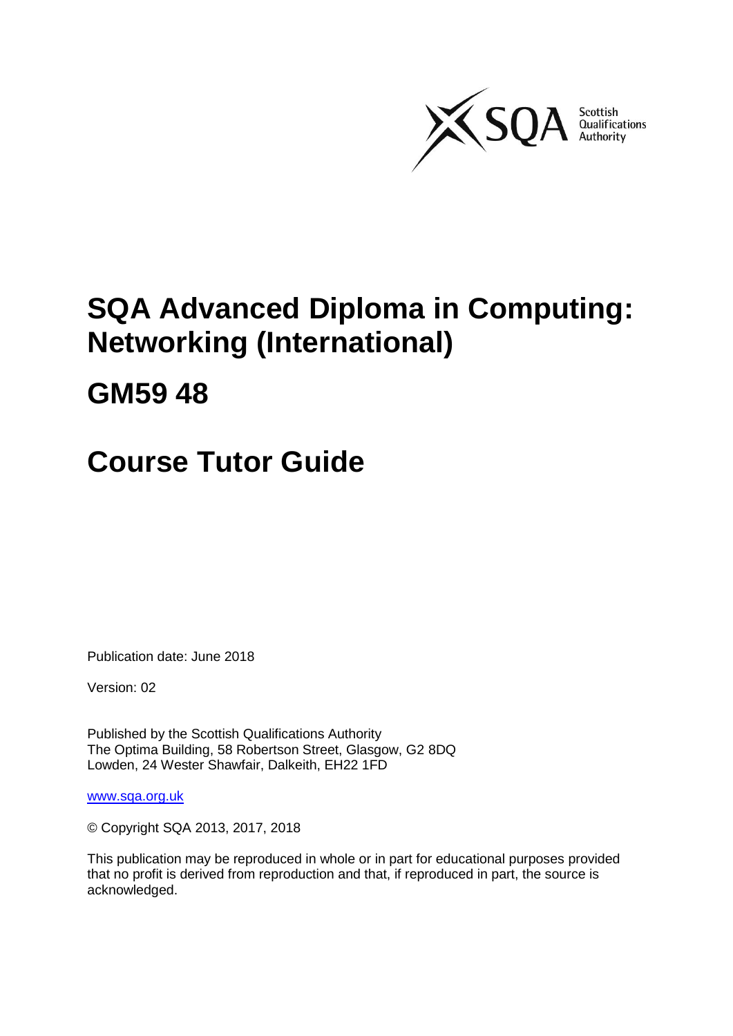# SQA Advanced Diploma in Computing: Networking (International)

# GM59 48

# Course Tutor Guide

Publication date: June 2018

Version: 02

Published by the Scottish Qualifications Authority
The Optima Building, 58 Robertson Street, Glasgow, G2 8DQ
Lowden, 24 Wester Shawfair, Dalkeith, EH22 1FD

www.sqa.org.uk

© Copyright SQA 2013, 2017, 2018

This publication may be reproduced in whole or in part for educational purposes provided that no profit is derived from reproduction and that, if reproduced in part, the source is acknowledged.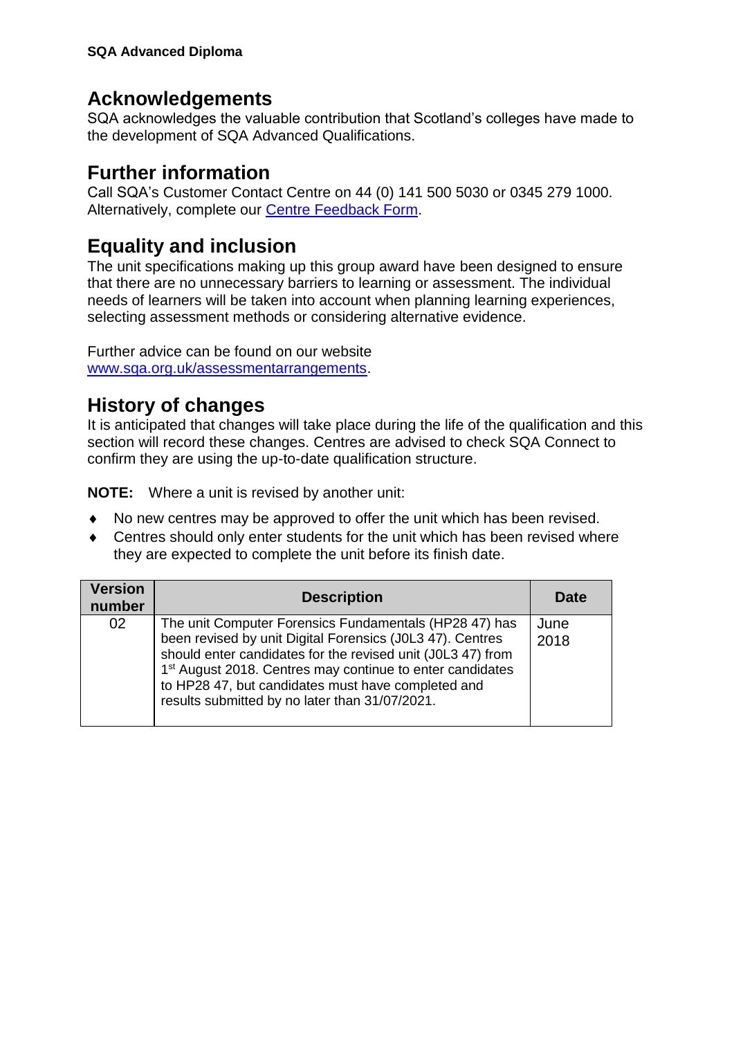## Acknowledgements

SQA acknowledges the valuable contribution that Scotland's colleges have made to the development of SQA Advanced Qualifications.

## Further information

Call SQA's Customer Contact Centre on 44 (0) 141 500 5030 or 0345 279 1000. Alternatively, complete our Centre Feedback Form.

## Equality and inclusion

The unit specifications making up this group award have been designed to ensure that there are no unnecessary barriers to learning or assessment. The individual needs of learners will be taken into account when planning learning experiences, selecting assessment methods or considering alternative evidence.

Further advice can be found on our website www.sqa.org.uk/assessmentarrangements.

## History of changes

It is anticipated that changes will take place during the life of the qualification and this section will record these changes. Centres are advised to check SQA Connect to confirm they are using the up-to-date qualification structure.

**NOTE:** Where a unit is revised by another unit:

- No new centres may be approved to offer the unit which has been revised.
- Centres should only enter students for the unit which has been revised where they are expected to complete the unit before its finish date.

| Version number | Description | Date |
|---|---|---|
| 02 | The unit Computer Forensics Fundamentals (HP28 47) has been revised by unit Digital Forensics (J0L3 47). Centres should enter candidates for the revised unit (J0L3 47) from 1st August 2018. Centres may continue to enter candidates to HP28 47, but candidates must have completed and results submitted by no later than 31/07/2021. | June 2018 |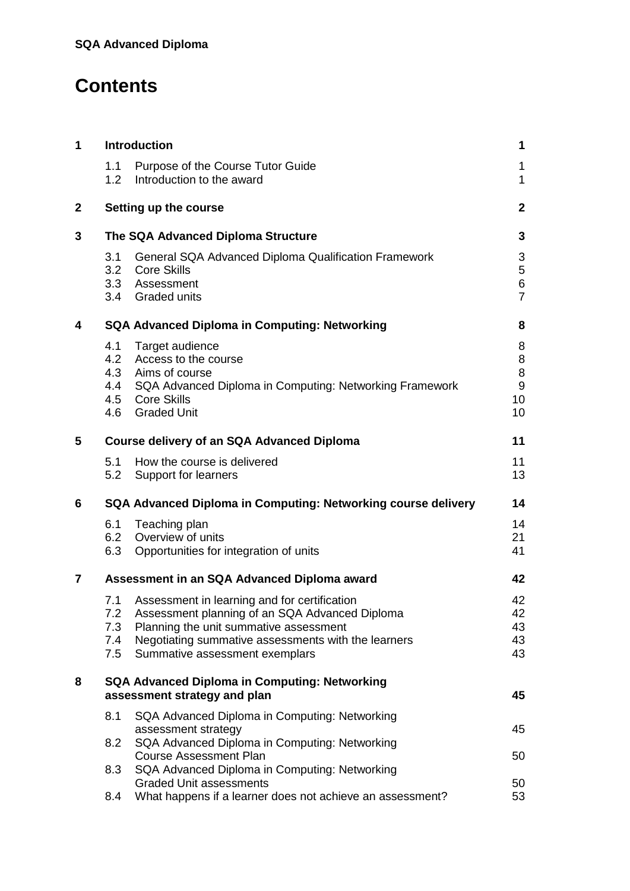# Contents

| | | | |
|---|---|---|---|
| **1** | **Introduction** | | **1** |
| | 1.1 | Purpose of the Course Tutor Guide | 1 |
| | 1.2 | Introduction to the award | 1 |
| **2** | **Setting up the course** | | **2** |
| **3** | **The SQA Advanced Diploma Structure** | | **3** |
| | 3.1 | General SQA Advanced Diploma Qualification Framework | 3 |
| | 3.2 | Core Skills | 5 |
| | 3.3 | Assessment | 6 |
| | 3.4 | Graded units | 7 |
| **4** | **SQA Advanced Diploma in Computing: Networking** | | **8** |
| | 4.1 | Target audience | 8 |
| | 4.2 | Access to the course | 8 |
| | 4.3 | Aims of course | 8 |
| | 4.4 | SQA Advanced Diploma in Computing: Networking Framework | 9 |
| | 4.5 | Core Skills | 10 |
| | 4.6 | Graded Unit | 10 |
| **5** | **Course delivery of an SQA Advanced Diploma** | | **11** |
| | 5.1 | How the course is delivered | 11 |
| | 5.2 | Support for learners | 13 |
| **6** | **SQA Advanced Diploma in Computing: Networking course delivery** | | **14** |
| | 6.1 | Teaching plan | 14 |
| | 6.2 | Overview of units | 21 |
| | 6.3 | Opportunities for integration of units | 41 |
| **7** | **Assessment in an SQA Advanced Diploma award** | | **42** |
| | 7.1 | Assessment in learning and for certification | 42 |
| | 7.2 | Assessment planning of an SQA Advanced Diploma | 42 |
| | 7.3 | Planning the unit summative assessment | 43 |
| | 7.4 | Negotiating summative assessments with the learners | 43 |
| | 7.5 | Summative assessment exemplars | 43 |
| **8** | **SQA Advanced Diploma in Computing: Networking assessment strategy and plan** | | **45** |
| | 8.1 | SQA Advanced Diploma in Computing: Networking assessment strategy | 45 |
| | 8.2 | SQA Advanced Diploma in Computing: Networking Course Assessment Plan | 50 |
| | 8.3 | SQA Advanced Diploma in Computing: Networking Graded Unit assessments | 50 |
| | 8.4 | What happens if a learner does not achieve an assessment? | 53 |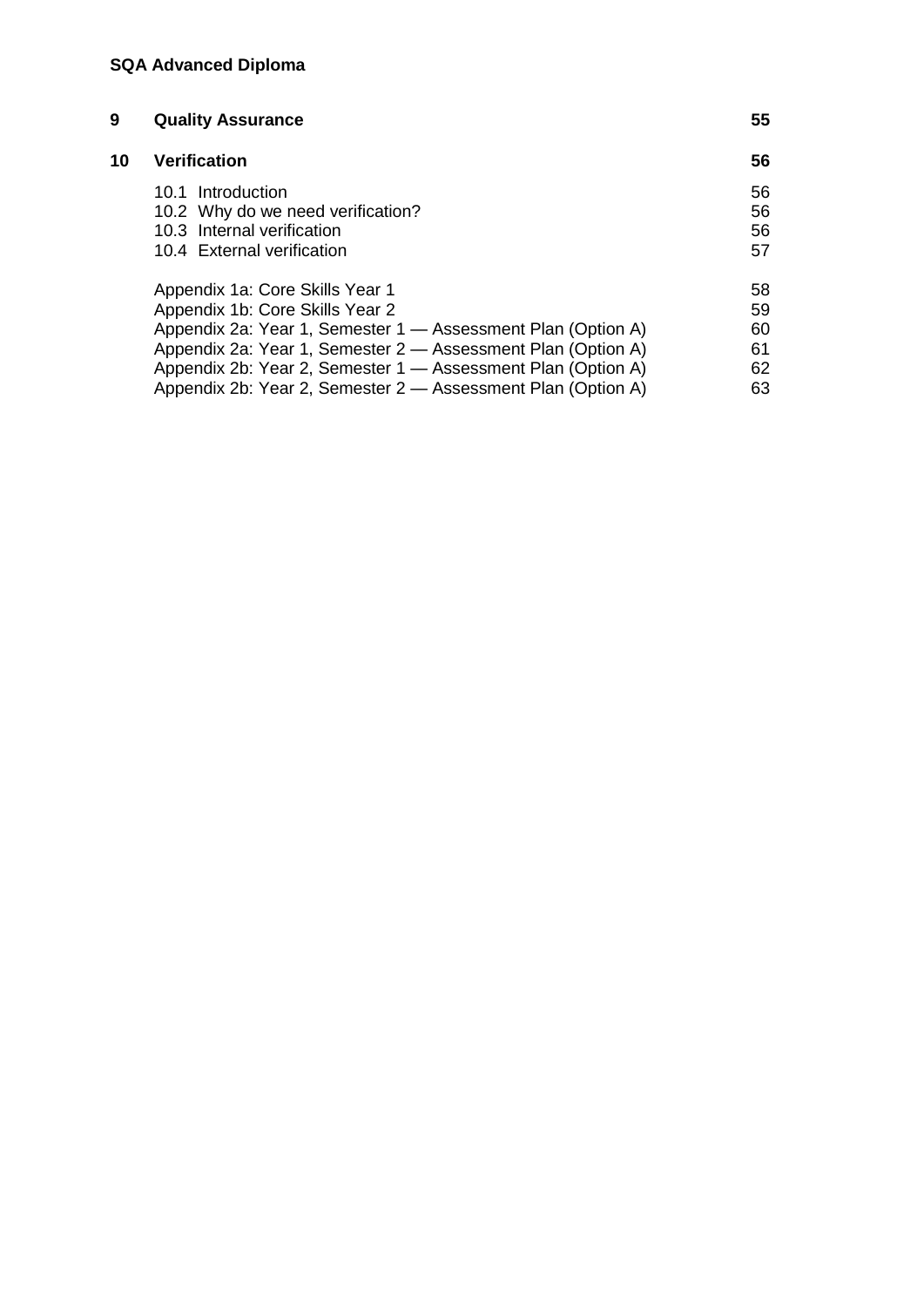| | | |
|---|---|---|
| **9** | **Quality Assurance** | **55** |
| **10** | **Verification** | **56** |
| | 10.1 Introduction | 56 |
| | 10.2 Why do we need verification? | 56 |
| | 10.3 Internal verification | 56 |
| | 10.4 External verification | 57 |
| | Appendix 1a: Core Skills Year 1 | 58 |
| | Appendix 1b: Core Skills Year 2 | 59 |
| | Appendix 2a: Year 1, Semester 1 — Assessment Plan (Option A) | 60 |
| | Appendix 2a: Year 1, Semester 2 — Assessment Plan (Option A) | 61 |
| | Appendix 2b: Year 2, Semester 1 — Assessment Plan (Option A) | 62 |
| | Appendix 2b: Year 2, Semester 2 — Assessment Plan (Option A) | 63 |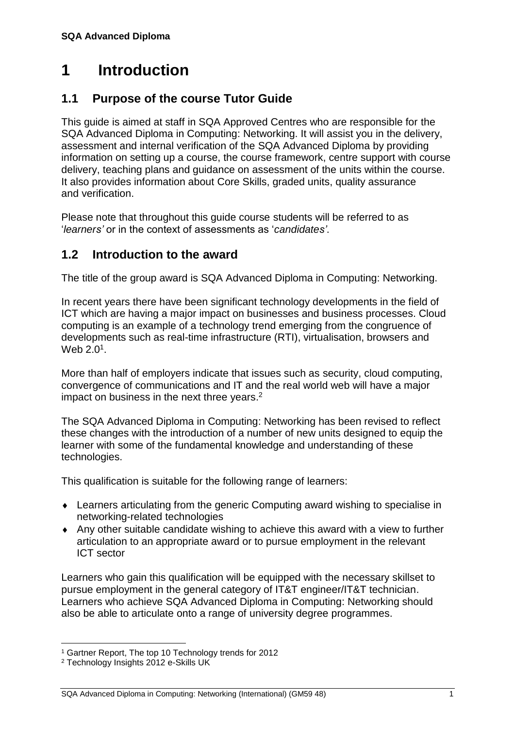# 1 Introduction

## 1.1 Purpose of the course Tutor Guide

This guide is aimed at staff in SQA Approved Centres who are responsible for the SQA Advanced Diploma in Computing: Networking. It will assist you in the delivery, assessment and internal verification of the SQA Advanced Diploma by providing information on setting up a course, the course framework, centre support with course delivery, teaching plans and guidance on assessment of the units within the course. It also provides information about Core Skills, graded units, quality assurance and verification.

Please note that throughout this guide course students will be referred to as '*learners'* or in the context of assessments as '*candidates'*.

## 1.2 Introduction to the award

The title of the group award is SQA Advanced Diploma in Computing: Networking.

In recent years there have been significant technology developments in the field of ICT which are having a major impact on businesses and business processes. Cloud computing is an example of a technology trend emerging from the congruence of developments such as real-time infrastructure (RTI), virtualisation, browsers and Web 2.0[1].

More than half of employers indicate that issues such as security, cloud computing, convergence of communications and IT and the real world web will have a major impact on business in the next three years.[2]

The SQA Advanced Diploma in Computing: Networking has been revised to reflect these changes with the introduction of a number of new units designed to equip the learner with some of the fundamental knowledge and understanding of these technologies.

This qualification is suitable for the following range of learners:

- Learners articulating from the generic Computing award wishing to specialise in networking-related technologies
- Any other suitable candidate wishing to achieve this award with a view to further articulation to an appropriate award or to pursue employment in the relevant ICT sector

Learners who gain this qualification will be equipped with the necessary skillset to pursue employment in the general category of IT&T engineer/IT&T technician. Learners who achieve SQA Advanced Diploma in Computing: Networking should also be able to articulate onto a range of university degree programmes.

---

[1] Gartner Report, The top 10 Technology trends for 2012

[2] Technology Insights 2012 e-Skills UK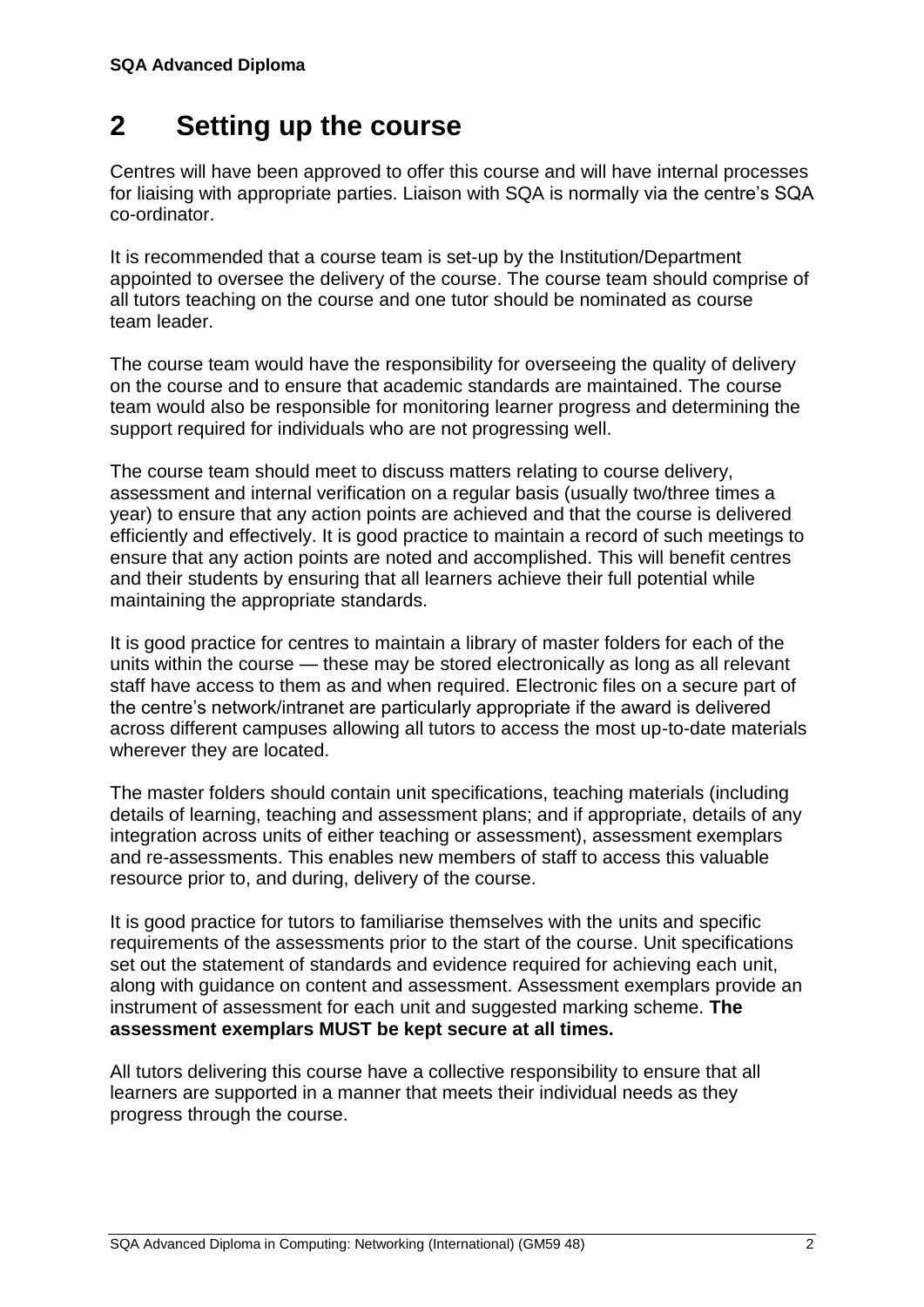## 2 Setting up the course

Centres will have been approved to offer this course and will have internal processes for liaising with appropriate parties. Liaison with SQA is normally via the centre's SQA co-ordinator.

It is recommended that a course team is set-up by the Institution/Department appointed to oversee the delivery of the course. The course team should comprise of all tutors teaching on the course and one tutor should be nominated as course team leader.

The course team would have the responsibility for overseeing the quality of delivery on the course and to ensure that academic standards are maintained. The course team would also be responsible for monitoring learner progress and determining the support required for individuals who are not progressing well.

The course team should meet to discuss matters relating to course delivery, assessment and internal verification on a regular basis (usually two/three times a year) to ensure that any action points are achieved and that the course is delivered efficiently and effectively. It is good practice to maintain a record of such meetings to ensure that any action points are noted and accomplished. This will benefit centres and their students by ensuring that all learners achieve their full potential while maintaining the appropriate standards.

It is good practice for centres to maintain a library of master folders for each of the units within the course — these may be stored electronically as long as all relevant staff have access to them as and when required. Electronic files on a secure part of the centre's network/intranet are particularly appropriate if the award is delivered across different campuses allowing all tutors to access the most up-to-date materials wherever they are located.

The master folders should contain unit specifications, teaching materials (including details of learning, teaching and assessment plans; and if appropriate, details of any integration across units of either teaching or assessment), assessment exemplars and re-assessments. This enables new members of staff to access this valuable resource prior to, and during, delivery of the course.

It is good practice for tutors to familiarise themselves with the units and specific requirements of the assessments prior to the start of the course. Unit specifications set out the statement of standards and evidence required for achieving each unit, along with guidance on content and assessment. Assessment exemplars provide an instrument of assessment for each unit and suggested marking scheme. **The assessment exemplars MUST be kept secure at all times.**

All tutors delivering this course have a collective responsibility to ensure that all learners are supported in a manner that meets their individual needs as they progress through the course.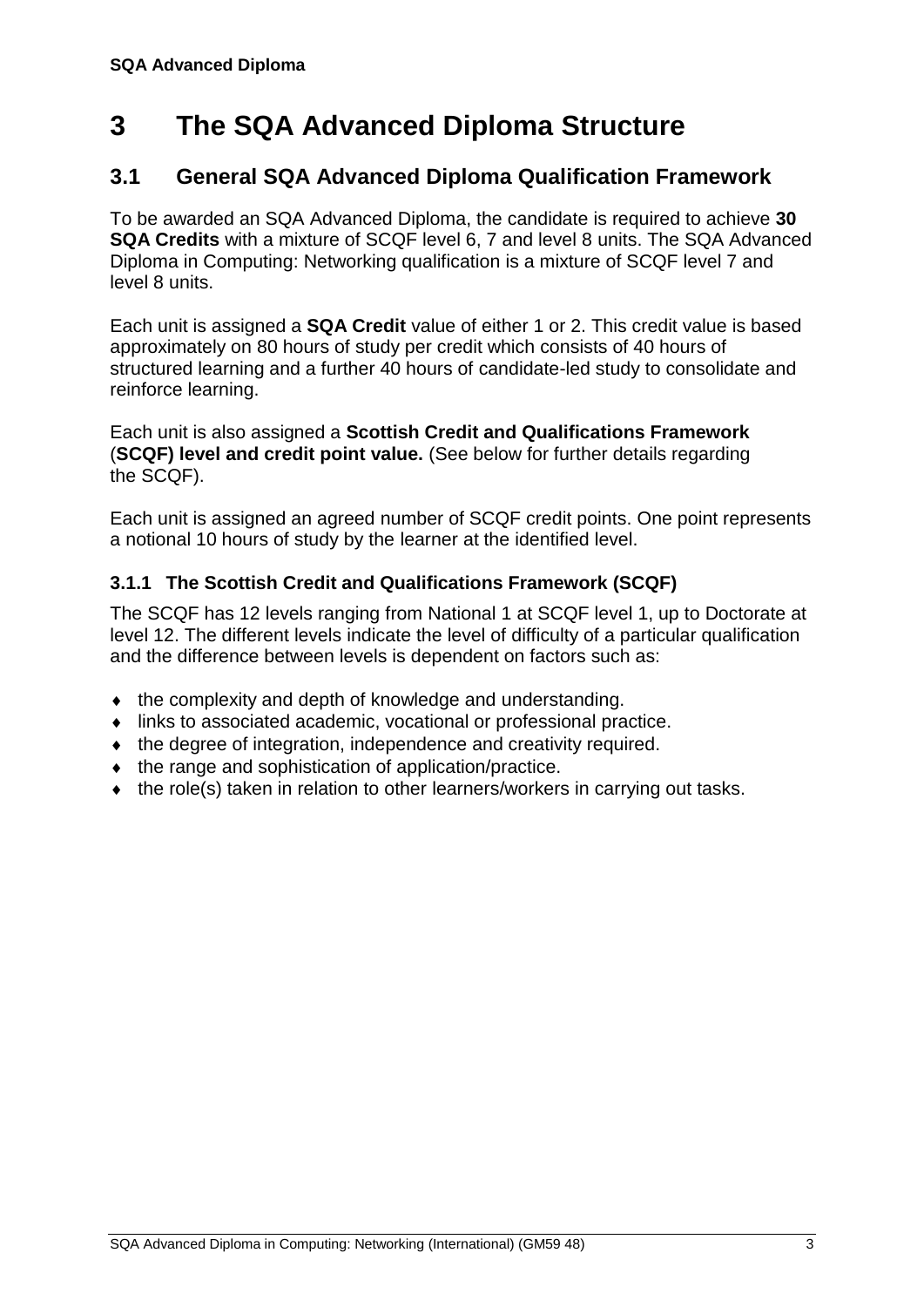# 3 The SQA Advanced Diploma Structure

## 3.1 General SQA Advanced Diploma Qualification Framework

To be awarded an SQA Advanced Diploma, the candidate is required to achieve **30 SQA Credits** with a mixture of SCQF level 6, 7 and level 8 units. The SQA Advanced Diploma in Computing: Networking qualification is a mixture of SCQF level 7 and level 8 units.

Each unit is assigned a **SQA Credit** value of either 1 or 2. This credit value is based approximately on 80 hours of study per credit which consists of 40 hours of structured learning and a further 40 hours of candidate-led study to consolidate and reinforce learning.

Each unit is also assigned a **Scottish Credit and Qualifications Framework** (**SCQF) level and credit point value.** (See below for further details regarding the SCQF).

Each unit is assigned an agreed number of SCQF credit points. One point represents a notional 10 hours of study by the learner at the identified level.

### 3.1.1 The Scottish Credit and Qualifications Framework (SCQF)

The SCQF has 12 levels ranging from National 1 at SCQF level 1, up to Doctorate at level 12. The different levels indicate the level of difficulty of a particular qualification and the difference between levels is dependent on factors such as:

- the complexity and depth of knowledge and understanding.
- links to associated academic, vocational or professional practice.
- the degree of integration, independence and creativity required.
- the range and sophistication of application/practice.
- the role(s) taken in relation to other learners/workers in carrying out tasks.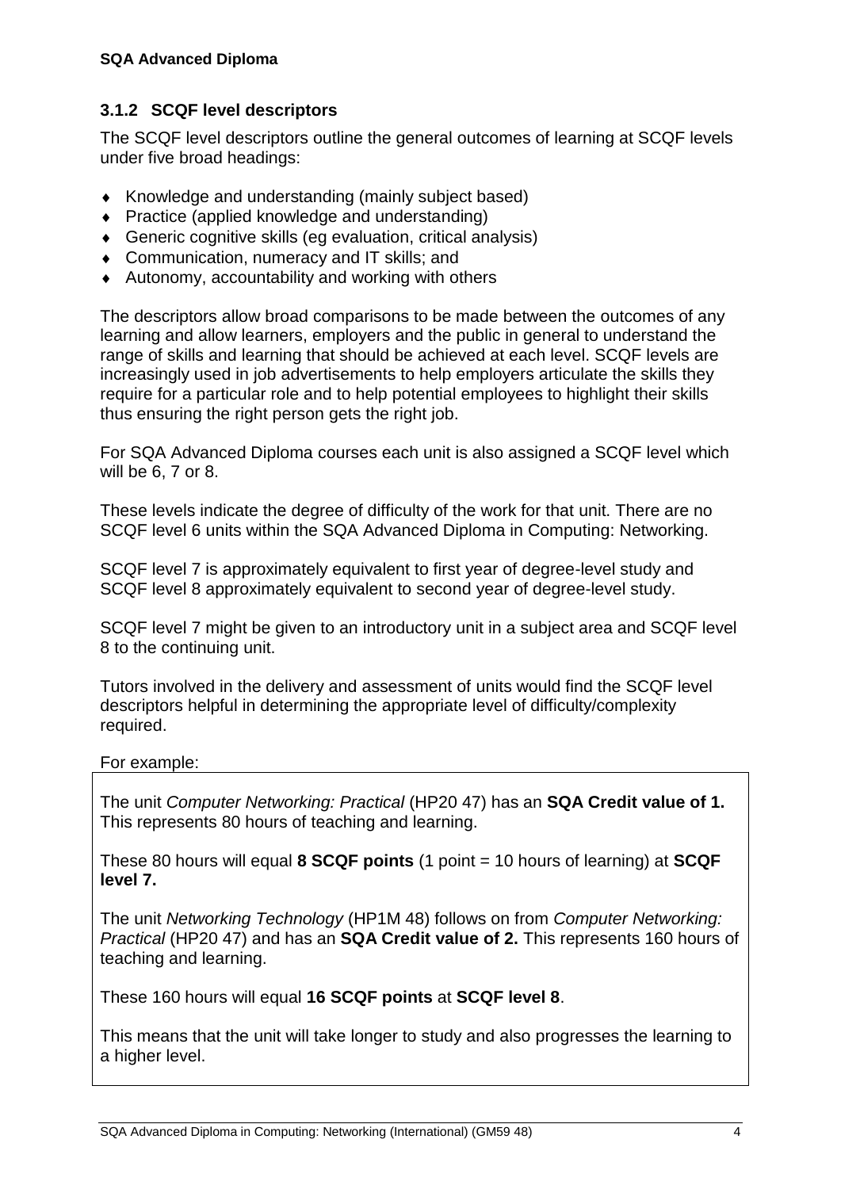### 3.1.2 SCQF level descriptors

The SCQF level descriptors outline the general outcomes of learning at SCQF levels under five broad headings:

- Knowledge and understanding (mainly subject based)
- Practice (applied knowledge and understanding)
- Generic cognitive skills (eg evaluation, critical analysis)
- Communication, numeracy and IT skills; and
- Autonomy, accountability and working with others

The descriptors allow broad comparisons to be made between the outcomes of any learning and allow learners, employers and the public in general to understand the range of skills and learning that should be achieved at each level. SCQF levels are increasingly used in job advertisements to help employers articulate the skills they require for a particular role and to help potential employees to highlight their skills thus ensuring the right person gets the right job.

For SQA Advanced Diploma courses each unit is also assigned a SCQF level which will be 6, 7 or 8.

These levels indicate the degree of difficulty of the work for that unit. There are no SCQF level 6 units within the SQA Advanced Diploma in Computing: Networking.

SCQF level 7 is approximately equivalent to first year of degree-level study and SCQF level 8 approximately equivalent to second year of degree-level study.

SCQF level 7 might be given to an introductory unit in a subject area and SCQF level 8 to the continuing unit.

Tutors involved in the delivery and assessment of units would find the SCQF level descriptors helpful in determining the appropriate level of difficulty/complexity required.

For example:

The unit *Computer Networking: Practical* (HP20 47) has an **SQA Credit value of 1.** This represents 80 hours of teaching and learning.

These 80 hours will equal **8 SCQF points** (1 point = 10 hours of learning) at **SCQF level 7.**

The unit *Networking Technology* (HP1M 48) follows on from *Computer Networking: Practical* (HP20 47) and has an **SQA Credit value of 2.** This represents 160 hours of teaching and learning.

These 160 hours will equal **16 SCQF points** at **SCQF level 8**.

This means that the unit will take longer to study and also progresses the learning to a higher level.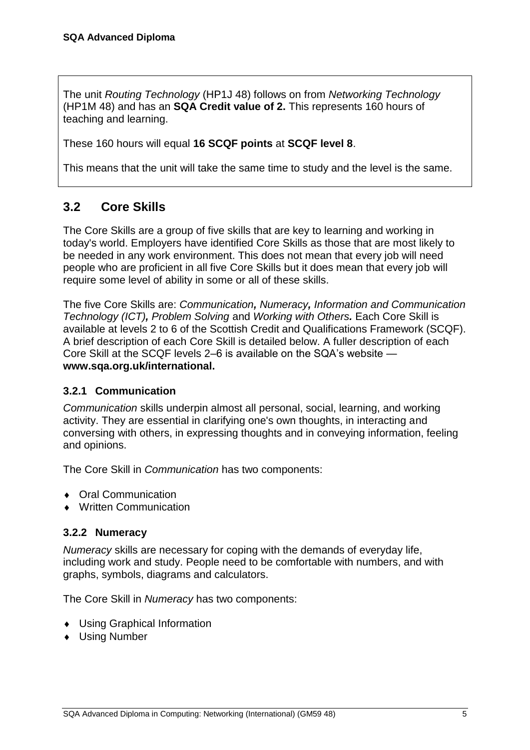The unit *Routing Technology* (HP1J 48) follows on from *Networking Technology* (HP1M 48) and has an **SQA Credit value of 2.** This represents 160 hours of teaching and learning.

These 160 hours will equal **16 SCQF points** at **SCQF level 8**.

This means that the unit will take the same time to study and the level is the same.

## 3.2 Core Skills

The Core Skills are a group of five skills that are key to learning and working in today's world. Employers have identified Core Skills as those that are most likely to be needed in any work environment. This does not mean that every job will need people who are proficient in all five Core Skills but it does mean that every job will require some level of ability in some or all of these skills.

The five Core Skills are: *Communication, Numeracy, Information and Communication Technology (ICT), Problem Solving* and *Working with Others.* Each Core Skill is available at levels 2 to 6 of the Scottish Credit and Qualifications Framework (SCQF). A brief description of each Core Skill is detailed below. A fuller description of each Core Skill at the SCQF levels 2–6 is available on the SQA's website — **www.sqa.org.uk/international.**

### 3.2.1 Communication

*Communication* skills underpin almost all personal, social, learning, and working activity. They are essential in clarifying one's own thoughts, in interacting and conversing with others, in expressing thoughts and in conveying information, feeling and opinions.

The Core Skill in *Communication* has two components:

- Oral Communication
- Written Communication

### 3.2.2 Numeracy

*Numeracy* skills are necessary for coping with the demands of everyday life, including work and study. People need to be comfortable with numbers, and with graphs, symbols, diagrams and calculators.

The Core Skill in *Numeracy* has two components:

- Using Graphical Information
- Using Number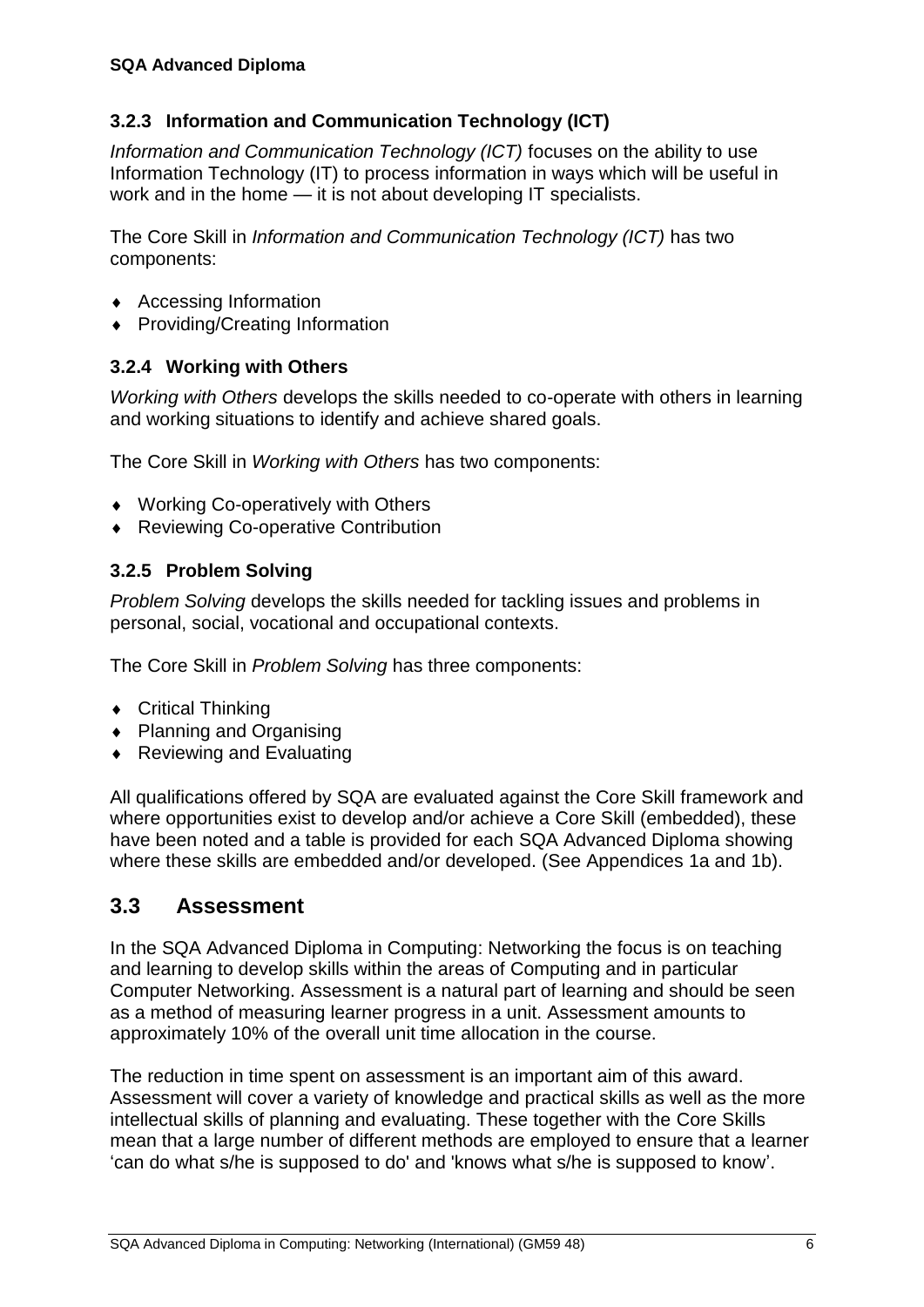### 3.2.3 Information and Communication Technology (ICT)

*Information and Communication Technology (ICT)* focuses on the ability to use Information Technology (IT) to process information in ways which will be useful in work and in the home — it is not about developing IT specialists.

The Core Skill in *Information and Communication Technology (ICT)* has two components:

- Accessing Information
- Providing/Creating Information

### 3.2.4 Working with Others

*Working with Others* develops the skills needed to co-operate with others in learning and working situations to identify and achieve shared goals.

The Core Skill in *Working with Others* has two components:

- Working Co-operatively with Others
- Reviewing Co-operative Contribution

### 3.2.5 Problem Solving

*Problem Solving* develops the skills needed for tackling issues and problems in personal, social, vocational and occupational contexts.

The Core Skill in *Problem Solving* has three components:

- Critical Thinking
- Planning and Organising
- Reviewing and Evaluating

All qualifications offered by SQA are evaluated against the Core Skill framework and where opportunities exist to develop and/or achieve a Core Skill (embedded), these have been noted and a table is provided for each SQA Advanced Diploma showing where these skills are embedded and/or developed. (See Appendices 1a and 1b).

## 3.3 Assessment

In the SQA Advanced Diploma in Computing: Networking the focus is on teaching and learning to develop skills within the areas of Computing and in particular Computer Networking. Assessment is a natural part of learning and should be seen as a method of measuring learner progress in a unit. Assessment amounts to approximately 10% of the overall unit time allocation in the course.

The reduction in time spent on assessment is an important aim of this award. Assessment will cover a variety of knowledge and practical skills as well as the more intellectual skills of planning and evaluating. These together with the Core Skills mean that a large number of different methods are employed to ensure that a learner 'can do what s/he is supposed to do' and 'knows what s/he is supposed to know'.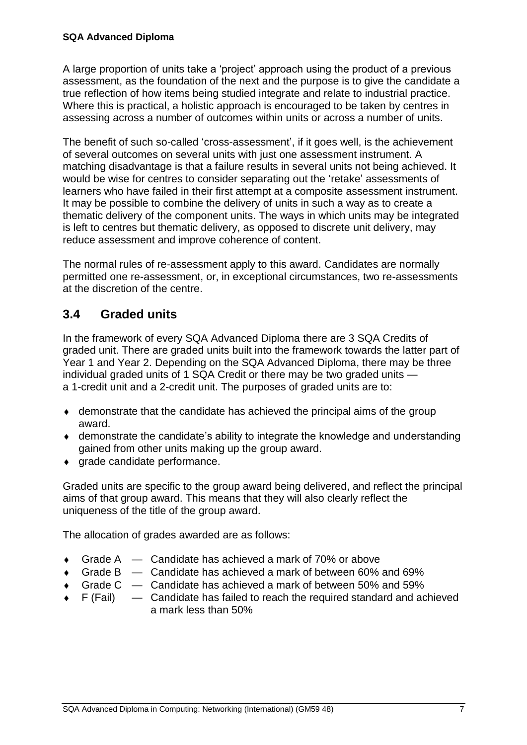A large proportion of units take a 'project' approach using the product of a previous assessment, as the foundation of the next and the purpose is to give the candidate a true reflection of how items being studied integrate and relate to industrial practice. Where this is practical, a holistic approach is encouraged to be taken by centres in assessing across a number of outcomes within units or across a number of units.

The benefit of such so-called 'cross-assessment', if it goes well, is the achievement of several outcomes on several units with just one assessment instrument. A matching disadvantage is that a failure results in several units not being achieved. It would be wise for centres to consider separating out the 'retake' assessments of learners who have failed in their first attempt at a composite assessment instrument. It may be possible to combine the delivery of units in such a way as to create a thematic delivery of the component units. The ways in which units may be integrated is left to centres but thematic delivery, as opposed to discrete unit delivery, may reduce assessment and improve coherence of content.

The normal rules of re-assessment apply to this award. Candidates are normally permitted one re-assessment, or, in exceptional circumstances, two re-assessments at the discretion of the centre.

## 3.4 Graded units

In the framework of every SQA Advanced Diploma there are 3 SQA Credits of graded unit. There are graded units built into the framework towards the latter part of Year 1 and Year 2. Depending on the SQA Advanced Diploma, there may be three individual graded units of 1 SQA Credit or there may be two graded units — a 1-credit unit and a 2-credit unit. The purposes of graded units are to:

- demonstrate that the candidate has achieved the principal aims of the group award.
- demonstrate the candidate's ability to integrate the knowledge and understanding gained from other units making up the group award.
- grade candidate performance.

Graded units are specific to the group award being delivered, and reflect the principal aims of that group award. This means that they will also clearly reflect the uniqueness of the title of the group award.

The allocation of grades awarded are as follows:

- Grade A — Candidate has achieved a mark of 70% or above
- Grade B — Candidate has achieved a mark of between 60% and 69%
- Grade C — Candidate has achieved a mark of between 50% and 59%
- F (Fail) — Candidate has failed to reach the required standard and achieved a mark less than 50%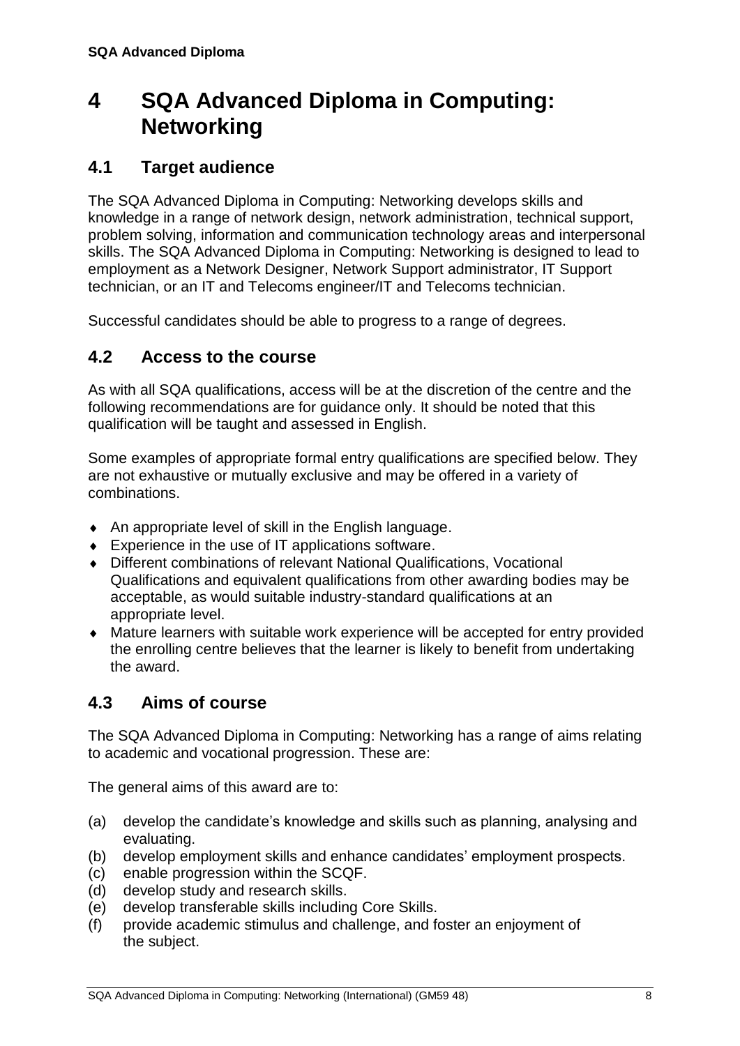# 4 SQA Advanced Diploma in Computing: Networking

## 4.1 Target audience

The SQA Advanced Diploma in Computing: Networking develops skills and knowledge in a range of network design, network administration, technical support, problem solving, information and communication technology areas and interpersonal skills. The SQA Advanced Diploma in Computing: Networking is designed to lead to employment as a Network Designer, Network Support administrator, IT Support technician, or an IT and Telecoms engineer/IT and Telecoms technician.

Successful candidates should be able to progress to a range of degrees.

## 4.2 Access to the course

As with all SQA qualifications, access will be at the discretion of the centre and the following recommendations are for guidance only. It should be noted that this qualification will be taught and assessed in English.

Some examples of appropriate formal entry qualifications are specified below. They are not exhaustive or mutually exclusive and may be offered in a variety of combinations.

- An appropriate level of skill in the English language.
- Experience in the use of IT applications software.
- Different combinations of relevant National Qualifications, Vocational Qualifications and equivalent qualifications from other awarding bodies may be acceptable, as would suitable industry-standard qualifications at an appropriate level.
- Mature learners with suitable work experience will be accepted for entry provided the enrolling centre believes that the learner is likely to benefit from undertaking the award.

## 4.3 Aims of course

The SQA Advanced Diploma in Computing: Networking has a range of aims relating to academic and vocational progression. These are:

The general aims of this award are to:

(a) develop the candidate's knowledge and skills such as planning, analysing and evaluating.
(b) develop employment skills and enhance candidates' employment prospects.
(c) enable progression within the SCQF.
(d) develop study and research skills.
(e) develop transferable skills including Core Skills.
(f) provide academic stimulus and challenge, and foster an enjoyment of the subject.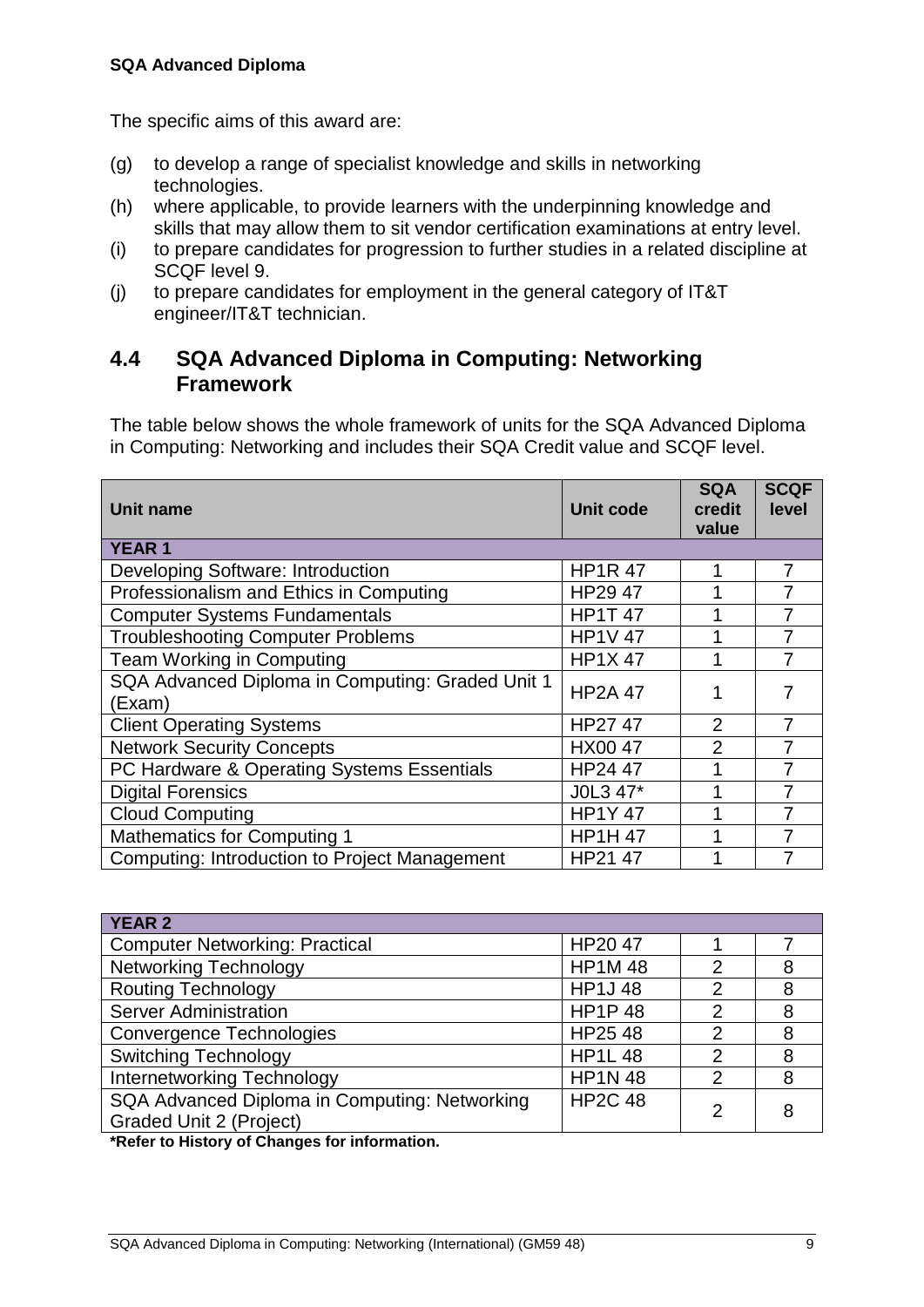**SQA Advanced Diploma**

The specific aims of this award are:

(g) to develop a range of specialist knowledge and skills in networking technologies.
(h) where applicable, to provide learners with the underpinning knowledge and skills that may allow them to sit vendor certification examinations at entry level.
(i) to prepare candidates for progression to further studies in a related discipline at SCQF level 9.
(j) to prepare candidates for employment in the general category of IT&T engineer/IT&T technician.

## 4.4 SQA Advanced Diploma in Computing: Networking Framework

The table below shows the whole framework of units for the SQA Advanced Diploma in Computing: Networking and includes their SQA Credit value and SCQF level.

| Unit name | Unit code | SQA credit value | SCQF level |
|---|---|---|---|
| **YEAR 1** | | | |
| Developing Software: Introduction | HP1R 47 | 1 | 7 |
| Professionalism and Ethics in Computing | HP29 47 | 1 | 7 |
| Computer Systems Fundamentals | HP1T 47 | 1 | 7 |
| Troubleshooting Computer Problems | HP1V 47 | 1 | 7 |
| Team Working in Computing | HP1X 47 | 1 | 7 |
| SQA Advanced Diploma in Computing: Graded Unit 1 (Exam) | HP2A 47 | 1 | 7 |
| Client Operating Systems | HP27 47 | 2 | 7 |
| Network Security Concepts | HX00 47 | 2 | 7 |
| PC Hardware & Operating Systems Essentials | HP24 47 | 1 | 7 |
| Digital Forensics | J0L3 47* | 1 | 7 |
| Cloud Computing | HP1Y 47 | 1 | 7 |
| Mathematics for Computing 1 | HP1H 47 | 1 | 7 |
| Computing: Introduction to Project Management | HP21 47 | 1 | 7 |
| **YEAR 2** | | | |
| Computer Networking: Practical | HP20 47 | 1 | 7 |
| Networking Technology | HP1M 48 | 2 | 8 |
| Routing Technology | HP1J 48 | 2 | 8 |
| Server Administration | HP1P 48 | 2 | 8 |
| Convergence Technologies | HP25 48 | 2 | 8 |
| Switching Technology | HP1L 48 | 2 | 8 |
| Internetworking Technology | HP1N 48 | 2 | 8 |
| SQA Advanced Diploma in Computing: Networking Graded Unit 2 (Project) | HP2C 48 | 2 | 8 |

**\*Refer to History of Changes for information.**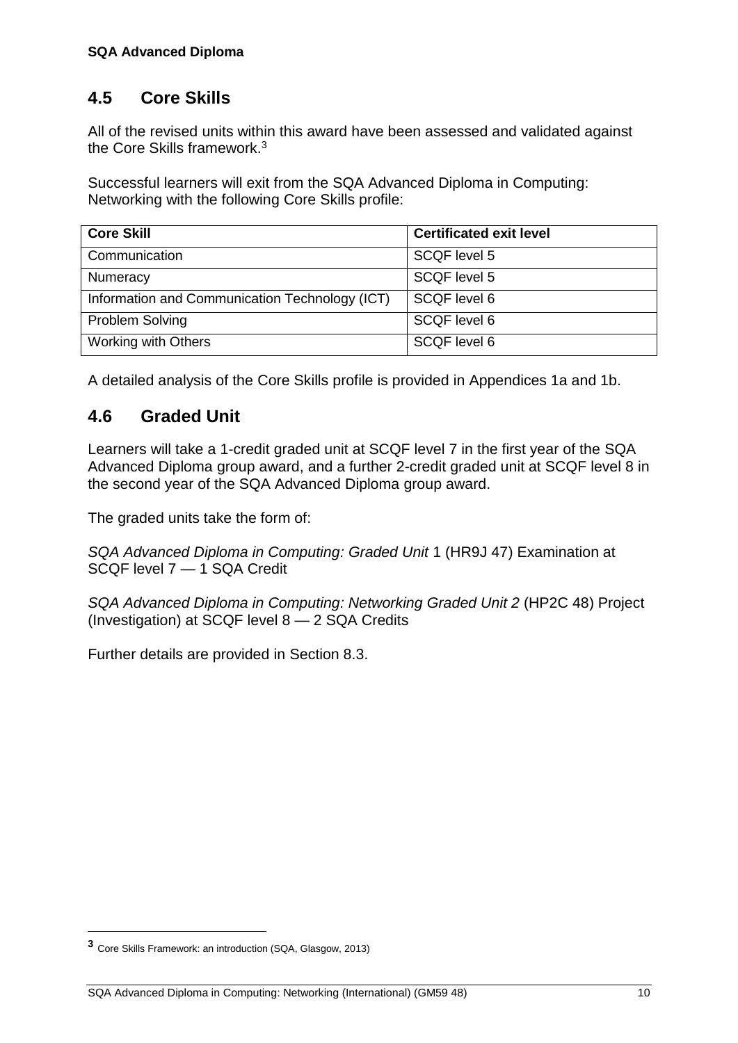## 4.5 Core Skills

All of the revised units within this award have been assessed and validated against the Core Skills framework.[3]

Successful learners will exit from the SQA Advanced Diploma in Computing: Networking with the following Core Skills profile:

| Core Skill | Certificated exit level |
|---|---|
| Communication | SCQF level 5 |
| Numeracy | SCQF level 5 |
| Information and Communication Technology (ICT) | SCQF level 6 |
| Problem Solving | SCQF level 6 |
| Working with Others | SCQF level 6 |

A detailed analysis of the Core Skills profile is provided in Appendices 1a and 1b.

## 4.6 Graded Unit

Learners will take a 1-credit graded unit at SCQF level 7 in the first year of the SQA Advanced Diploma group award, and a further 2-credit graded unit at SCQF level 8 in the second year of the SQA Advanced Diploma group award.

The graded units take the form of:

*SQA Advanced Diploma in Computing: Graded Unit* 1 (HR9J 47) Examination at SCQF level 7 — 1 SQA Credit

*SQA Advanced Diploma in Computing: Networking Graded Unit 2* (HP2C 48) Project (Investigation) at SCQF level 8 — 2 SQA Credits

Further details are provided in Section 8.3.

[3] Core Skills Framework: an introduction (SQA, Glasgow, 2013)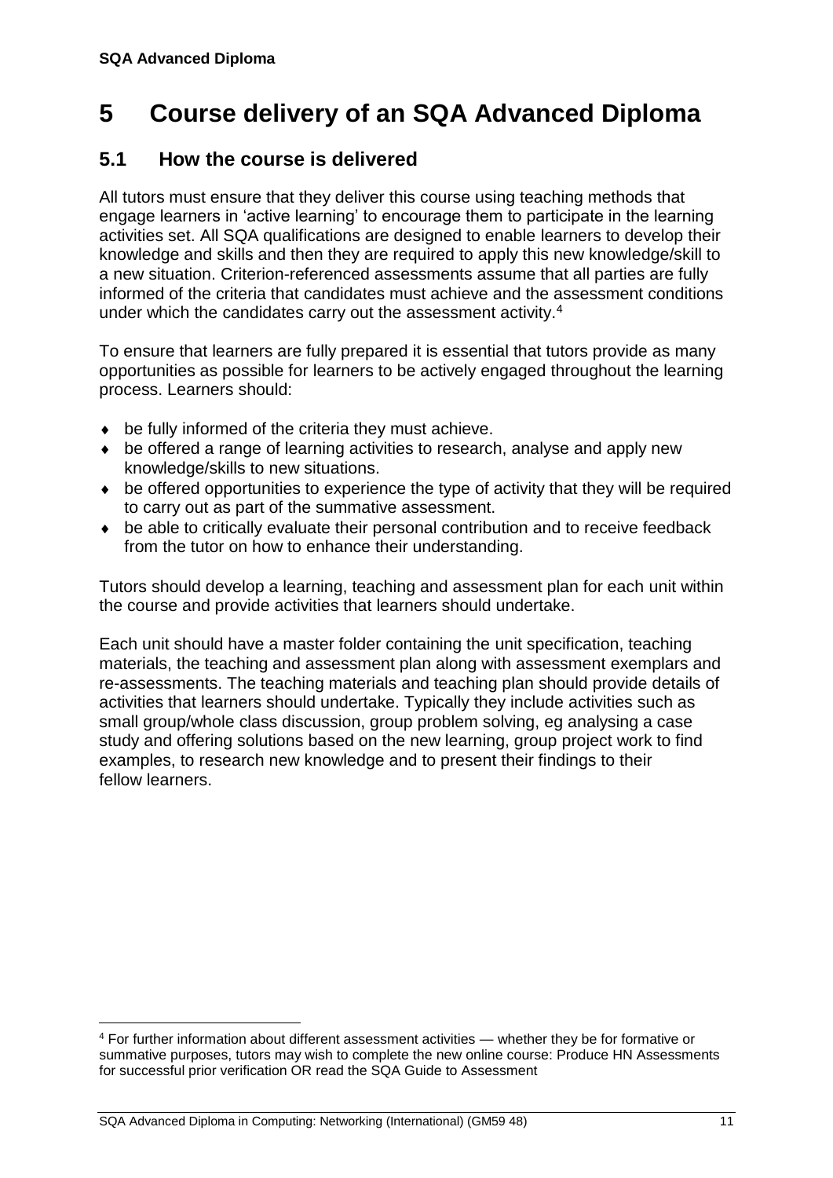# 5 Course delivery of an SQA Advanced Diploma

## 5.1 How the course is delivered

All tutors must ensure that they deliver this course using teaching methods that engage learners in 'active learning' to encourage them to participate in the learning activities set. All SQA qualifications are designed to enable learners to develop their knowledge and skills and then they are required to apply this new knowledge/skill to a new situation. Criterion-referenced assessments assume that all parties are fully informed of the criteria that candidates must achieve and the assessment conditions under which the candidates carry out the assessment activity.[4]

To ensure that learners are fully prepared it is essential that tutors provide as many opportunities as possible for learners to be actively engaged throughout the learning process. Learners should:

- be fully informed of the criteria they must achieve.
- be offered a range of learning activities to research, analyse and apply new knowledge/skills to new situations.
- be offered opportunities to experience the type of activity that they will be required to carry out as part of the summative assessment.
- be able to critically evaluate their personal contribution and to receive feedback from the tutor on how to enhance their understanding.

Tutors should develop a learning, teaching and assessment plan for each unit within the course and provide activities that learners should undertake.

Each unit should have a master folder containing the unit specification, teaching materials, the teaching and assessment plan along with assessment exemplars and re-assessments. The teaching materials and teaching plan should provide details of activities that learners should undertake. Typically they include activities such as small group/whole class discussion, group problem solving, eg analysing a case study and offering solutions based on the new learning, group project work to find examples, to research new knowledge and to present their findings to their fellow learners.

---

[4] For further information about different assessment activities — whether they be for formative or summative purposes, tutors may wish to complete the new online course: Produce HN Assessments for successful prior verification OR read the SQA Guide to Assessment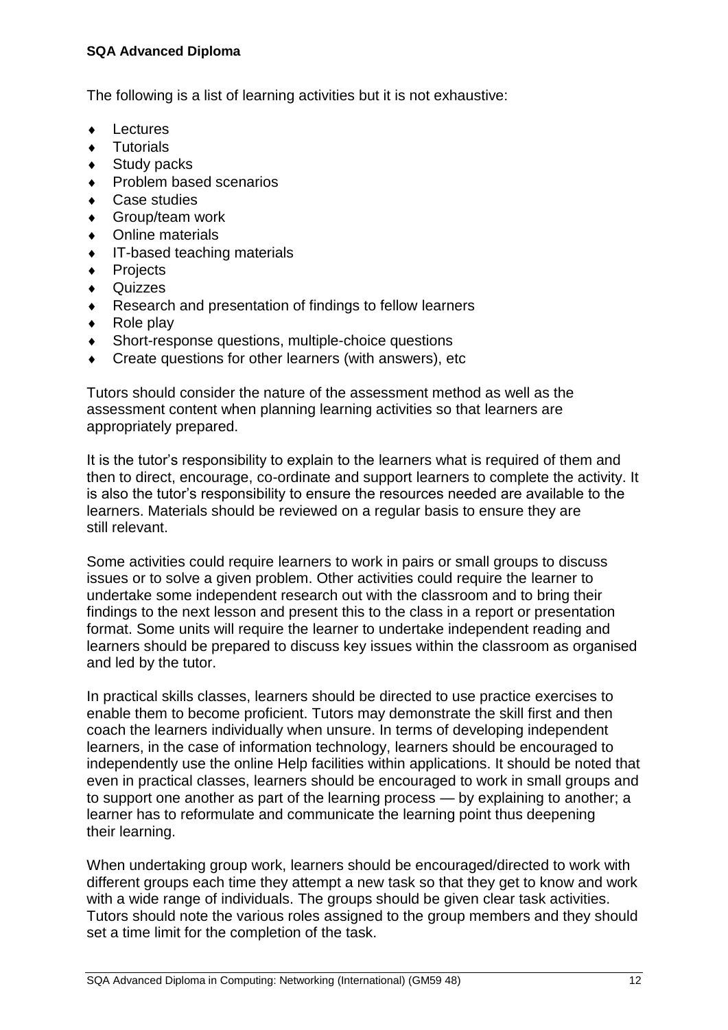The following is a list of learning activities but it is not exhaustive:

- Lectures
- Tutorials
- Study packs
- Problem based scenarios
- Case studies
- Group/team work
- Online materials
- IT-based teaching materials
- Projects
- Quizzes
- Research and presentation of findings to fellow learners
- Role play
- Short-response questions, multiple-choice questions
- Create questions for other learners (with answers), etc

Tutors should consider the nature of the assessment method as well as the assessment content when planning learning activities so that learners are appropriately prepared.

It is the tutor's responsibility to explain to the learners what is required of them and then to direct, encourage, co-ordinate and support learners to complete the activity. It is also the tutor's responsibility to ensure the resources needed are available to the learners. Materials should be reviewed on a regular basis to ensure they are still relevant.

Some activities could require learners to work in pairs or small groups to discuss issues or to solve a given problem. Other activities could require the learner to undertake some independent research out with the classroom and to bring their findings to the next lesson and present this to the class in a report or presentation format. Some units will require the learner to undertake independent reading and learners should be prepared to discuss key issues within the classroom as organised and led by the tutor.

In practical skills classes, learners should be directed to use practice exercises to enable them to become proficient. Tutors may demonstrate the skill first and then coach the learners individually when unsure. In terms of developing independent learners, in the case of information technology, learners should be encouraged to independently use the online Help facilities within applications. It should be noted that even in practical classes, learners should be encouraged to work in small groups and to support one another as part of the learning process — by explaining to another; a learner has to reformulate and communicate the learning point thus deepening their learning.

When undertaking group work, learners should be encouraged/directed to work with different groups each time they attempt a new task so that they get to know and work with a wide range of individuals. The groups should be given clear task activities. Tutors should note the various roles assigned to the group members and they should set a time limit for the completion of the task.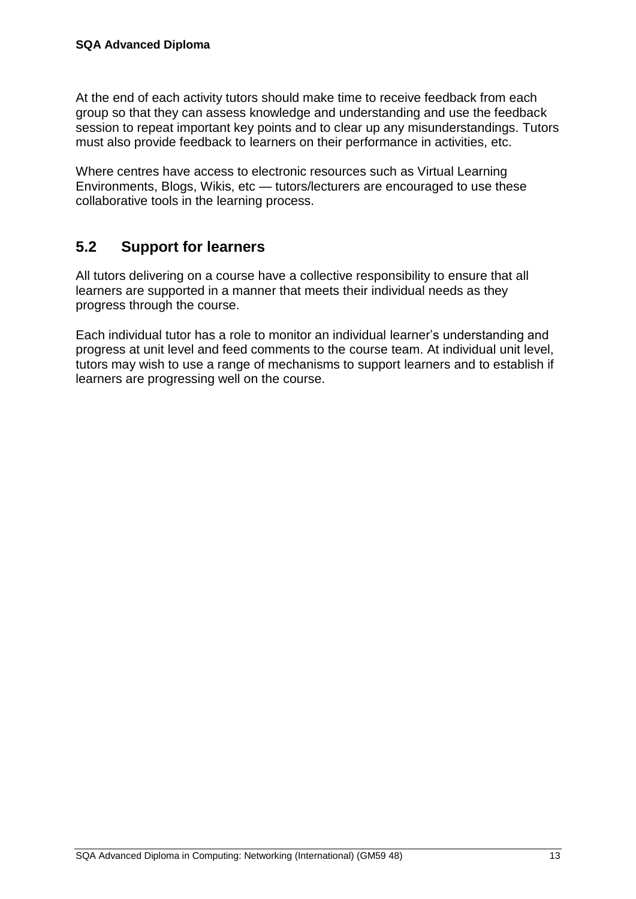At the end of each activity tutors should make time to receive feedback from each group so that they can assess knowledge and understanding and use the feedback session to repeat important key points and to clear up any misunderstandings. Tutors must also provide feedback to learners on their performance in activities, etc.

Where centres have access to electronic resources such as Virtual Learning Environments, Blogs, Wikis, etc — tutors/lecturers are encouraged to use these collaborative tools in the learning process.

## 5.2 Support for learners

All tutors delivering on a course have a collective responsibility to ensure that all learners are supported in a manner that meets their individual needs as they progress through the course.

Each individual tutor has a role to monitor an individual learner's understanding and progress at unit level and feed comments to the course team. At individual unit level, tutors may wish to use a range of mechanisms to support learners and to establish if learners are progressing well on the course.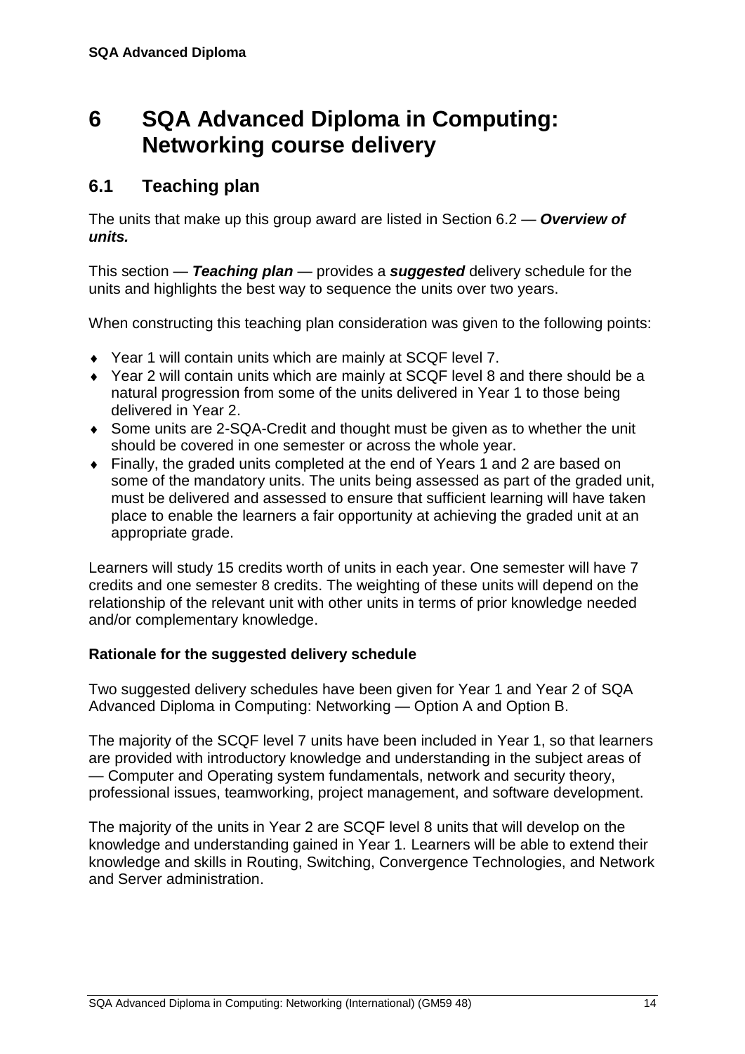# 6 SQA Advanced Diploma in Computing: Networking course delivery

## 6.1 Teaching plan

The units that make up this group award are listed in Section 6.2 — ***Overview of units.***

This section — ***Teaching plan*** — provides a ***suggested*** delivery schedule for the units and highlights the best way to sequence the units over two years.

When constructing this teaching plan consideration was given to the following points:

- Year 1 will contain units which are mainly at SCQF level 7.
- Year 2 will contain units which are mainly at SCQF level 8 and there should be a natural progression from some of the units delivered in Year 1 to those being delivered in Year 2.
- Some units are 2-SQA-Credit and thought must be given as to whether the unit should be covered in one semester or across the whole year.
- Finally, the graded units completed at the end of Years 1 and 2 are based on some of the mandatory units. The units being assessed as part of the graded unit, must be delivered and assessed to ensure that sufficient learning will have taken place to enable the learners a fair opportunity at achieving the graded unit at an appropriate grade.

Learners will study 15 credits worth of units in each year. One semester will have 7 credits and one semester 8 credits. The weighting of these units will depend on the relationship of the relevant unit with other units in terms of prior knowledge needed and/or complementary knowledge.

**Rationale for the suggested delivery schedule**

Two suggested delivery schedules have been given for Year 1 and Year 2 of SQA Advanced Diploma in Computing: Networking — Option A and Option B.

The majority of the SCQF level 7 units have been included in Year 1, so that learners are provided with introductory knowledge and understanding in the subject areas of — Computer and Operating system fundamentals, network and security theory, professional issues, teamworking, project management, and software development.

The majority of the units in Year 2 are SCQF level 8 units that will develop on the knowledge and understanding gained in Year 1. Learners will be able to extend their knowledge and skills in Routing, Switching, Convergence Technologies, and Network and Server administration.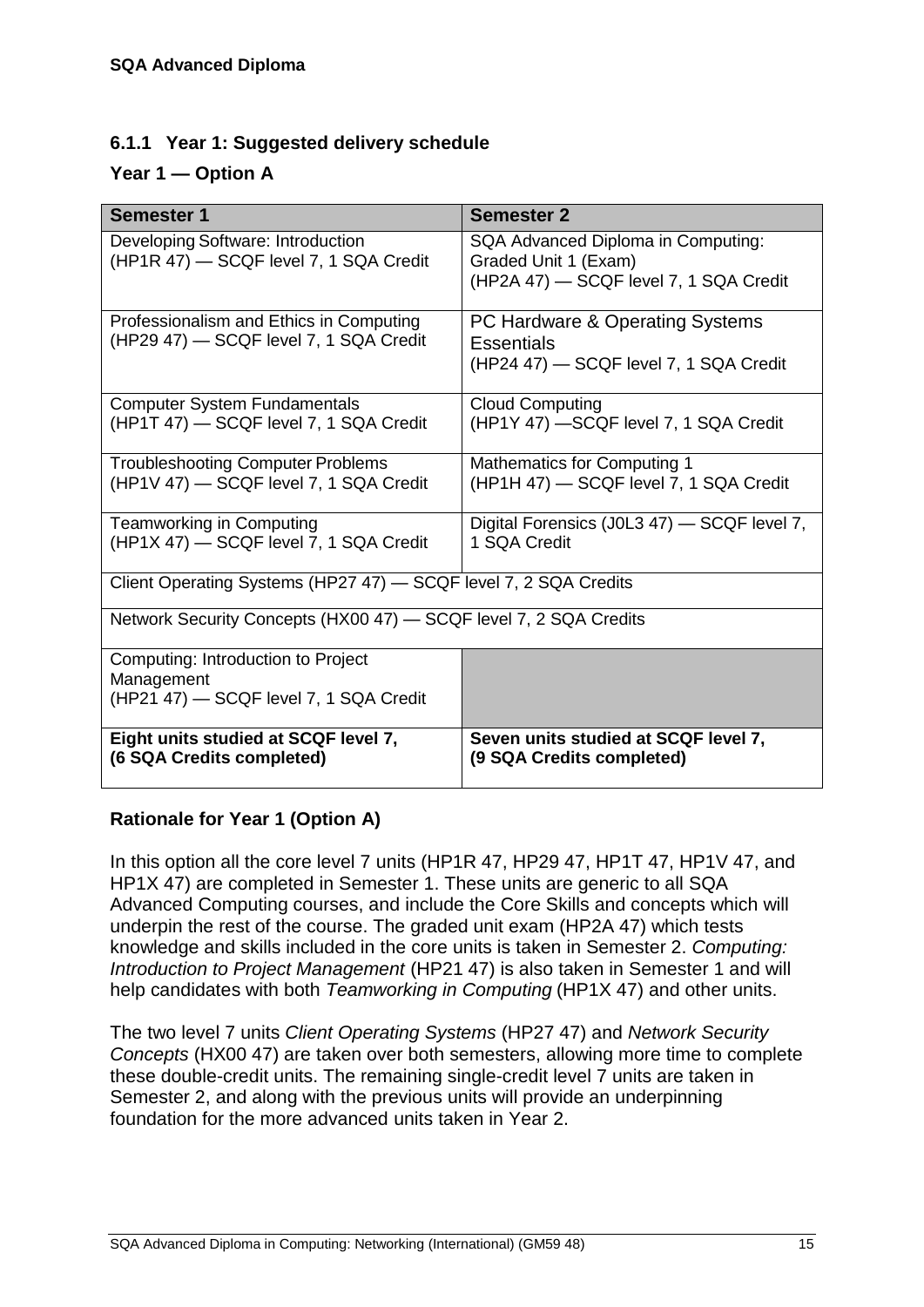### 6.1.1 Year 1: Suggested delivery schedule

**Year 1 — Option A**

| Semester 1 | Semester 2 |
|---|---|
| Developing Software: Introduction (HP1R 47) — SCQF level 7, 1 SQA Credit | SQA Advanced Diploma in Computing: Graded Unit 1 (Exam) (HP2A 47) — SCQF level 7, 1 SQA Credit |
| Professionalism and Ethics in Computing (HP29 47) — SCQF level 7, 1 SQA Credit | PC Hardware & Operating Systems Essentials (HP24 47) — SCQF level 7, 1 SQA Credit |
| Computer System Fundamentals (HP1T 47) — SCQF level 7, 1 SQA Credit | Cloud Computing (HP1Y 47) —SCQF level 7, 1 SQA Credit |
| Troubleshooting Computer Problems (HP1V 47) — SCQF level 7, 1 SQA Credit | Mathematics for Computing 1 (HP1H 47) — SCQF level 7, 1 SQA Credit |
| Teamworking in Computing (HP1X 47) — SCQF level 7, 1 SQA Credit | Digital Forensics (J0L3 47) — SCQF level 7, 1 SQA Credit |
| Client Operating Systems (HP27 47) — SCQF level 7, 2 SQA Credits | |
| Network Security Concepts (HX00 47) — SCQF level 7, 2 SQA Credits | |
| Computing: Introduction to Project Management (HP21 47) — SCQF level 7, 1 SQA Credit | |
| **Eight units studied at SCQF level 7, (6 SQA Credits completed)** | **Seven units studied at SCQF level 7, (9 SQA Credits completed)** |

**Rationale for Year 1 (Option A)**

In this option all the core level 7 units (HP1R 47, HP29 47, HP1T 47, HP1V 47, and HP1X 47) are completed in Semester 1. These units are generic to all SQA Advanced Computing courses, and include the Core Skills and concepts which will underpin the rest of the course. The graded unit exam (HP2A 47) which tests knowledge and skills included in the core units is taken in Semester 2. *Computing: Introduction to Project Management* (HP21 47) is also taken in Semester 1 and will help candidates with both *Teamworking in Computing* (HP1X 47) and other units.

The two level 7 units *Client Operating Systems* (HP27 47) and *Network Security Concepts* (HX00 47) are taken over both semesters, allowing more time to complete these double-credit units. The remaining single-credit level 7 units are taken in Semester 2, and along with the previous units will provide an underpinning foundation for the more advanced units taken in Year 2.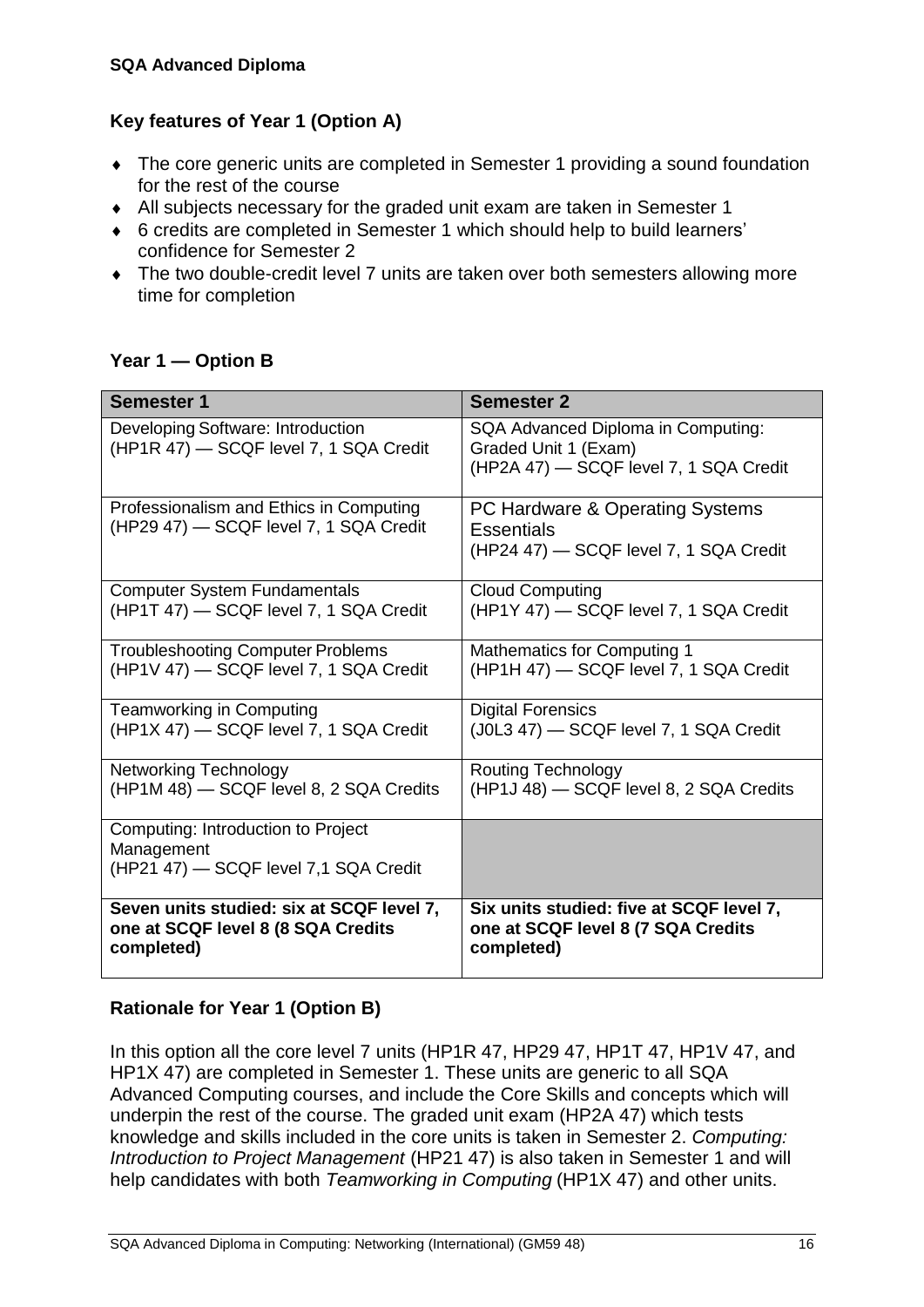**SQA Advanced Diploma**

### Key features of Year 1 (Option A)

- The core generic units are completed in Semester 1 providing a sound foundation for the rest of the course
- All subjects necessary for the graded unit exam are taken in Semester 1
- 6 credits are completed in Semester 1 which should help to build learners' confidence for Semester 2
- The two double-credit level 7 units are taken over both semesters allowing more time for completion

### Year 1 — Option B

| Semester 1 | Semester 2 |
|---|---|
| Developing Software: Introduction (HP1R 47) — SCQF level 7, 1 SQA Credit | SQA Advanced Diploma in Computing: Graded Unit 1 (Exam) (HP2A 47) — SCQF level 7, 1 SQA Credit |
| Professionalism and Ethics in Computing (HP29 47) — SCQF level 7, 1 SQA Credit | PC Hardware & Operating Systems Essentials (HP24 47) — SCQF level 7, 1 SQA Credit |
| Computer System Fundamentals (HP1T 47) — SCQF level 7, 1 SQA Credit | Cloud Computing (HP1Y 47) — SCQF level 7, 1 SQA Credit |
| Troubleshooting Computer Problems (HP1V 47) — SCQF level 7, 1 SQA Credit | Mathematics for Computing 1 (HP1H 47) — SCQF level 7, 1 SQA Credit |
| Teamworking in Computing (HP1X 47) — SCQF level 7, 1 SQA Credit | Digital Forensics (J0L3 47) — SCQF level 7, 1 SQA Credit |
| Networking Technology (HP1M 48) — SCQF level 8, 2 SQA Credits | Routing Technology (HP1J 48) — SCQF level 8, 2 SQA Credits |
| Computing: Introduction to Project Management (HP21 47) — SCQF level 7,1 SQA Credit | |
| **Seven units studied: six at SCQF level 7, one at SCQF level 8 (8 SQA Credits completed)** | **Six units studied: five at SCQF level 7, one at SCQF level 8 (7 SQA Credits completed)** |

### Rationale for Year 1 (Option B)

In this option all the core level 7 units (HP1R 47, HP29 47, HP1T 47, HP1V 47, and HP1X 47) are completed in Semester 1. These units are generic to all SQA Advanced Computing courses, and include the Core Skills and concepts which will underpin the rest of the course. The graded unit exam (HP2A 47) which tests knowledge and skills included in the core units is taken in Semester 2. *Computing: Introduction to Project Management* (HP21 47) is also taken in Semester 1 and will help candidates with both *Teamworking in Computing* (HP1X 47) and other units.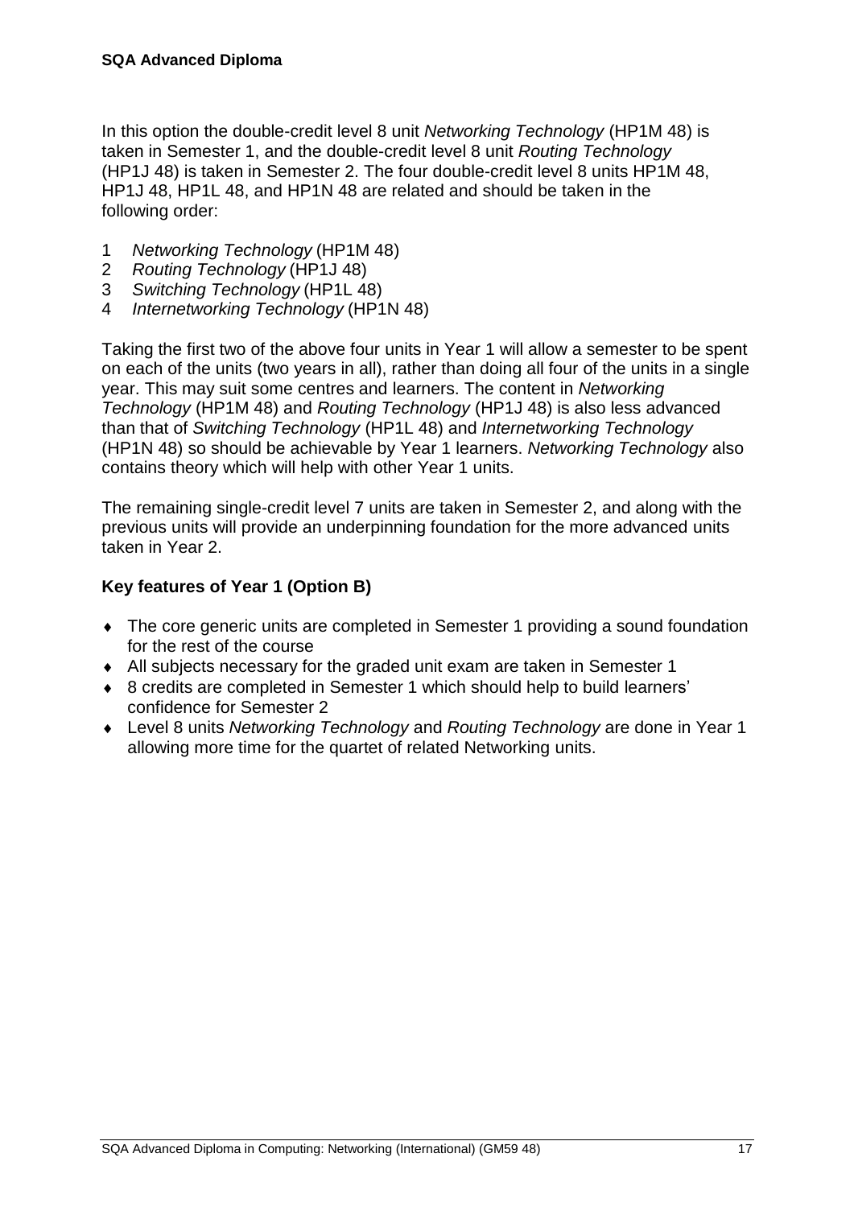In this option the double-credit level 8 unit *Networking Technology* (HP1M 48) is taken in Semester 1, and the double-credit level 8 unit *Routing Technology* (HP1J 48) is taken in Semester 2. The four double-credit level 8 units HP1M 48, HP1J 48, HP1L 48, and HP1N 48 are related and should be taken in the following order:

1 *Networking Technology* (HP1M 48)
2 *Routing Technology* (HP1J 48)
3 *Switching Technology* (HP1L 48)
4 *Internetworking Technology* (HP1N 48)

Taking the first two of the above four units in Year 1 will allow a semester to be spent on each of the units (two years in all), rather than doing all four of the units in a single year. This may suit some centres and learners. The content in *Networking Technology* (HP1M 48) and *Routing Technology* (HP1J 48) is also less advanced than that of *Switching Technology* (HP1L 48) and *Internetworking Technology* (HP1N 48) so should be achievable by Year 1 learners. *Networking Technology* also contains theory which will help with other Year 1 units.

The remaining single-credit level 7 units are taken in Semester 2, and along with the previous units will provide an underpinning foundation for the more advanced units taken in Year 2.

### Key features of Year 1 (Option B)

- The core generic units are completed in Semester 1 providing a sound foundation for the rest of the course
- All subjects necessary for the graded unit exam are taken in Semester 1
- 8 credits are completed in Semester 1 which should help to build learners' confidence for Semester 2
- Level 8 units *Networking Technology* and *Routing Technology* are done in Year 1 allowing more time for the quartet of related Networking units.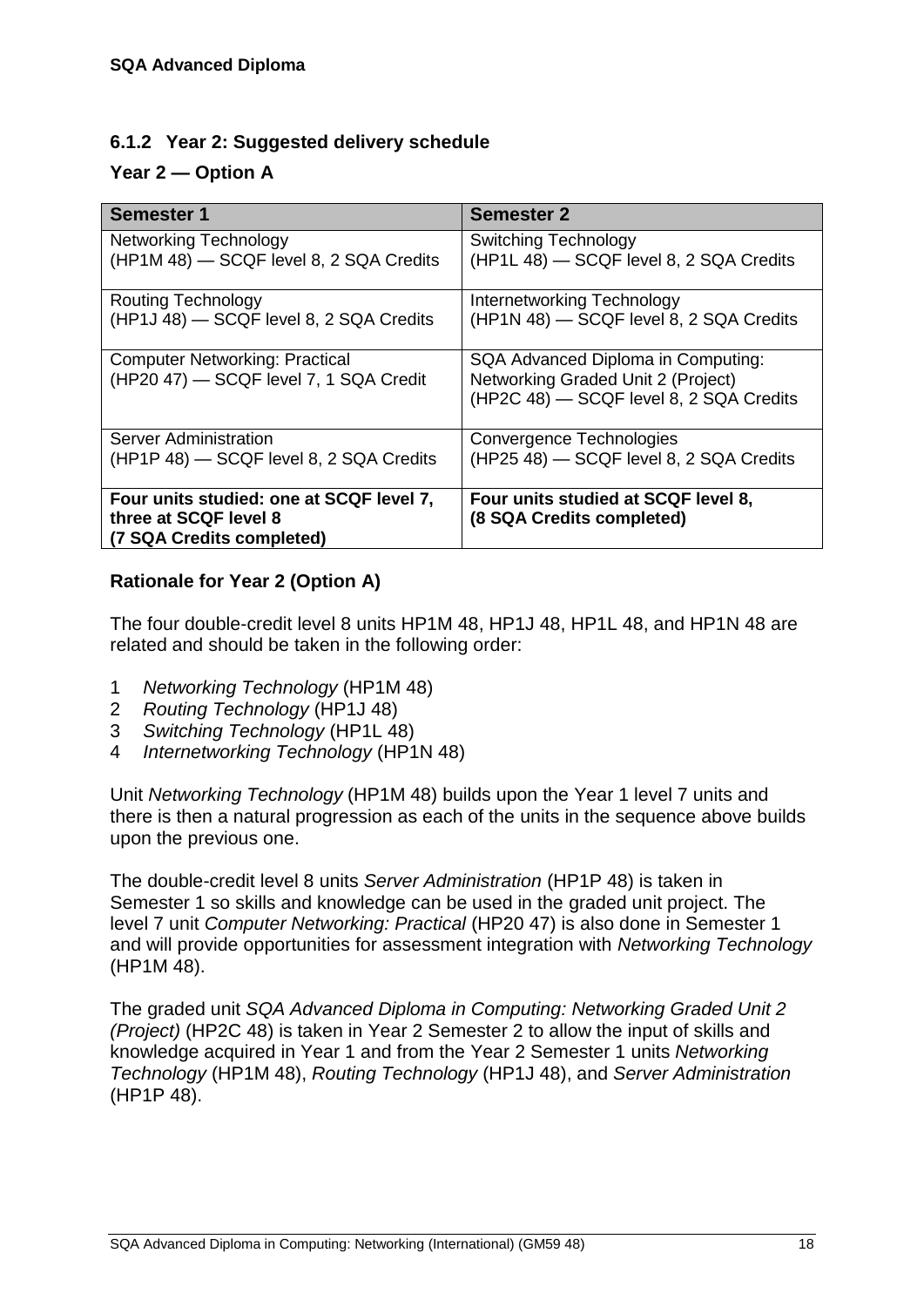### 6.1.2 Year 2: Suggested delivery schedule

### Year 2 — Option A

| Semester 1 | Semester 2 |
|---|---|
| Networking Technology<br>(HP1M 48) — SCQF level 8, 2 SQA Credits | Switching Technology<br>(HP1L 48) — SCQF level 8, 2 SQA Credits |
| Routing Technology<br>(HP1J 48) — SCQF level 8, 2 SQA Credits | Internetworking Technology<br>(HP1N 48) — SCQF level 8, 2 SQA Credits |
| Computer Networking: Practical<br>(HP20 47) — SCQF level 7, 1 SQA Credit | SQA Advanced Diploma in Computing: Networking Graded Unit 2 (Project)<br>(HP2C 48) — SCQF level 8, 2 SQA Credits |
| Server Administration<br>(HP1P 48) — SCQF level 8, 2 SQA Credits | Convergence Technologies<br>(HP25 48) — SCQF level 8, 2 SQA Credits |
| **Four units studied: one at SCQF level 7, three at SCQF level 8 (7 SQA Credits completed)** | **Four units studied at SCQF level 8, (8 SQA Credits completed)** |

### Rationale for Year 2 (Option A)

The four double-credit level 8 units HP1M 48, HP1J 48, HP1L 48, and HP1N 48 are related and should be taken in the following order:

1. *Networking Technology* (HP1M 48)
2. *Routing Technology* (HP1J 48)
3. *Switching Technology* (HP1L 48)
4. *Internetworking Technology* (HP1N 48)

Unit *Networking Technology* (HP1M 48) builds upon the Year 1 level 7 units and there is then a natural progression as each of the units in the sequence above builds upon the previous one.

The double-credit level 8 units *Server Administration* (HP1P 48) is taken in Semester 1 so skills and knowledge can be used in the graded unit project. The level 7 unit *Computer Networking: Practical* (HP20 47) is also done in Semester 1 and will provide opportunities for assessment integration with *Networking Technology* (HP1M 48).

The graded unit *SQA Advanced Diploma in Computing: Networking Graded Unit 2 (Project)* (HP2C 48) is taken in Year 2 Semester 2 to allow the input of skills and knowledge acquired in Year 1 and from the Year 2 Semester 1 units *Networking Technology* (HP1M 48), *Routing Technology* (HP1J 48), and *Server Administration* (HP1P 48).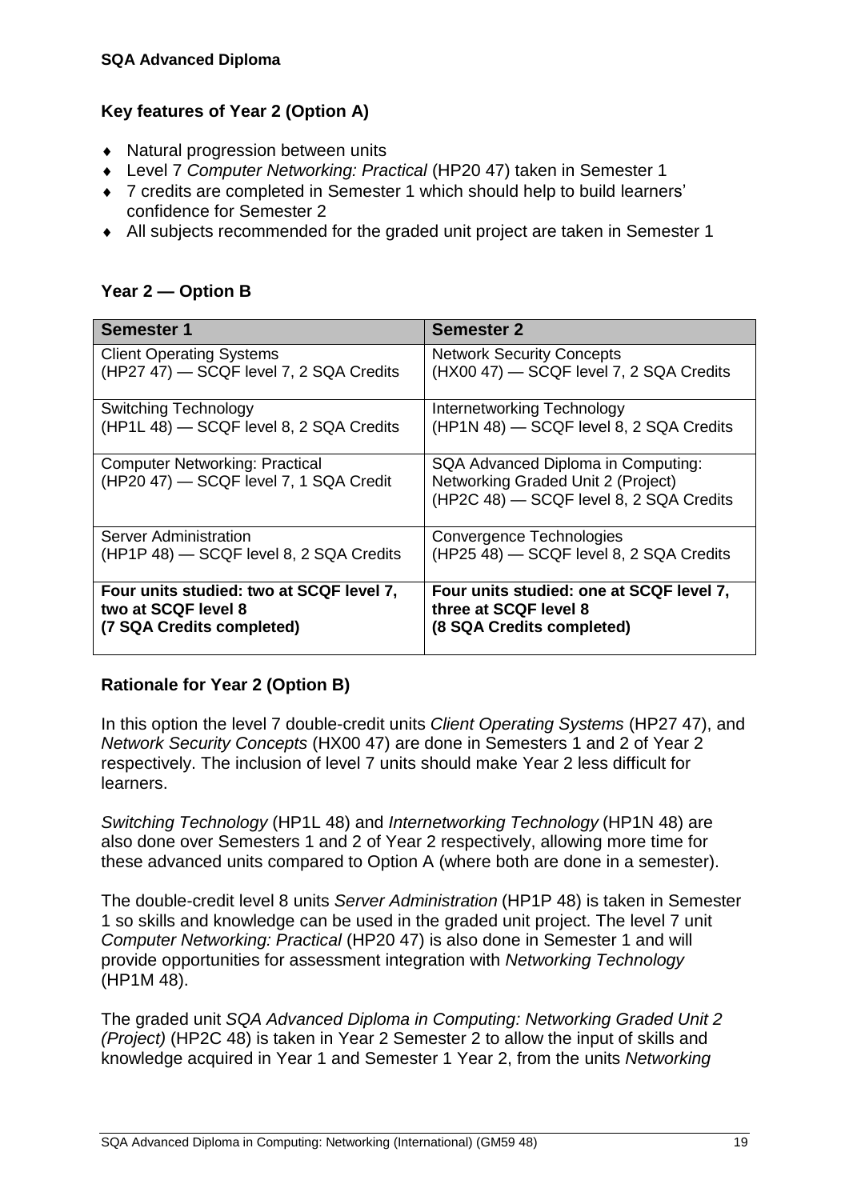**SQA Advanced Diploma**

### Key features of Year 2 (Option A)

- Natural progression between units
- Level 7 *Computer Networking: Practical* (HP20 47) taken in Semester 1
- 7 credits are completed in Semester 1 which should help to build learners' confidence for Semester 2
- All subjects recommended for the graded unit project are taken in Semester 1

### Year 2 — Option B

| Semester 1 | Semester 2 |
|---|---|
| Client Operating Systems<br>(HP27 47) — SCQF level 7, 2 SQA Credits | Network Security Concepts<br>(HX00 47) — SCQF level 7, 2 SQA Credits |
| Switching Technology<br>(HP1L 48) — SCQF level 8, 2 SQA Credits | Internetworking Technology<br>(HP1N 48) — SCQF level 8, 2 SQA Credits |
| Computer Networking: Practical<br>(HP20 47) — SCQF level 7, 1 SQA Credit | SQA Advanced Diploma in Computing: Networking Graded Unit 2 (Project)<br>(HP2C 48) — SCQF level 8, 2 SQA Credits |
| Server Administration<br>(HP1P 48) — SCQF level 8, 2 SQA Credits | Convergence Technologies<br>(HP25 48) — SCQF level 8, 2 SQA Credits |
| **Four units studied: two at SCQF level 7, two at SCQF level 8<br>(7 SQA Credits completed)** | **Four units studied: one at SCQF level 7, three at SCQF level 8<br>(8 SQA Credits completed)** |

### Rationale for Year 2 (Option B)

In this option the level 7 double-credit units *Client Operating Systems* (HP27 47), and *Network Security Concepts* (HX00 47) are done in Semesters 1 and 2 of Year 2 respectively. The inclusion of level 7 units should make Year 2 less difficult for learners.

*Switching Technology* (HP1L 48) and *Internetworking Technology* (HP1N 48) are also done over Semesters 1 and 2 of Year 2 respectively, allowing more time for these advanced units compared to Option A (where both are done in a semester).

The double-credit level 8 units *Server Administration* (HP1P 48) is taken in Semester 1 so skills and knowledge can be used in the graded unit project. The level 7 unit *Computer Networking: Practical* (HP20 47) is also done in Semester 1 and will provide opportunities for assessment integration with *Networking Technology* (HP1M 48).

The graded unit *SQA Advanced Diploma in Computing: Networking Graded Unit 2 (Project)* (HP2C 48) is taken in Year 2 Semester 2 to allow the input of skills and knowledge acquired in Year 1 and Semester 1 Year 2, from the units *Networking*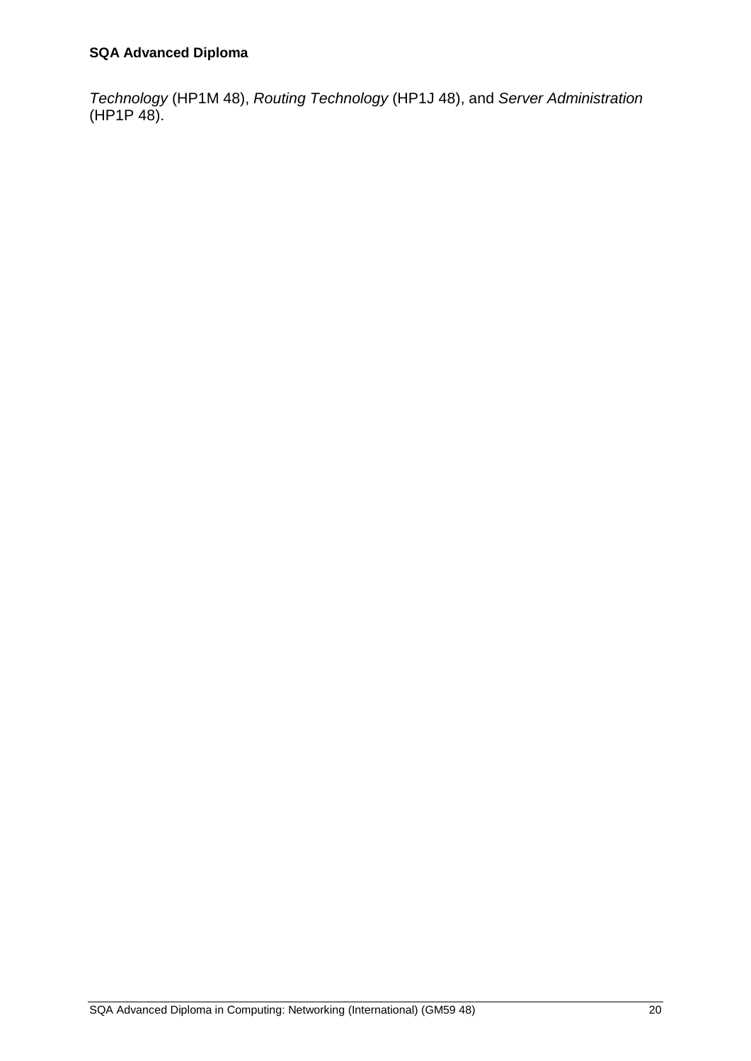*Technology* (HP1M 48), *Routing Technology* (HP1J 48), and *Server Administration* (HP1P 48).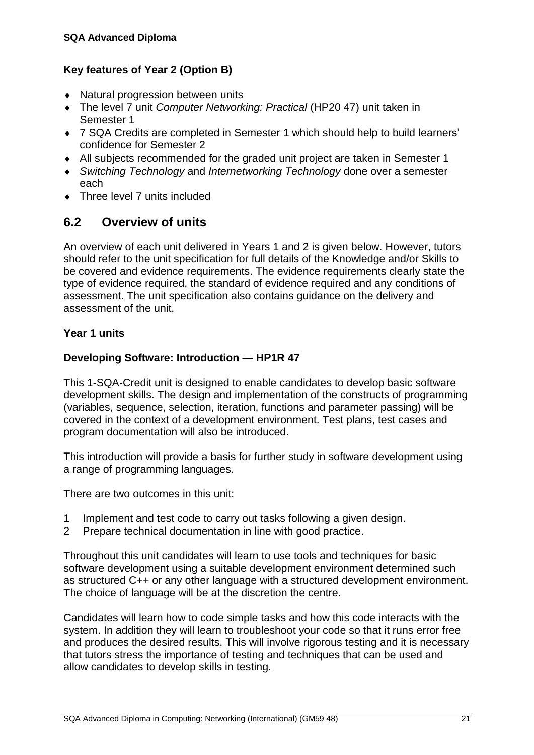**SQA Advanced Diploma**

### Key features of Year 2 (Option B)

- Natural progression between units
- The level 7 unit *Computer Networking: Practical* (HP20 47) unit taken in Semester 1
- 7 SQA Credits are completed in Semester 1 which should help to build learners' confidence for Semester 2
- All subjects recommended for the graded unit project are taken in Semester 1
- *Switching Technology* and *Internetworking Technology* done over a semester each
- Three level 7 units included

## 6.2 Overview of units

An overview of each unit delivered in Years 1 and 2 is given below. However, tutors should refer to the unit specification for full details of the Knowledge and/or Skills to be covered and evidence requirements. The evidence requirements clearly state the type of evidence required, the standard of evidence required and any conditions of assessment. The unit specification also contains guidance on the delivery and assessment of the unit.

### Year 1 units

#### Developing Software: Introduction — HP1R 47

This 1-SQA-Credit unit is designed to enable candidates to develop basic software development skills. The design and implementation of the constructs of programming (variables, sequence, selection, iteration, functions and parameter passing) will be covered in the context of a development environment. Test plans, test cases and program documentation will also be introduced.

This introduction will provide a basis for further study in software development using a range of programming languages.

There are two outcomes in this unit:

1. Implement and test code to carry out tasks following a given design.
2. Prepare technical documentation in line with good practice.

Throughout this unit candidates will learn to use tools and techniques for basic software development using a suitable development environment determined such as structured C++ or any other language with a structured development environment. The choice of language will be at the discretion the centre.

Candidates will learn how to code simple tasks and how this code interacts with the system. In addition they will learn to troubleshoot your code so that it runs error free and produces the desired results. This will involve rigorous testing and it is necessary that tutors stress the importance of testing and techniques that can be used and allow candidates to develop skills in testing.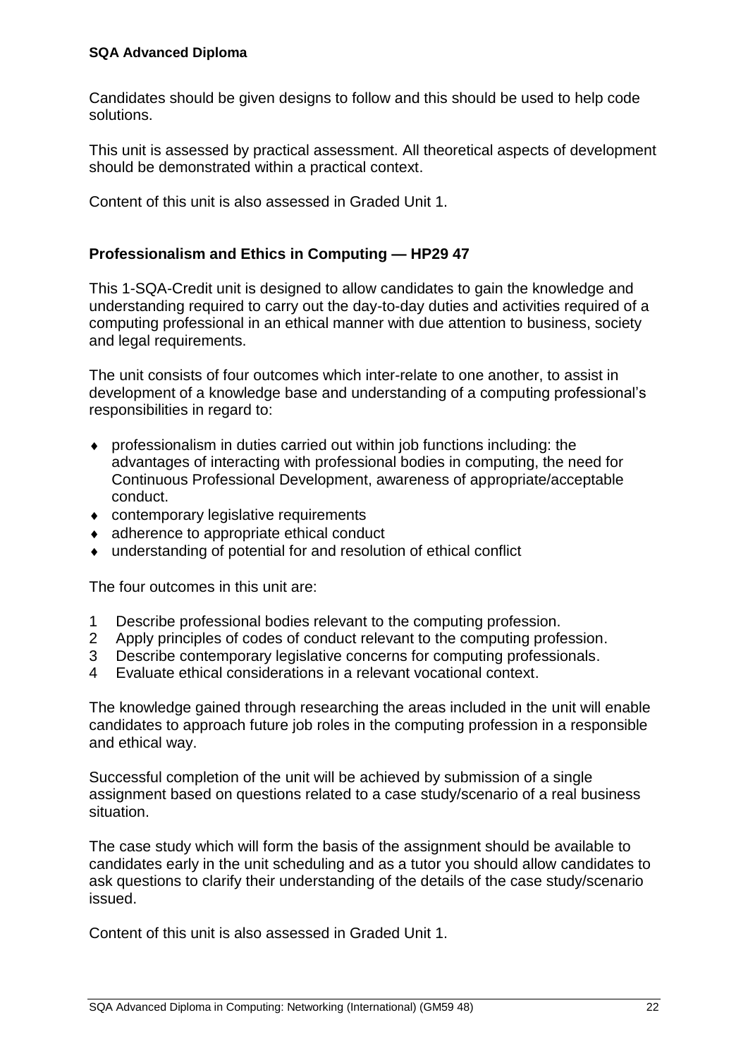Candidates should be given designs to follow and this should be used to help code solutions.

This unit is assessed by practical assessment. All theoretical aspects of development should be demonstrated within a practical context.

Content of this unit is also assessed in Graded Unit 1.

### Professionalism and Ethics in Computing — HP29 47

This 1-SQA-Credit unit is designed to allow candidates to gain the knowledge and understanding required to carry out the day-to-day duties and activities required of a computing professional in an ethical manner with due attention to business, society and legal requirements.

The unit consists of four outcomes which inter-relate to one another, to assist in development of a knowledge base and understanding of a computing professional's responsibilities in regard to:

- professionalism in duties carried out within job functions including: the advantages of interacting with professional bodies in computing, the need for Continuous Professional Development, awareness of appropriate/acceptable conduct.
- contemporary legislative requirements
- adherence to appropriate ethical conduct
- understanding of potential for and resolution of ethical conflict

The four outcomes in this unit are:

1. Describe professional bodies relevant to the computing profession.
2. Apply principles of codes of conduct relevant to the computing profession.
3. Describe contemporary legislative concerns for computing professionals.
4. Evaluate ethical considerations in a relevant vocational context.

The knowledge gained through researching the areas included in the unit will enable candidates to approach future job roles in the computing profession in a responsible and ethical way.

Successful completion of the unit will be achieved by submission of a single assignment based on questions related to a case study/scenario of a real business situation.

The case study which will form the basis of the assignment should be available to candidates early in the unit scheduling and as a tutor you should allow candidates to ask questions to clarify their understanding of the details of the case study/scenario issued.

Content of this unit is also assessed in Graded Unit 1.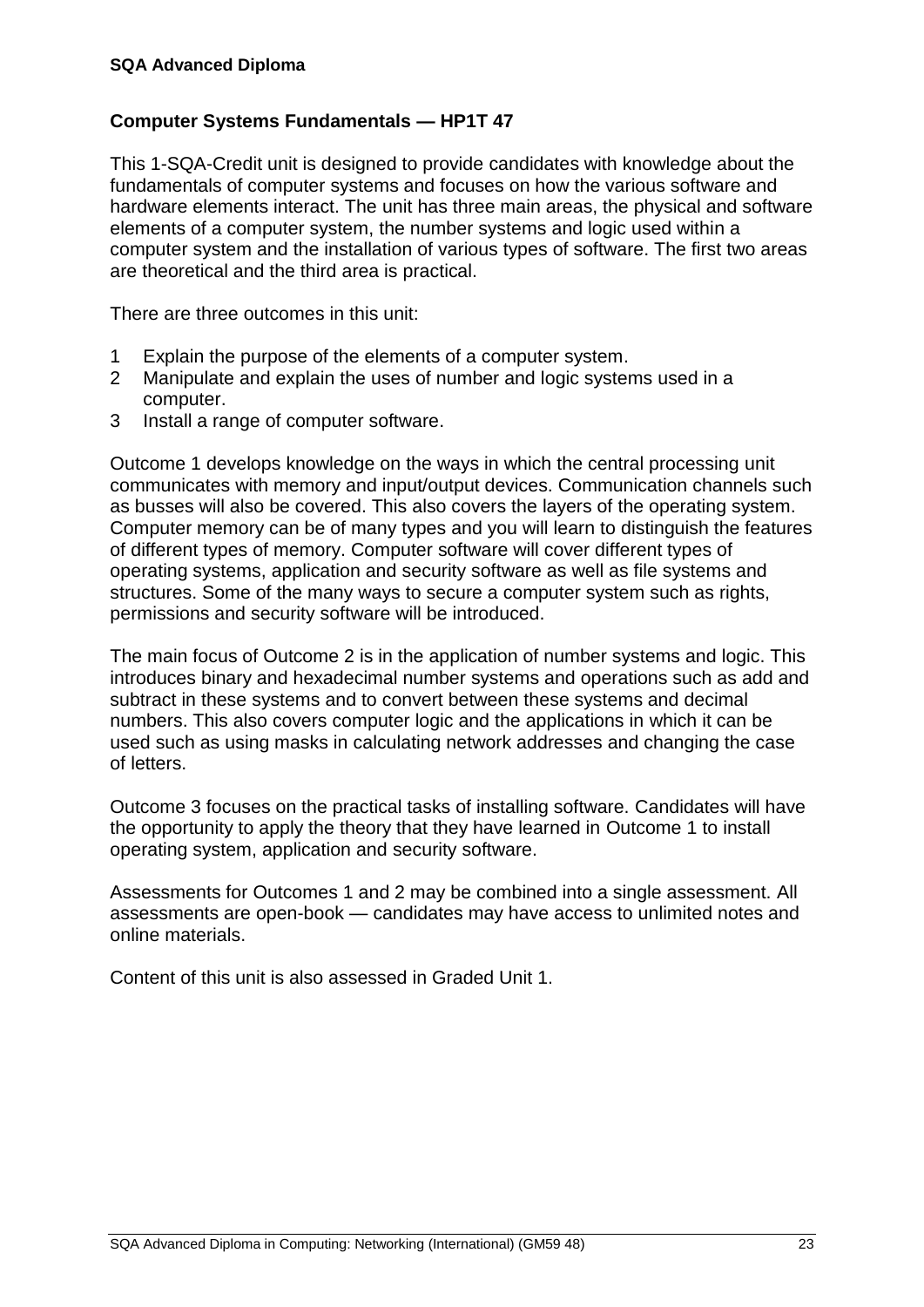**SQA Advanced Diploma**

## Computer Systems Fundamentals — HP1T 47

This 1-SQA-Credit unit is designed to provide candidates with knowledge about the fundamentals of computer systems and focuses on how the various software and hardware elements interact. The unit has three main areas, the physical and software elements of a computer system, the number systems and logic used within a computer system and the installation of various types of software. The first two areas are theoretical and the third area is practical.

There are three outcomes in this unit:

1. Explain the purpose of the elements of a computer system.
2. Manipulate and explain the uses of number and logic systems used in a computer.
3. Install a range of computer software.

Outcome 1 develops knowledge on the ways in which the central processing unit communicates with memory and input/output devices. Communication channels such as busses will also be covered. This also covers the layers of the operating system. Computer memory can be of many types and you will learn to distinguish the features of different types of memory. Computer software will cover different types of operating systems, application and security software as well as file systems and structures. Some of the many ways to secure a computer system such as rights, permissions and security software will be introduced.

The main focus of Outcome 2 is in the application of number systems and logic. This introduces binary and hexadecimal number systems and operations such as add and subtract in these systems and to convert between these systems and decimal numbers. This also covers computer logic and the applications in which it can be used such as using masks in calculating network addresses and changing the case of letters.

Outcome 3 focuses on the practical tasks of installing software. Candidates will have the opportunity to apply the theory that they have learned in Outcome 1 to install operating system, application and security software.

Assessments for Outcomes 1 and 2 may be combined into a single assessment. All assessments are open-book — candidates may have access to unlimited notes and online materials.

Content of this unit is also assessed in Graded Unit 1.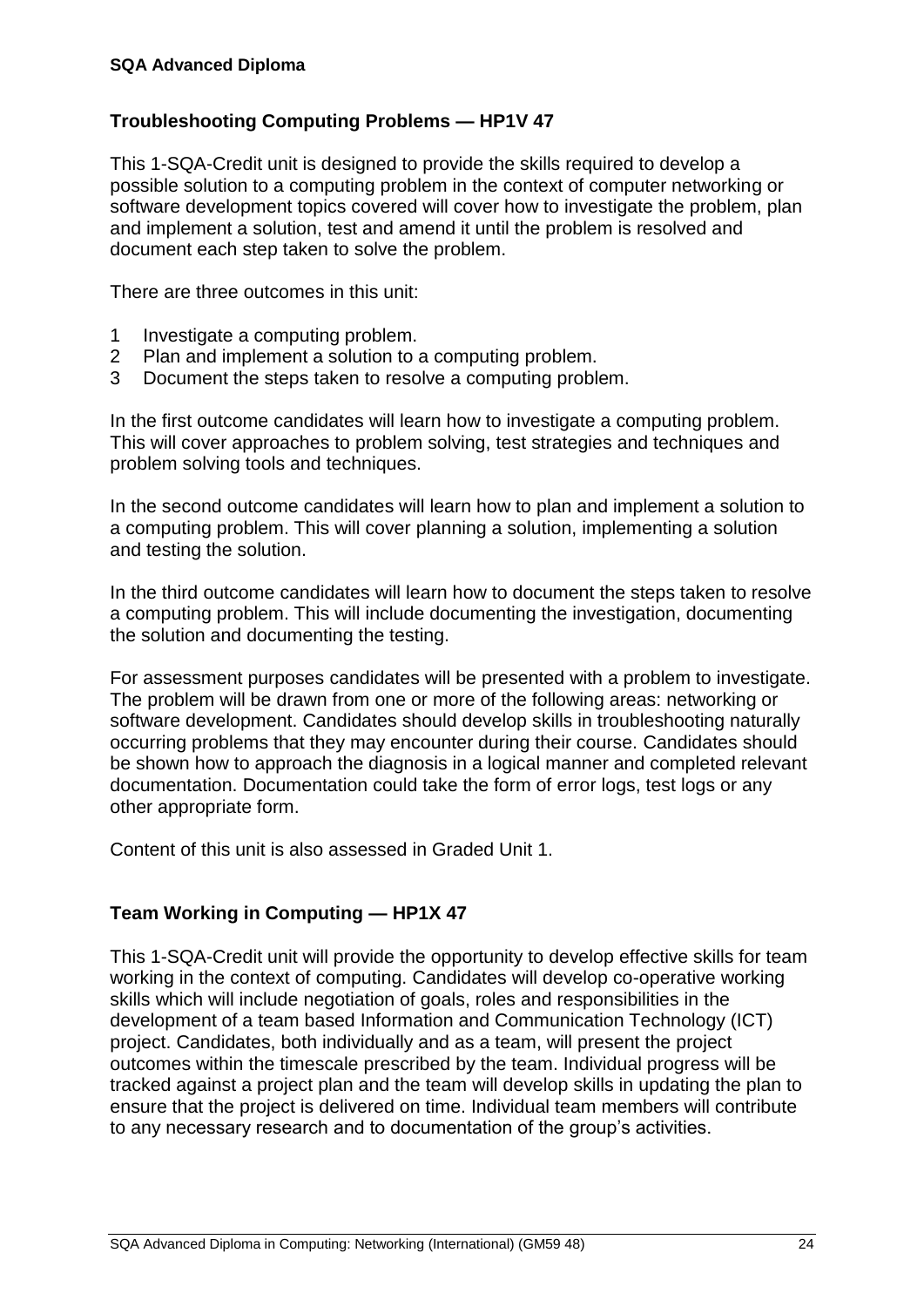## Troubleshooting Computing Problems — HP1V 47

This 1-SQA-Credit unit is designed to provide the skills required to develop a possible solution to a computing problem in the context of computer networking or software development topics covered will cover how to investigate the problem, plan and implement a solution, test and amend it until the problem is resolved and document each step taken to solve the problem.

There are three outcomes in this unit:

1 Investigate a computing problem.
2 Plan and implement a solution to a computing problem.
3 Document the steps taken to resolve a computing problem.

In the first outcome candidates will learn how to investigate a computing problem. This will cover approaches to problem solving, test strategies and techniques and problem solving tools and techniques.

In the second outcome candidates will learn how to plan and implement a solution to a computing problem. This will cover planning a solution, implementing a solution and testing the solution.

In the third outcome candidates will learn how to document the steps taken to resolve a computing problem. This will include documenting the investigation, documenting the solution and documenting the testing.

For assessment purposes candidates will be presented with a problem to investigate. The problem will be drawn from one or more of the following areas: networking or software development. Candidates should develop skills in troubleshooting naturally occurring problems that they may encounter during their course. Candidates should be shown how to approach the diagnosis in a logical manner and completed relevant documentation. Documentation could take the form of error logs, test logs or any other appropriate form.

Content of this unit is also assessed in Graded Unit 1.

## Team Working in Computing — HP1X 47

This 1-SQA-Credit unit will provide the opportunity to develop effective skills for team working in the context of computing. Candidates will develop co-operative working skills which will include negotiation of goals, roles and responsibilities in the development of a team based Information and Communication Technology (ICT) project. Candidates, both individually and as a team, will present the project outcomes within the timescale prescribed by the team. Individual progress will be tracked against a project plan and the team will develop skills in updating the plan to ensure that the project is delivered on time. Individual team members will contribute to any necessary research and to documentation of the group's activities.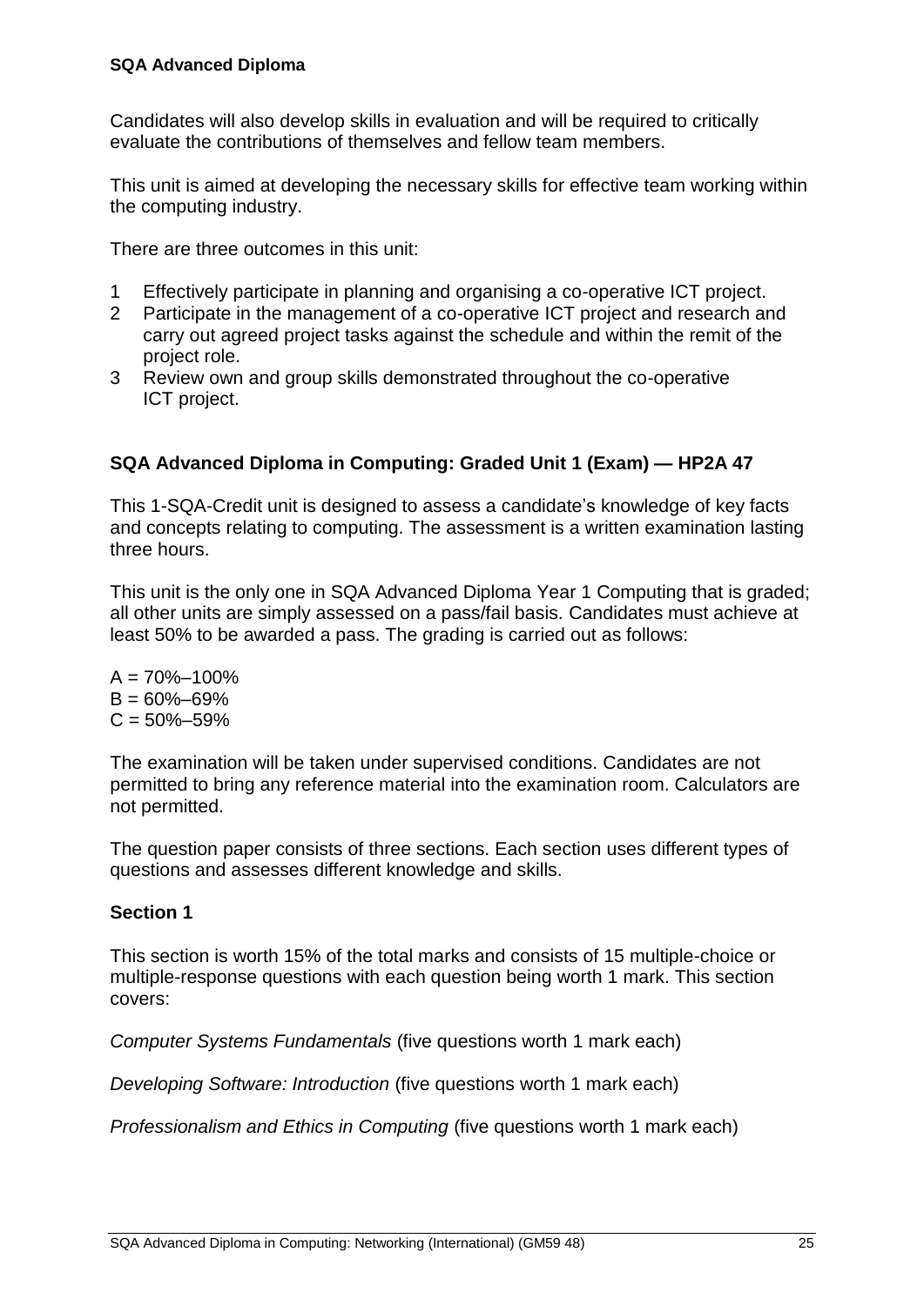Candidates will also develop skills in evaluation and will be required to critically evaluate the contributions of themselves and fellow team members.

This unit is aimed at developing the necessary skills for effective team working within the computing industry.

There are three outcomes in this unit:

1. Effectively participate in planning and organising a co-operative ICT project.
2. Participate in the management of a co-operative ICT project and research and carry out agreed project tasks against the schedule and within the remit of the project role.
3. Review own and group skills demonstrated throughout the co-operative ICT project.

### SQA Advanced Diploma in Computing: Graded Unit 1 (Exam) — HP2A 47

This 1-SQA-Credit unit is designed to assess a candidate's knowledge of key facts and concepts relating to computing. The assessment is a written examination lasting three hours.

This unit is the only one in SQA Advanced Diploma Year 1 Computing that is graded; all other units are simply assessed on a pass/fail basis. Candidates must achieve at least 50% to be awarded a pass. The grading is carried out as follows:

A = 70%–100%
B = 60%–69%
C = 50%–59%

The examination will be taken under supervised conditions. Candidates are not permitted to bring any reference material into the examination room. Calculators are not permitted.

The question paper consists of three sections. Each section uses different types of questions and assesses different knowledge and skills.

#### Section 1

This section is worth 15% of the total marks and consists of 15 multiple-choice or multiple-response questions with each question being worth 1 mark. This section covers:

*Computer Systems Fundamentals* (five questions worth 1 mark each)

*Developing Software: Introduction* (five questions worth 1 mark each)

*Professionalism and Ethics in Computing* (five questions worth 1 mark each)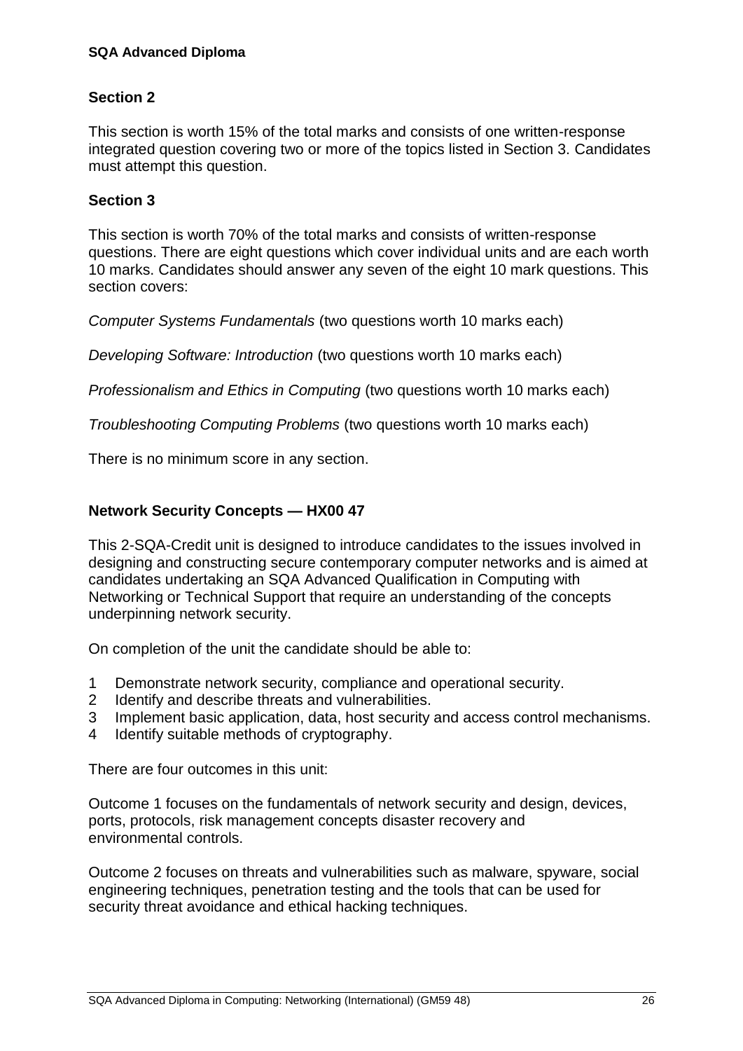### Section 2

This section is worth 15% of the total marks and consists of one written-response integrated question covering two or more of the topics listed in Section 3. Candidates must attempt this question.

### Section 3

This section is worth 70% of the total marks and consists of written-response questions. There are eight questions which cover individual units and are each worth 10 marks. Candidates should answer any seven of the eight 10 mark questions. This section covers:

*Computer Systems Fundamentals* (two questions worth 10 marks each)

*Developing Software: Introduction* (two questions worth 10 marks each)

*Professionalism and Ethics in Computing* (two questions worth 10 marks each)

*Troubleshooting Computing Problems* (two questions worth 10 marks each)

There is no minimum score in any section.

### Network Security Concepts — HX00 47

This 2-SQA-Credit unit is designed to introduce candidates to the issues involved in designing and constructing secure contemporary computer networks and is aimed at candidates undertaking an SQA Advanced Qualification in Computing with Networking or Technical Support that require an understanding of the concepts underpinning network security.

On completion of the unit the candidate should be able to:

1. Demonstrate network security, compliance and operational security.
2. Identify and describe threats and vulnerabilities.
3. Implement basic application, data, host security and access control mechanisms.
4. Identify suitable methods of cryptography.

There are four outcomes in this unit:

Outcome 1 focuses on the fundamentals of network security and design, devices, ports, protocols, risk management concepts disaster recovery and environmental controls.

Outcome 2 focuses on threats and vulnerabilities such as malware, spyware, social engineering techniques, penetration testing and the tools that can be used for security threat avoidance and ethical hacking techniques.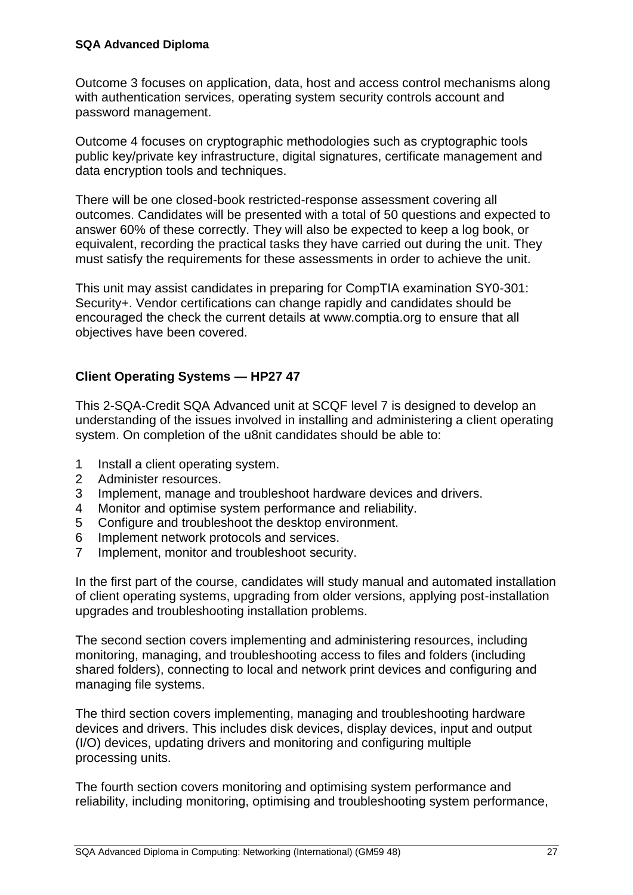Outcome 3 focuses on application, data, host and access control mechanisms along with authentication services, operating system security controls account and password management.

Outcome 4 focuses on cryptographic methodologies such as cryptographic tools public key/private key infrastructure, digital signatures, certificate management and data encryption tools and techniques.

There will be one closed-book restricted-response assessment covering all outcomes. Candidates will be presented with a total of 50 questions and expected to answer 60% of these correctly. They will also be expected to keep a log book, or equivalent, recording the practical tasks they have carried out during the unit. They must satisfy the requirements for these assessments in order to achieve the unit.

This unit may assist candidates in preparing for CompTIA examination SY0-301: Security+. Vendor certifications can change rapidly and candidates should be encouraged the check the current details at www.comptia.org to ensure that all objectives have been covered.

### Client Operating Systems — HP27 47

This 2-SQA-Credit SQA Advanced unit at SCQF level 7 is designed to develop an understanding of the issues involved in installing and administering a client operating system. On completion of the u8nit candidates should be able to:

1 Install a client operating system.
2 Administer resources.
3 Implement, manage and troubleshoot hardware devices and drivers.
4 Monitor and optimise system performance and reliability.
5 Configure and troubleshoot the desktop environment.
6 Implement network protocols and services.
7 Implement, monitor and troubleshoot security.

In the first part of the course, candidates will study manual and automated installation of client operating systems, upgrading from older versions, applying post-installation upgrades and troubleshooting installation problems.

The second section covers implementing and administering resources, including monitoring, managing, and troubleshooting access to files and folders (including shared folders), connecting to local and network print devices and configuring and managing file systems.

The third section covers implementing, managing and troubleshooting hardware devices and drivers. This includes disk devices, display devices, input and output (I/O) devices, updating drivers and monitoring and configuring multiple processing units.

The fourth section covers monitoring and optimising system performance and reliability, including monitoring, optimising and troubleshooting system performance,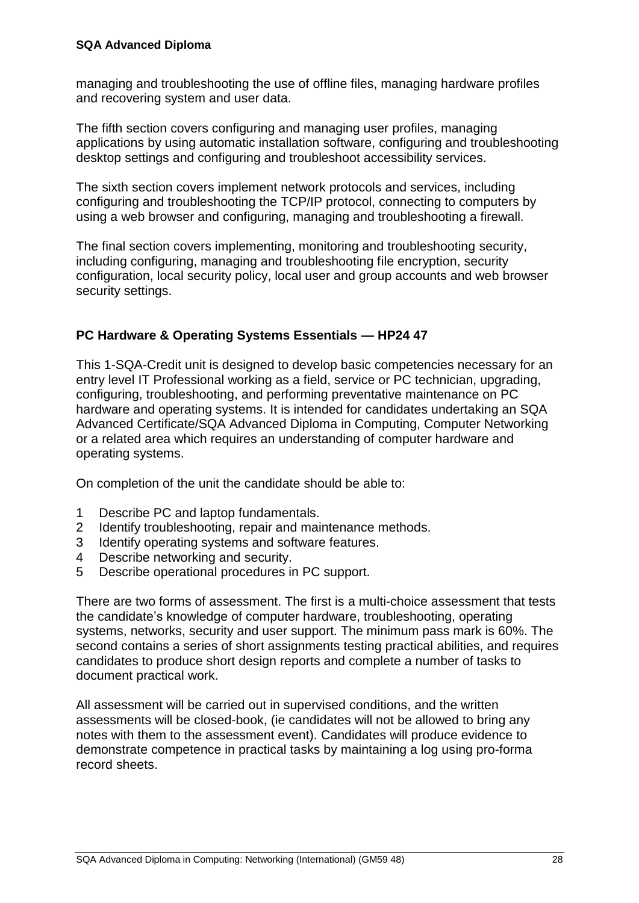managing and troubleshooting the use of offline files, managing hardware profiles and recovering system and user data.

The fifth section covers configuring and managing user profiles, managing applications by using automatic installation software, configuring and troubleshooting desktop settings and configuring and troubleshoot accessibility services.

The sixth section covers implement network protocols and services, including configuring and troubleshooting the TCP/IP protocol, connecting to computers by using a web browser and configuring, managing and troubleshooting a firewall.

The final section covers implementing, monitoring and troubleshooting security, including configuring, managing and troubleshooting file encryption, security configuration, local security policy, local user and group accounts and web browser security settings.

### PC Hardware & Operating Systems Essentials — HP24 47

This 1-SQA-Credit unit is designed to develop basic competencies necessary for an entry level IT Professional working as a field, service or PC technician, upgrading, configuring, troubleshooting, and performing preventative maintenance on PC hardware and operating systems. It is intended for candidates undertaking an SQA Advanced Certificate/SQA Advanced Diploma in Computing, Computer Networking or a related area which requires an understanding of computer hardware and operating systems.

On completion of the unit the candidate should be able to:

1 Describe PC and laptop fundamentals.
2 Identify troubleshooting, repair and maintenance methods.
3 Identify operating systems and software features.
4 Describe networking and security.
5 Describe operational procedures in PC support.

There are two forms of assessment. The first is a multi-choice assessment that tests the candidate's knowledge of computer hardware, troubleshooting, operating systems, networks, security and user support. The minimum pass mark is 60%. The second contains a series of short assignments testing practical abilities, and requires candidates to produce short design reports and complete a number of tasks to document practical work.

All assessment will be carried out in supervised conditions, and the written assessments will be closed-book, (ie candidates will not be allowed to bring any notes with them to the assessment event). Candidates will produce evidence to demonstrate competence in practical tasks by maintaining a log using pro-forma record sheets.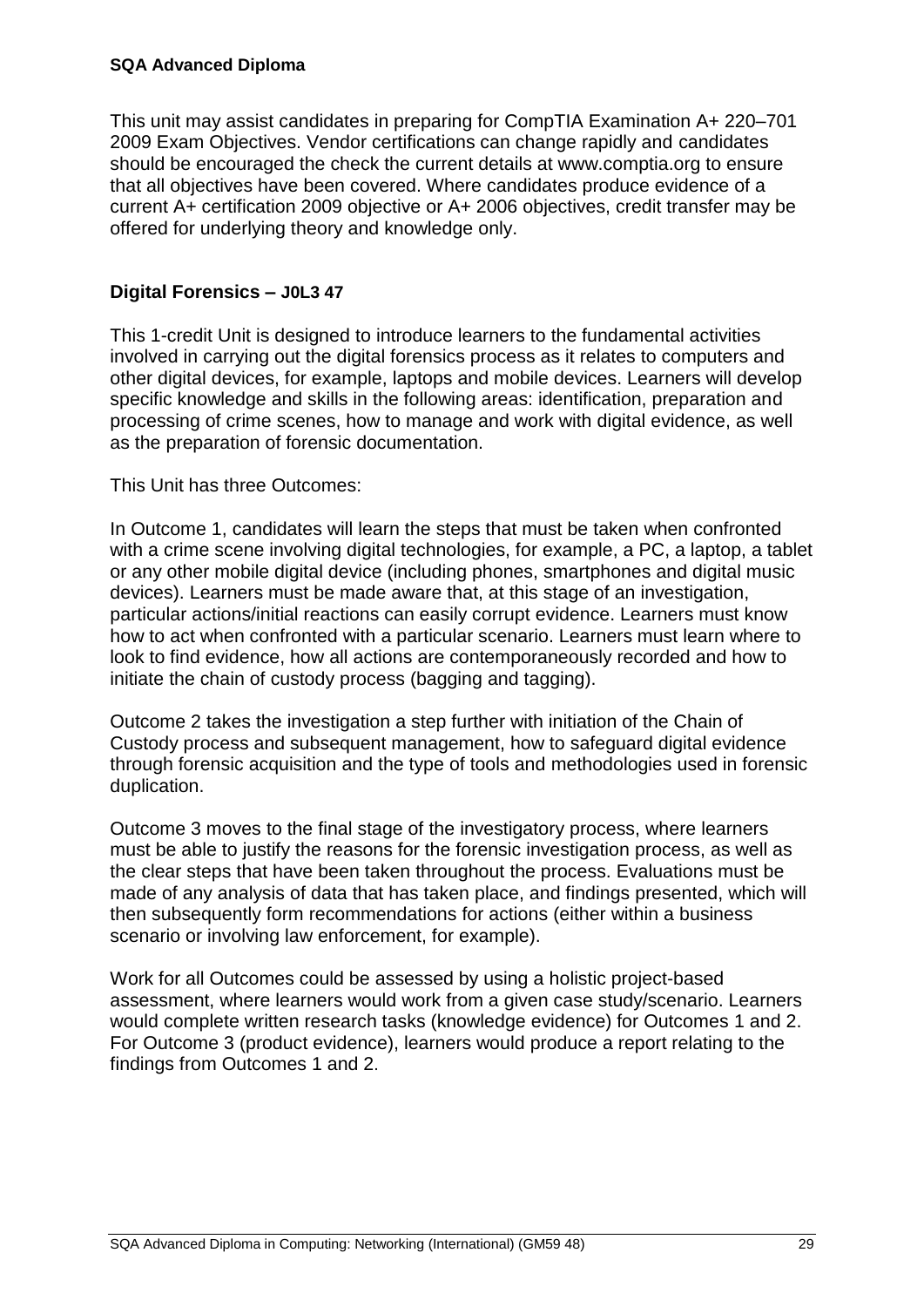This unit may assist candidates in preparing for CompTIA Examination A+ 220–701 2009 Exam Objectives. Vendor certifications can change rapidly and candidates should be encouraged the check the current details at www.comptia.org to ensure that all objectives have been covered. Where candidates produce evidence of a current A+ certification 2009 objective or A+ 2006 objectives, credit transfer may be offered for underlying theory and knowledge only.

## Digital Forensics – J0L3 47

This 1-credit Unit is designed to introduce learners to the fundamental activities involved in carrying out the digital forensics process as it relates to computers and other digital devices, for example, laptops and mobile devices. Learners will develop specific knowledge and skills in the following areas: identification, preparation and processing of crime scenes, how to manage and work with digital evidence, as well as the preparation of forensic documentation.

This Unit has three Outcomes:

In Outcome 1, candidates will learn the steps that must be taken when confronted with a crime scene involving digital technologies, for example, a PC, a laptop, a tablet or any other mobile digital device (including phones, smartphones and digital music devices). Learners must be made aware that, at this stage of an investigation, particular actions/initial reactions can easily corrupt evidence. Learners must know how to act when confronted with a particular scenario. Learners must learn where to look to find evidence, how all actions are contemporaneously recorded and how to initiate the chain of custody process (bagging and tagging).

Outcome 2 takes the investigation a step further with initiation of the Chain of Custody process and subsequent management, how to safeguard digital evidence through forensic acquisition and the type of tools and methodologies used in forensic duplication.

Outcome 3 moves to the final stage of the investigatory process, where learners must be able to justify the reasons for the forensic investigation process, as well as the clear steps that have been taken throughout the process. Evaluations must be made of any analysis of data that has taken place, and findings presented, which will then subsequently form recommendations for actions (either within a business scenario or involving law enforcement, for example).

Work for all Outcomes could be assessed by using a holistic project-based assessment, where learners would work from a given case study/scenario. Learners would complete written research tasks (knowledge evidence) for Outcomes 1 and 2. For Outcome 3 (product evidence), learners would produce a report relating to the findings from Outcomes 1 and 2.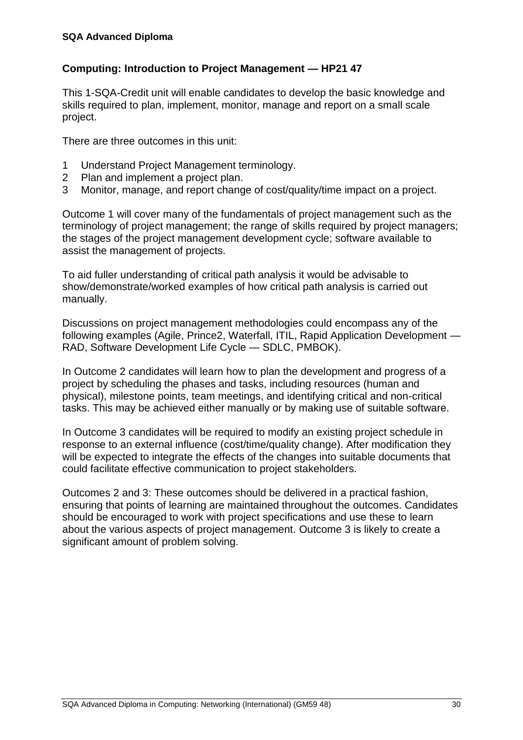**SQA Advanced Diploma**

### Computing: Introduction to Project Management — HP21 47

This 1-SQA-Credit unit will enable candidates to develop the basic knowledge and skills required to plan, implement, monitor, manage and report on a small scale project.

There are three outcomes in this unit:

1. Understand Project Management terminology.
2. Plan and implement a project plan.
3. Monitor, manage, and report change of cost/quality/time impact on a project.

Outcome 1 will cover many of the fundamentals of project management such as the terminology of project management; the range of skills required by project managers; the stages of the project management development cycle; software available to assist the management of projects.

To aid fuller understanding of critical path analysis it would be advisable to show/demonstrate/worked examples of how critical path analysis is carried out manually.

Discussions on project management methodologies could encompass any of the following examples (Agile, Prince2, Waterfall, ITIL, Rapid Application Development — RAD, Software Development Life Cycle — SDLC, PMBOK).

In Outcome 2 candidates will learn how to plan the development and progress of a project by scheduling the phases and tasks, including resources (human and physical), milestone points, team meetings, and identifying critical and non-critical tasks. This may be achieved either manually or by making use of suitable software.

In Outcome 3 candidates will be required to modify an existing project schedule in response to an external influence (cost/time/quality change). After modification they will be expected to integrate the effects of the changes into suitable documents that could facilitate effective communication to project stakeholders.

Outcomes 2 and 3: These outcomes should be delivered in a practical fashion, ensuring that points of learning are maintained throughout the outcomes. Candidates should be encouraged to work with project specifications and use these to learn about the various aspects of project management. Outcome 3 is likely to create a significant amount of problem solving.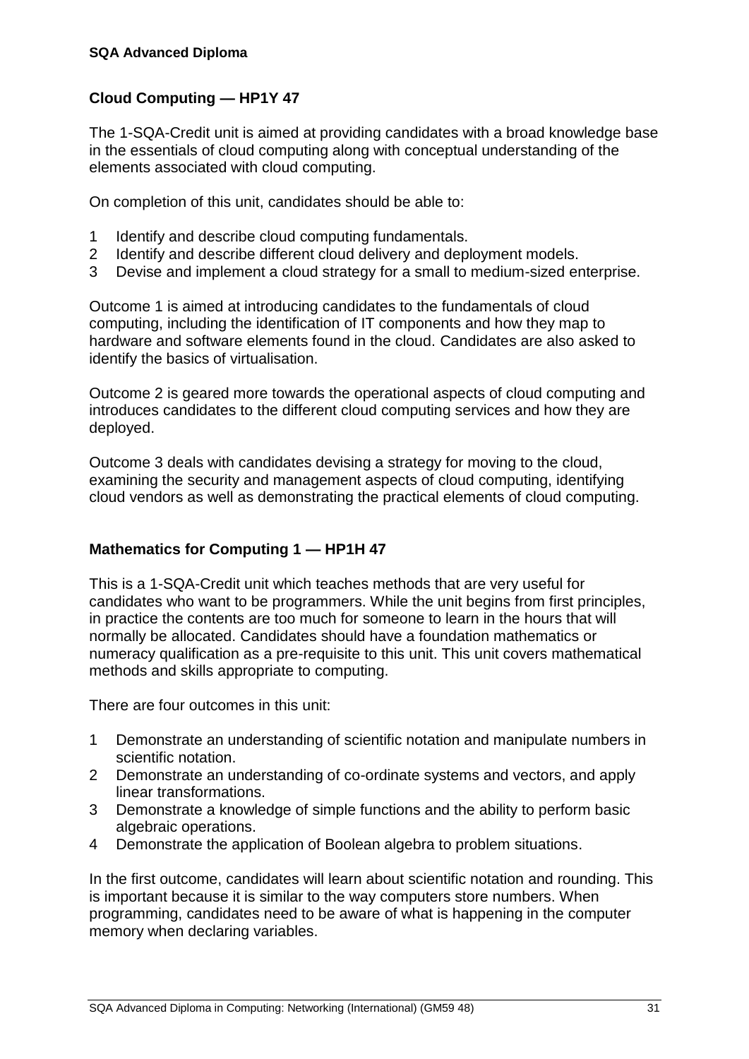### Cloud Computing — HP1Y 47

The 1-SQA-Credit unit is aimed at providing candidates with a broad knowledge base in the essentials of cloud computing along with conceptual understanding of the elements associated with cloud computing.

On completion of this unit, candidates should be able to:

1 Identify and describe cloud computing fundamentals.
2 Identify and describe different cloud delivery and deployment models.
3 Devise and implement a cloud strategy for a small to medium-sized enterprise.

Outcome 1 is aimed at introducing candidates to the fundamentals of cloud computing, including the identification of IT components and how they map to hardware and software elements found in the cloud. Candidates are also asked to identify the basics of virtualisation.

Outcome 2 is geared more towards the operational aspects of cloud computing and introduces candidates to the different cloud computing services and how they are deployed.

Outcome 3 deals with candidates devising a strategy for moving to the cloud, examining the security and management aspects of cloud computing, identifying cloud vendors as well as demonstrating the practical elements of cloud computing.

### Mathematics for Computing 1 — HP1H 47

This is a 1-SQA-Credit unit which teaches methods that are very useful for candidates who want to be programmers. While the unit begins from first principles, in practice the contents are too much for someone to learn in the hours that will normally be allocated. Candidates should have a foundation mathematics or numeracy qualification as a pre-requisite to this unit. This unit covers mathematical methods and skills appropriate to computing.

There are four outcomes in this unit:

1 Demonstrate an understanding of scientific notation and manipulate numbers in scientific notation.
2 Demonstrate an understanding of co-ordinate systems and vectors, and apply linear transformations.
3 Demonstrate a knowledge of simple functions and the ability to perform basic algebraic operations.
4 Demonstrate the application of Boolean algebra to problem situations.

In the first outcome, candidates will learn about scientific notation and rounding. This is important because it is similar to the way computers store numbers. When programming, candidates need to be aware of what is happening in the computer memory when declaring variables.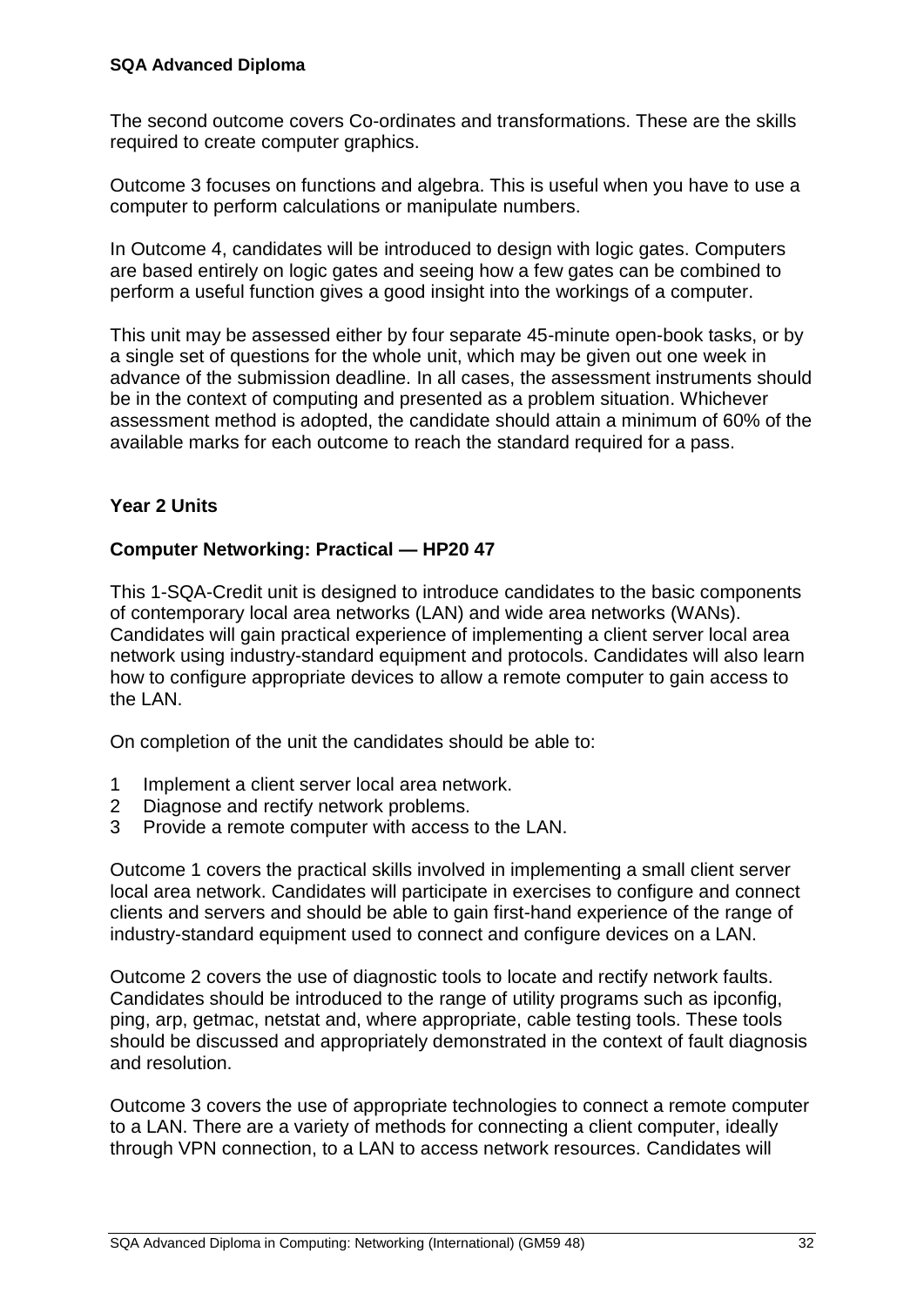The second outcome covers Co-ordinates and transformations. These are the skills required to create computer graphics.

Outcome 3 focuses on functions and algebra. This is useful when you have to use a computer to perform calculations or manipulate numbers.

In Outcome 4, candidates will be introduced to design with logic gates. Computers are based entirely on logic gates and seeing how a few gates can be combined to perform a useful function gives a good insight into the workings of a computer.

This unit may be assessed either by four separate 45-minute open-book tasks, or by a single set of questions for the whole unit, which may be given out one week in advance of the submission deadline. In all cases, the assessment instruments should be in the context of computing and presented as a problem situation. Whichever assessment method is adopted, the candidate should attain a minimum of 60% of the available marks for each outcome to reach the standard required for a pass.

## Year 2 Units

### Computer Networking: Practical — HP20 47

This 1-SQA-Credit unit is designed to introduce candidates to the basic components of contemporary local area networks (LAN) and wide area networks (WANs). Candidates will gain practical experience of implementing a client server local area network using industry-standard equipment and protocols. Candidates will also learn how to configure appropriate devices to allow a remote computer to gain access to the LAN.

On completion of the unit the candidates should be able to:

1. Implement a client server local area network.
2. Diagnose and rectify network problems.
3. Provide a remote computer with access to the LAN.

Outcome 1 covers the practical skills involved in implementing a small client server local area network. Candidates will participate in exercises to configure and connect clients and servers and should be able to gain first-hand experience of the range of industry-standard equipment used to connect and configure devices on a LAN.

Outcome 2 covers the use of diagnostic tools to locate and rectify network faults. Candidates should be introduced to the range of utility programs such as ipconfig, ping, arp, getmac, netstat and, where appropriate, cable testing tools. These tools should be discussed and appropriately demonstrated in the context of fault diagnosis and resolution.

Outcome 3 covers the use of appropriate technologies to connect a remote computer to a LAN. There are a variety of methods for connecting a client computer, ideally through VPN connection, to a LAN to access network resources. Candidates will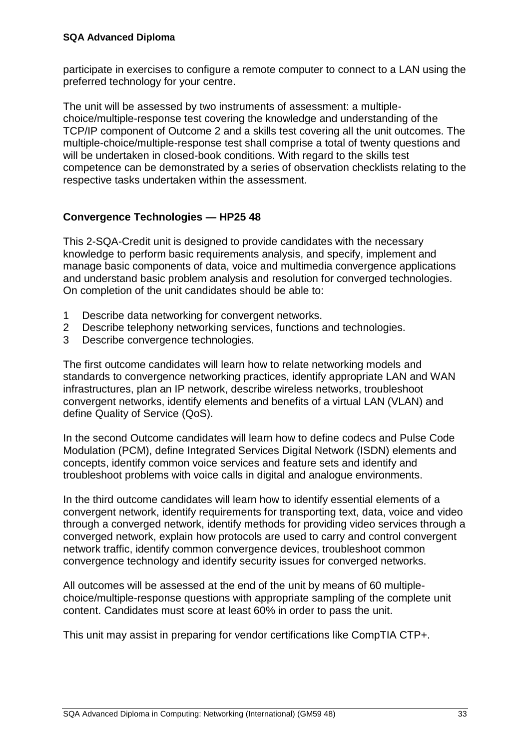participate in exercises to configure a remote computer to connect to a LAN using the preferred technology for your centre.

The unit will be assessed by two instruments of assessment: a multiple-choice/multiple-response test covering the knowledge and understanding of the TCP/IP component of Outcome 2 and a skills test covering all the unit outcomes. The multiple-choice/multiple-response test shall comprise a total of twenty questions and will be undertaken in closed-book conditions. With regard to the skills test competence can be demonstrated by a series of observation checklists relating to the respective tasks undertaken within the assessment.

### Convergence Technologies — HP25 48

This 2-SQA-Credit unit is designed to provide candidates with the necessary knowledge to perform basic requirements analysis, and specify, implement and manage basic components of data, voice and multimedia convergence applications and understand basic problem analysis and resolution for converged technologies. On completion of the unit candidates should be able to:

1 Describe data networking for convergent networks.
2 Describe telephony networking services, functions and technologies.
3 Describe convergence technologies.

The first outcome candidates will learn how to relate networking models and standards to convergence networking practices, identify appropriate LAN and WAN infrastructures, plan an IP network, describe wireless networks, troubleshoot convergent networks, identify elements and benefits of a virtual LAN (VLAN) and define Quality of Service (QoS).

In the second Outcome candidates will learn how to define codecs and Pulse Code Modulation (PCM), define Integrated Services Digital Network (ISDN) elements and concepts, identify common voice services and feature sets and identify and troubleshoot problems with voice calls in digital and analogue environments.

In the third outcome candidates will learn how to identify essential elements of a convergent network, identify requirements for transporting text, data, voice and video through a converged network, identify methods for providing video services through a converged network, explain how protocols are used to carry and control convergent network traffic, identify common convergence devices, troubleshoot common convergence technology and identify security issues for converged networks.

All outcomes will be assessed at the end of the unit by means of 60 multiple-choice/multiple-response questions with appropriate sampling of the complete unit content. Candidates must score at least 60% in order to pass the unit.

This unit may assist in preparing for vendor certifications like CompTIA CTP+.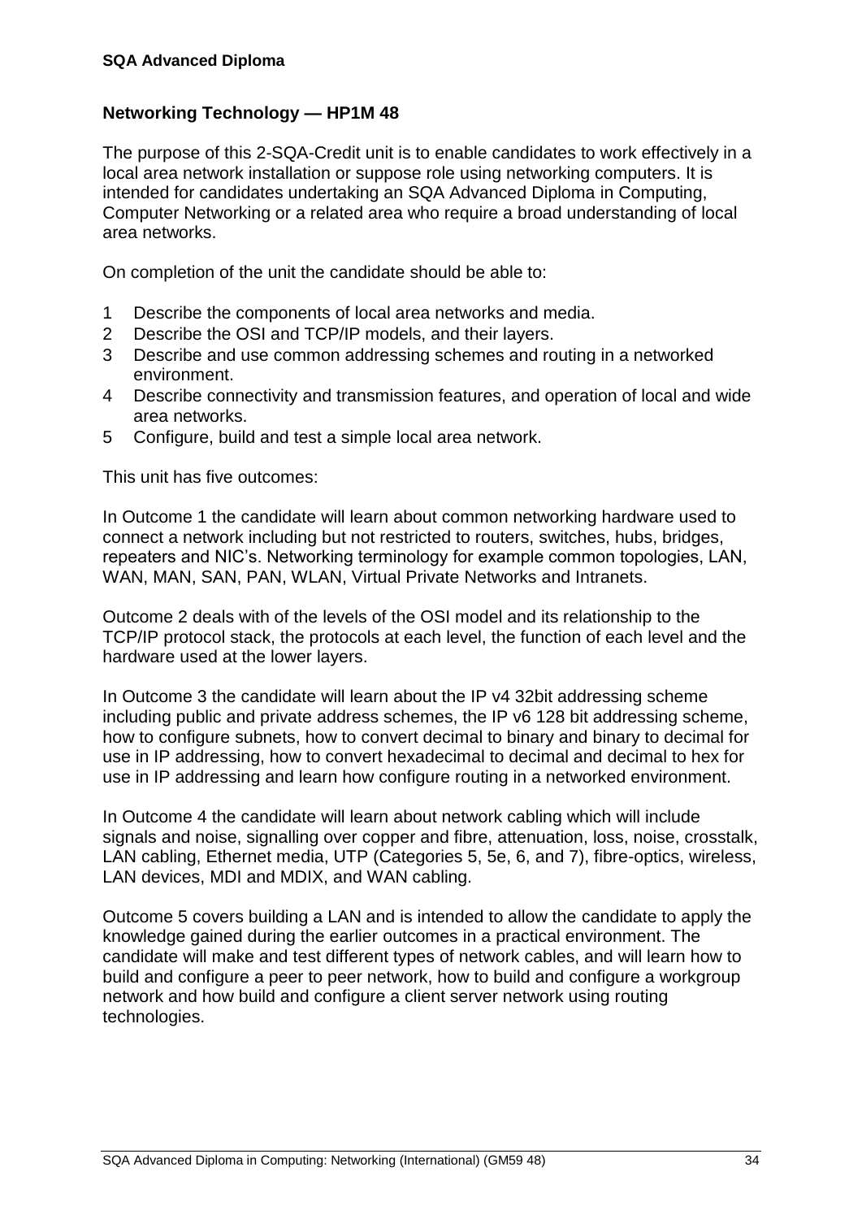**SQA Advanced Diploma**

## Networking Technology — HP1M 48

The purpose of this 2-SQA-Credit unit is to enable candidates to work effectively in a local area network installation or suppose role using networking computers. It is intended for candidates undertaking an SQA Advanced Diploma in Computing, Computer Networking or a related area who require a broad understanding of local area networks.

On completion of the unit the candidate should be able to:

1. Describe the components of local area networks and media.
2. Describe the OSI and TCP/IP models, and their layers.
3. Describe and use common addressing schemes and routing in a networked environment.
4. Describe connectivity and transmission features, and operation of local and wide area networks.
5. Configure, build and test a simple local area network.

This unit has five outcomes:

In Outcome 1 the candidate will learn about common networking hardware used to connect a network including but not restricted to routers, switches, hubs, bridges, repeaters and NIC's. Networking terminology for example common topologies, LAN, WAN, MAN, SAN, PAN, WLAN, Virtual Private Networks and Intranets.

Outcome 2 deals with of the levels of the OSI model and its relationship to the TCP/IP protocol stack, the protocols at each level, the function of each level and the hardware used at the lower layers.

In Outcome 3 the candidate will learn about the IP v4 32bit addressing scheme including public and private address schemes, the IP v6 128 bit addressing scheme, how to configure subnets, how to convert decimal to binary and binary to decimal for use in IP addressing, how to convert hexadecimal to decimal and decimal to hex for use in IP addressing and learn how configure routing in a networked environment.

In Outcome 4 the candidate will learn about network cabling which will include signals and noise, signalling over copper and fibre, attenuation, loss, noise, crosstalk, LAN cabling, Ethernet media, UTP (Categories 5, 5e, 6, and 7), fibre-optics, wireless, LAN devices, MDI and MDIX, and WAN cabling.

Outcome 5 covers building a LAN and is intended to allow the candidate to apply the knowledge gained during the earlier outcomes in a practical environment. The candidate will make and test different types of network cables, and will learn how to build and configure a peer to peer network, how to build and configure a workgroup network and how build and configure a client server network using routing technologies.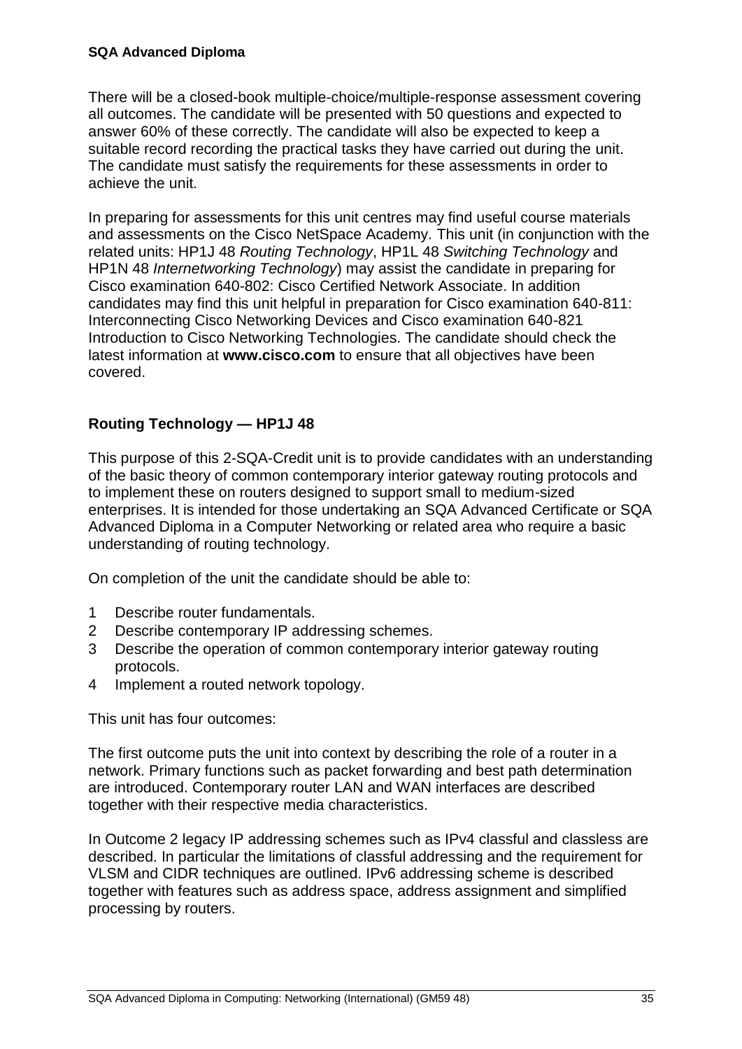There will be a closed-book multiple-choice/multiple-response assessment covering all outcomes. The candidate will be presented with 50 questions and expected to answer 60% of these correctly. The candidate will also be expected to keep a suitable record recording the practical tasks they have carried out during the unit. The candidate must satisfy the requirements for these assessments in order to achieve the unit.

In preparing for assessments for this unit centres may find useful course materials and assessments on the Cisco NetSpace Academy. This unit (in conjunction with the related units: HP1J 48 *Routing Technology*, HP1L 48 *Switching Technology* and HP1N 48 *Internetworking Technology*) may assist the candidate in preparing for Cisco examination 640-802: Cisco Certified Network Associate. In addition candidates may find this unit helpful in preparation for Cisco examination 640-811: Interconnecting Cisco Networking Devices and Cisco examination 640-821 Introduction to Cisco Networking Technologies. The candidate should check the latest information at **www.cisco.com** to ensure that all objectives have been covered.

## Routing Technology — HP1J 48

This purpose of this 2-SQA-Credit unit is to provide candidates with an understanding of the basic theory of common contemporary interior gateway routing protocols and to implement these on routers designed to support small to medium-sized enterprises. It is intended for those undertaking an SQA Advanced Certificate or SQA Advanced Diploma in a Computer Networking or related area who require a basic understanding of routing technology.

On completion of the unit the candidate should be able to:

1. Describe router fundamentals.
2. Describe contemporary IP addressing schemes.
3. Describe the operation of common contemporary interior gateway routing protocols.
4. Implement a routed network topology.

This unit has four outcomes:

The first outcome puts the unit into context by describing the role of a router in a network. Primary functions such as packet forwarding and best path determination are introduced. Contemporary router LAN and WAN interfaces are described together with their respective media characteristics.

In Outcome 2 legacy IP addressing schemes such as IPv4 classful and classless are described. In particular the limitations of classful addressing and the requirement for VLSM and CIDR techniques are outlined. IPv6 addressing scheme is described together with features such as address space, address assignment and simplified processing by routers.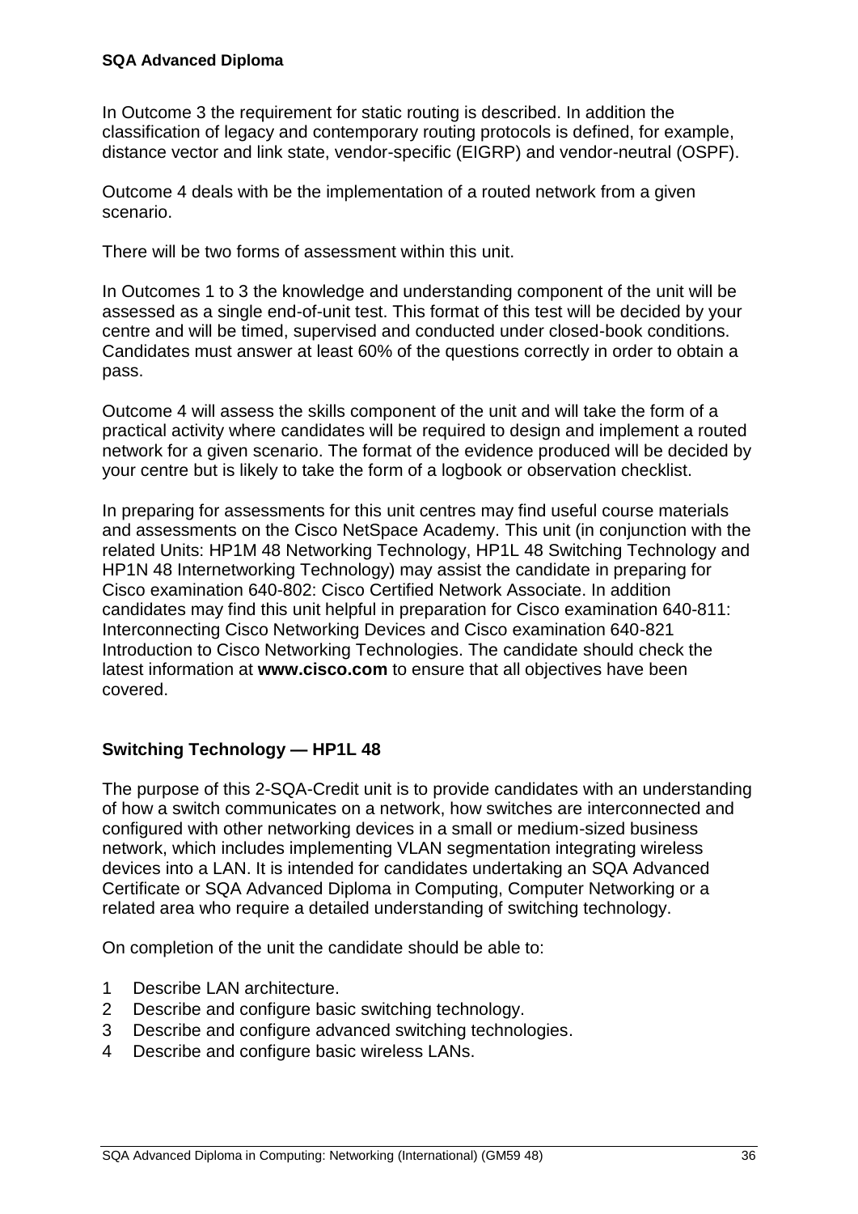In Outcome 3 the requirement for static routing is described. In addition the classification of legacy and contemporary routing protocols is defined, for example, distance vector and link state, vendor-specific (EIGRP) and vendor-neutral (OSPF).

Outcome 4 deals with be the implementation of a routed network from a given scenario.

There will be two forms of assessment within this unit.

In Outcomes 1 to 3 the knowledge and understanding component of the unit will be assessed as a single end-of-unit test. This format of this test will be decided by your centre and will be timed, supervised and conducted under closed-book conditions. Candidates must answer at least 60% of the questions correctly in order to obtain a pass.

Outcome 4 will assess the skills component of the unit and will take the form of a practical activity where candidates will be required to design and implement a routed network for a given scenario. The format of the evidence produced will be decided by your centre but is likely to take the form of a logbook or observation checklist.

In preparing for assessments for this unit centres may find useful course materials and assessments on the Cisco NetSpace Academy. This unit (in conjunction with the related Units: HP1M 48 Networking Technology, HP1L 48 Switching Technology and HP1N 48 Internetworking Technology) may assist the candidate in preparing for Cisco examination 640-802: Cisco Certified Network Associate. In addition candidates may find this unit helpful in preparation for Cisco examination 640-811: Interconnecting Cisco Networking Devices and Cisco examination 640-821 Introduction to Cisco Networking Technologies. The candidate should check the latest information at **www.cisco.com** to ensure that all objectives have been covered.

### Switching Technology — HP1L 48

The purpose of this 2-SQA-Credit unit is to provide candidates with an understanding of how a switch communicates on a network, how switches are interconnected and configured with other networking devices in a small or medium-sized business network, which includes implementing VLAN segmentation integrating wireless devices into a LAN. It is intended for candidates undertaking an SQA Advanced Certificate or SQA Advanced Diploma in Computing, Computer Networking or a related area who require a detailed understanding of switching technology.

On completion of the unit the candidate should be able to:

1 Describe LAN architecture.
2 Describe and configure basic switching technology.
3 Describe and configure advanced switching technologies.
4 Describe and configure basic wireless LANs.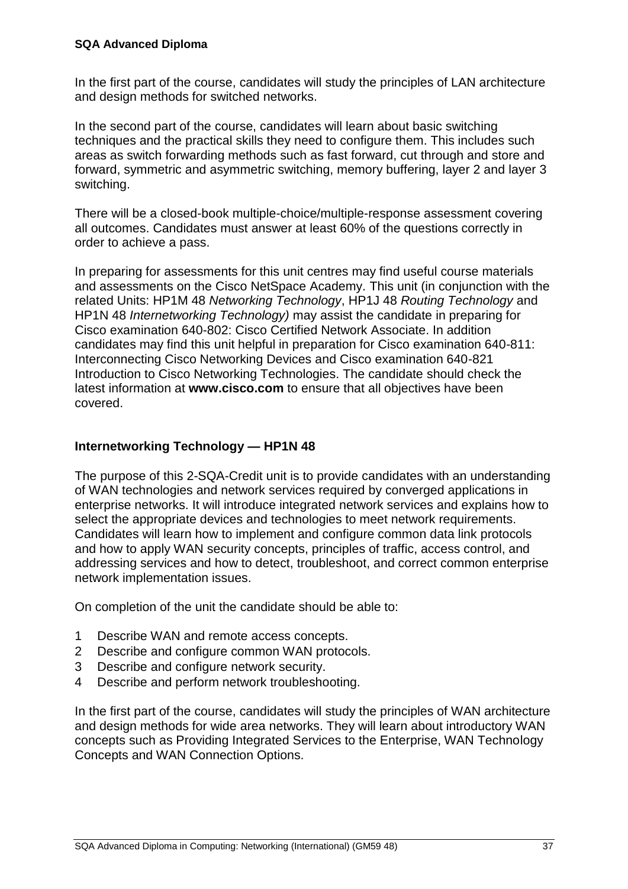In the first part of the course, candidates will study the principles of LAN architecture and design methods for switched networks.

In the second part of the course, candidates will learn about basic switching techniques and the practical skills they need to configure them. This includes such areas as switch forwarding methods such as fast forward, cut through and store and forward, symmetric and asymmetric switching, memory buffering, layer 2 and layer 3 switching.

There will be a closed-book multiple-choice/multiple-response assessment covering all outcomes. Candidates must answer at least 60% of the questions correctly in order to achieve a pass.

In preparing for assessments for this unit centres may find useful course materials and assessments on the Cisco NetSpace Academy. This unit (in conjunction with the related Units: HP1M 48 *Networking Technology*, HP1J 48 *Routing Technology* and HP1N 48 *Internetworking Technology)* may assist the candidate in preparing for Cisco examination 640-802: Cisco Certified Network Associate. In addition candidates may find this unit helpful in preparation for Cisco examination 640-811: Interconnecting Cisco Networking Devices and Cisco examination 640-821 Introduction to Cisco Networking Technologies. The candidate should check the latest information at **www.cisco.com** to ensure that all objectives have been covered.

## Internetworking Technology — HP1N 48

The purpose of this 2-SQA-Credit unit is to provide candidates with an understanding of WAN technologies and network services required by converged applications in enterprise networks. It will introduce integrated network services and explains how to select the appropriate devices and technologies to meet network requirements. Candidates will learn how to implement and configure common data link protocols and how to apply WAN security concepts, principles of traffic, access control, and addressing services and how to detect, troubleshoot, and correct common enterprise network implementation issues.

On completion of the unit the candidate should be able to:

1. Describe WAN and remote access concepts.
2. Describe and configure common WAN protocols.
3. Describe and configure network security.
4. Describe and perform network troubleshooting.

In the first part of the course, candidates will study the principles of WAN architecture and design methods for wide area networks. They will learn about introductory WAN concepts such as Providing Integrated Services to the Enterprise, WAN Technology Concepts and WAN Connection Options.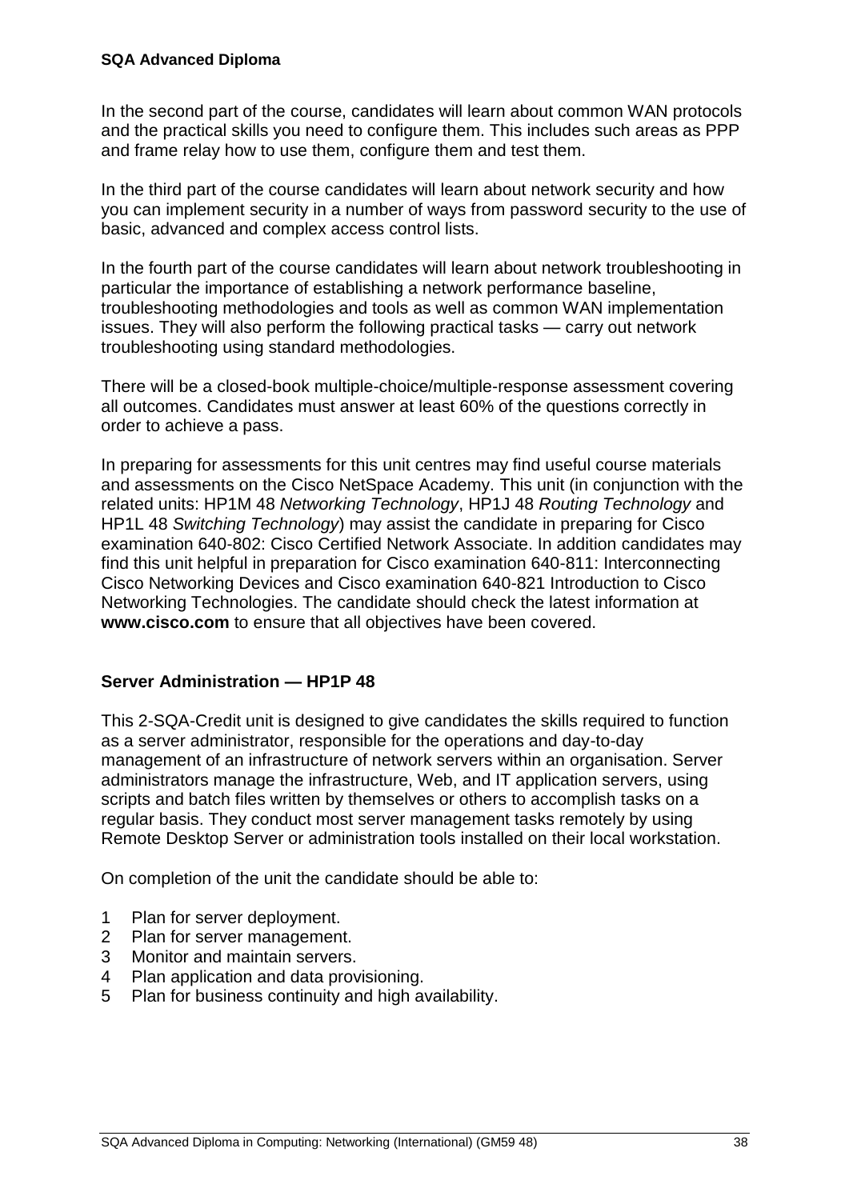In the second part of the course, candidates will learn about common WAN protocols and the practical skills you need to configure them. This includes such areas as PPP and frame relay how to use them, configure them and test them.

In the third part of the course candidates will learn about network security and how you can implement security in a number of ways from password security to the use of basic, advanced and complex access control lists.

In the fourth part of the course candidates will learn about network troubleshooting in particular the importance of establishing a network performance baseline, troubleshooting methodologies and tools as well as common WAN implementation issues. They will also perform the following practical tasks — carry out network troubleshooting using standard methodologies.

There will be a closed-book multiple-choice/multiple-response assessment covering all outcomes. Candidates must answer at least 60% of the questions correctly in order to achieve a pass.

In preparing for assessments for this unit centres may find useful course materials and assessments on the Cisco NetSpace Academy. This unit (in conjunction with the related units: HP1M 48 *Networking Technology*, HP1J 48 *Routing Technology* and HP1L 48 *Switching Technology*) may assist the candidate in preparing for Cisco examination 640-802: Cisco Certified Network Associate. In addition candidates may find this unit helpful in preparation for Cisco examination 640-811: Interconnecting Cisco Networking Devices and Cisco examination 640-821 Introduction to Cisco Networking Technologies. The candidate should check the latest information at **www.cisco.com** to ensure that all objectives have been covered.

### Server Administration — HP1P 48

This 2-SQA-Credit unit is designed to give candidates the skills required to function as a server administrator, responsible for the operations and day-to-day management of an infrastructure of network servers within an organisation. Server administrators manage the infrastructure, Web, and IT application servers, using scripts and batch files written by themselves or others to accomplish tasks on a regular basis. They conduct most server management tasks remotely by using Remote Desktop Server or administration tools installed on their local workstation.

On completion of the unit the candidate should be able to:

1. Plan for server deployment.
2. Plan for server management.
3. Monitor and maintain servers.
4. Plan application and data provisioning.
5. Plan for business continuity and high availability.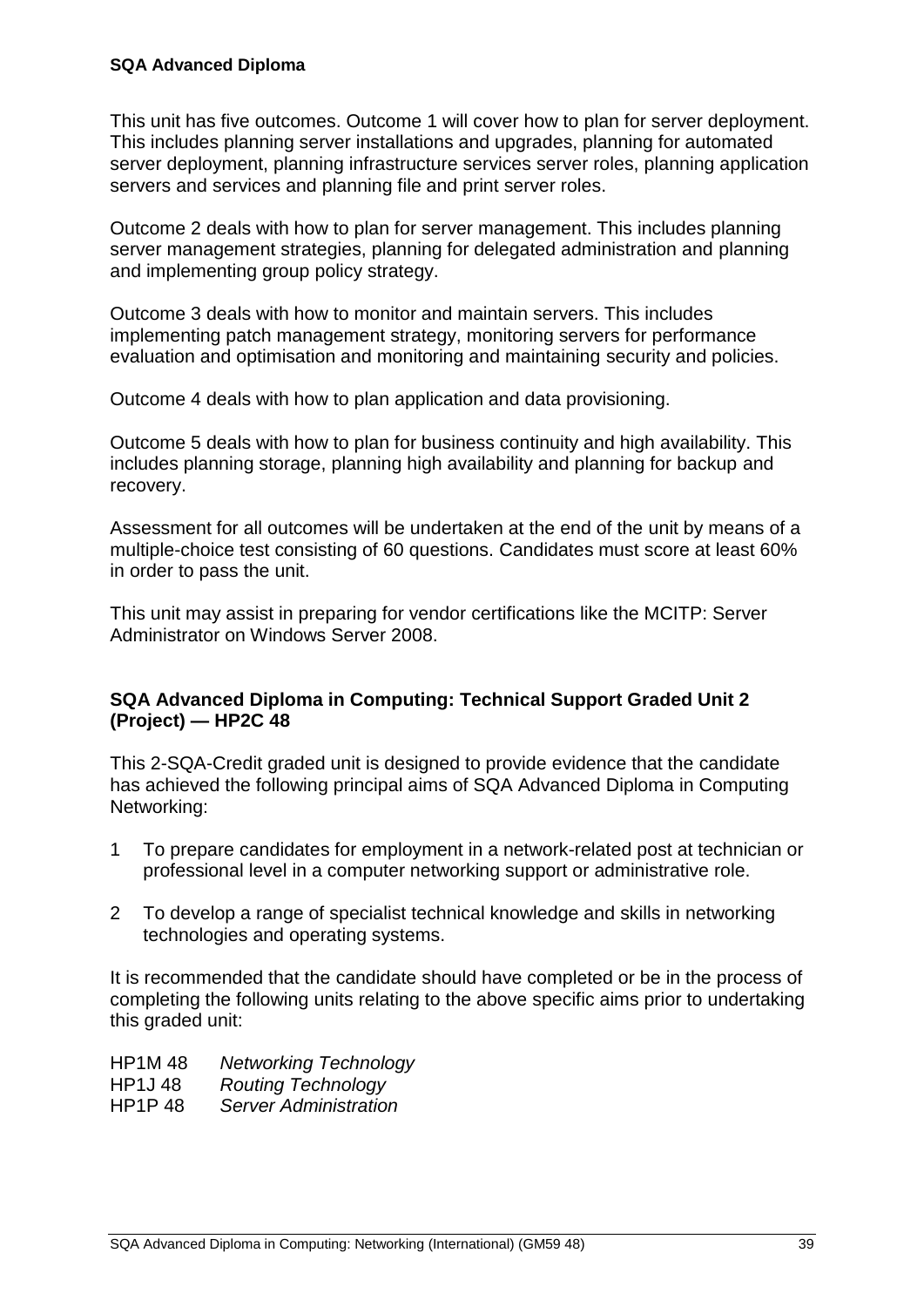**SQA Advanced Diploma**

This unit has five outcomes. Outcome 1 will cover how to plan for server deployment. This includes planning server installations and upgrades, planning for automated server deployment, planning infrastructure services server roles, planning application servers and services and planning file and print server roles.

Outcome 2 deals with how to plan for server management. This includes planning server management strategies, planning for delegated administration and planning and implementing group policy strategy.

Outcome 3 deals with how to monitor and maintain servers. This includes implementing patch management strategy, monitoring servers for performance evaluation and optimisation and monitoring and maintaining security and policies.

Outcome 4 deals with how to plan application and data provisioning.

Outcome 5 deals with how to plan for business continuity and high availability. This includes planning storage, planning high availability and planning for backup and recovery.

Assessment for all outcomes will be undertaken at the end of the unit by means of a multiple-choice test consisting of 60 questions. Candidates must score at least 60% in order to pass the unit.

This unit may assist in preparing for vendor certifications like the MCITP: Server Administrator on Windows Server 2008.

### SQA Advanced Diploma in Computing: Technical Support Graded Unit 2 (Project) — HP2C 48

This 2-SQA-Credit graded unit is designed to provide evidence that the candidate has achieved the following principal aims of SQA Advanced Diploma in Computing Networking:

1. To prepare candidates for employment in a network-related post at technician or professional level in a computer networking support or administrative role.
2. To develop a range of specialist technical knowledge and skills in networking technologies and operating systems.

It is recommended that the candidate should have completed or be in the process of completing the following units relating to the above specific aims prior to undertaking this graded unit:

HP1M 48 *Networking Technology*
HP1J 48 *Routing Technology*
HP1P 48 *Server Administration*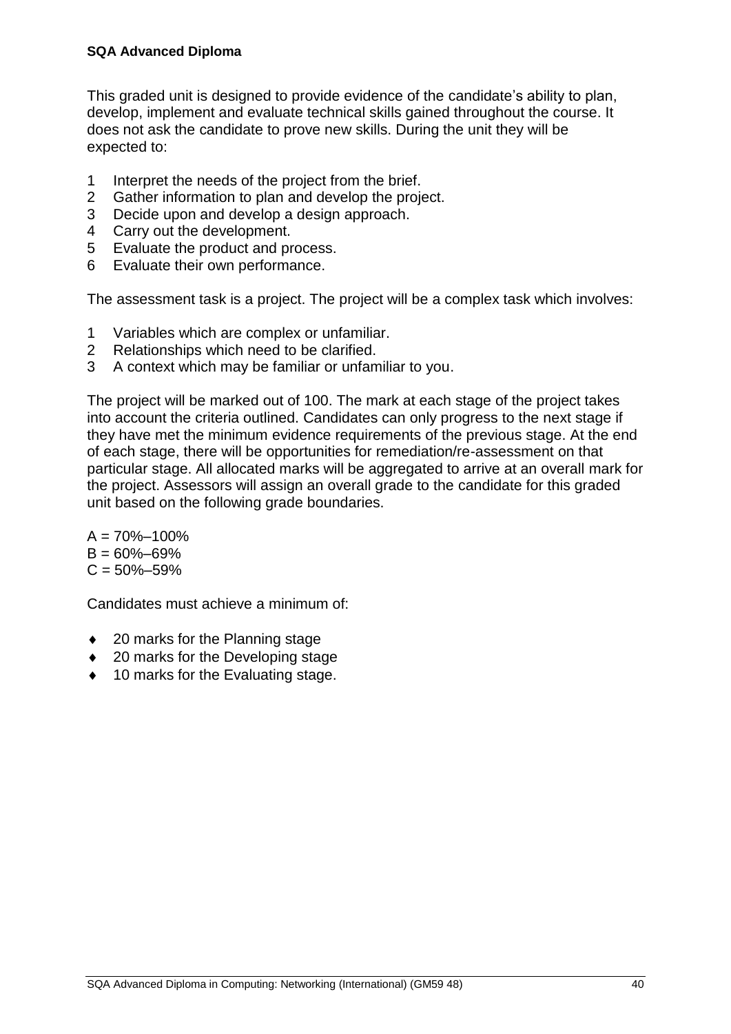**SQA Advanced Diploma**

This graded unit is designed to provide evidence of the candidate's ability to plan, develop, implement and evaluate technical skills gained throughout the course. It does not ask the candidate to prove new skills. During the unit they will be expected to:

1. Interpret the needs of the project from the brief.
2. Gather information to plan and develop the project.
3. Decide upon and develop a design approach.
4. Carry out the development.
5. Evaluate the product and process.
6. Evaluate their own performance.

The assessment task is a project. The project will be a complex task which involves:

1. Variables which are complex or unfamiliar.
2. Relationships which need to be clarified.
3. A context which may be familiar or unfamiliar to you.

The project will be marked out of 100. The mark at each stage of the project takes into account the criteria outlined. Candidates can only progress to the next stage if they have met the minimum evidence requirements of the previous stage. At the end of each stage, there will be opportunities for remediation/re-assessment on that particular stage. All allocated marks will be aggregated to arrive at an overall mark for the project. Assessors will assign an overall grade to the candidate for this graded unit based on the following grade boundaries.

A = 70%–100%
B = 60%–69%
C = 50%–59%

Candidates must achieve a minimum of:

- 20 marks for the Planning stage
- 20 marks for the Developing stage
- 10 marks for the Evaluating stage.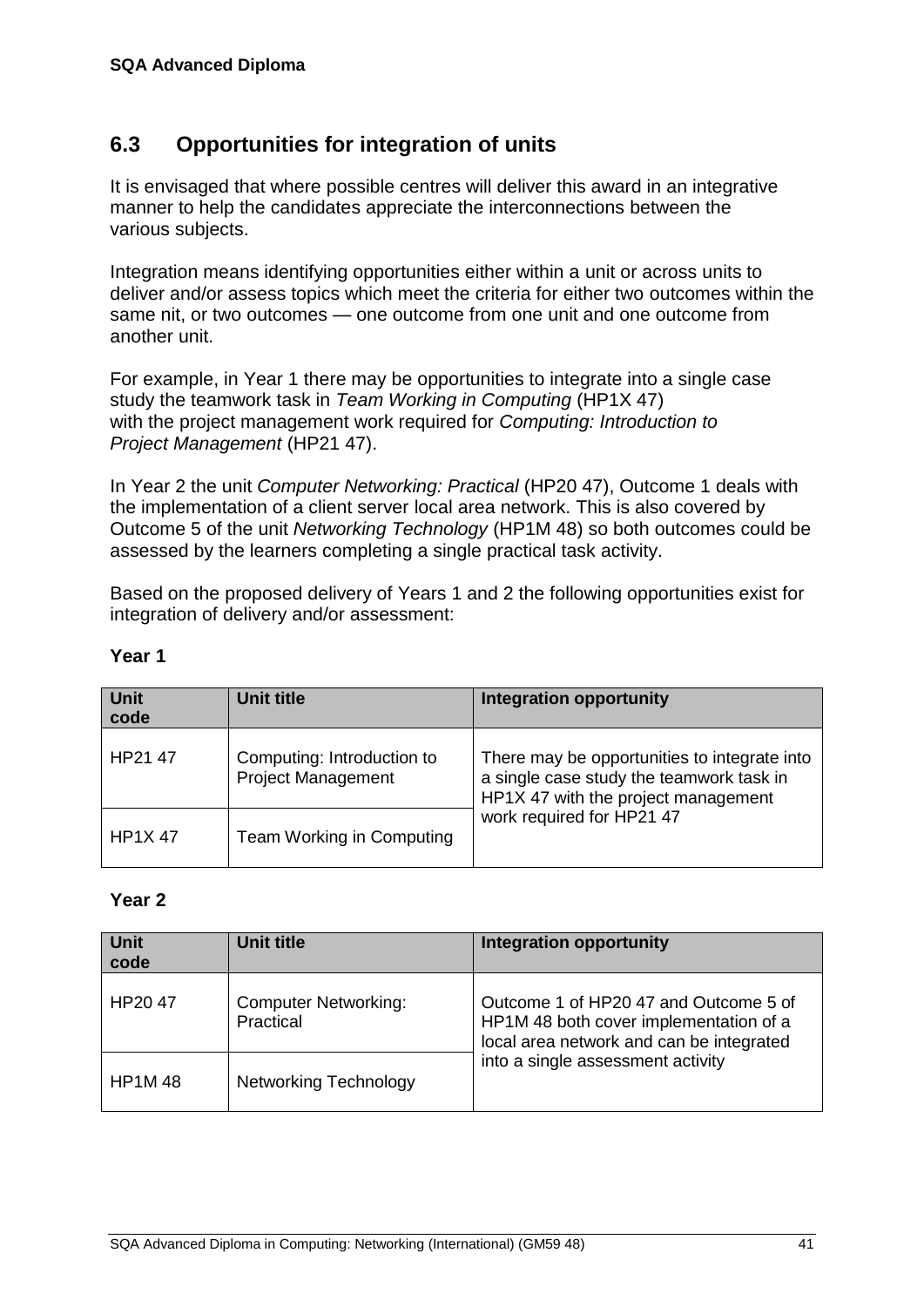## 6.3 Opportunities for integration of units

It is envisaged that where possible centres will deliver this award in an integrative manner to help the candidates appreciate the interconnections between the various subjects.

Integration means identifying opportunities either within a unit or across units to deliver and/or assess topics which meet the criteria for either two outcomes within the same nit, or two outcomes — one outcome from one unit and one outcome from another unit.

For example, in Year 1 there may be opportunities to integrate into a single case study the teamwork task in *Team Working in Computing* (HP1X 47) with the project management work required for *Computing: Introduction to Project Management* (HP21 47).

In Year 2 the unit *Computer Networking: Practical* (HP20 47), Outcome 1 deals with the implementation of a client server local area network. This is also covered by Outcome 5 of the unit *Networking Technology* (HP1M 48) so both outcomes could be assessed by the learners completing a single practical task activity.

Based on the proposed delivery of Years 1 and 2 the following opportunities exist for integration of delivery and/or assessment:

**Year 1**

| Unit code | Unit title | Integration opportunity |
|---|---|---|
| HP21 47 | Computing: Introduction to Project Management | There may be opportunities to integrate into a single case study the teamwork task in HP1X 47 with the project management work required for HP21 47 |
| HP1X 47 | Team Working in Computing | |

**Year 2**

| Unit code | Unit title | Integration opportunity |
|---|---|---|
| HP20 47 | Computer Networking: Practical | Outcome 1 of HP20 47 and Outcome 5 of HP1M 48 both cover implementation of a local area network and can be integrated into a single assessment activity |
| HP1M 48 | Networking Technology | |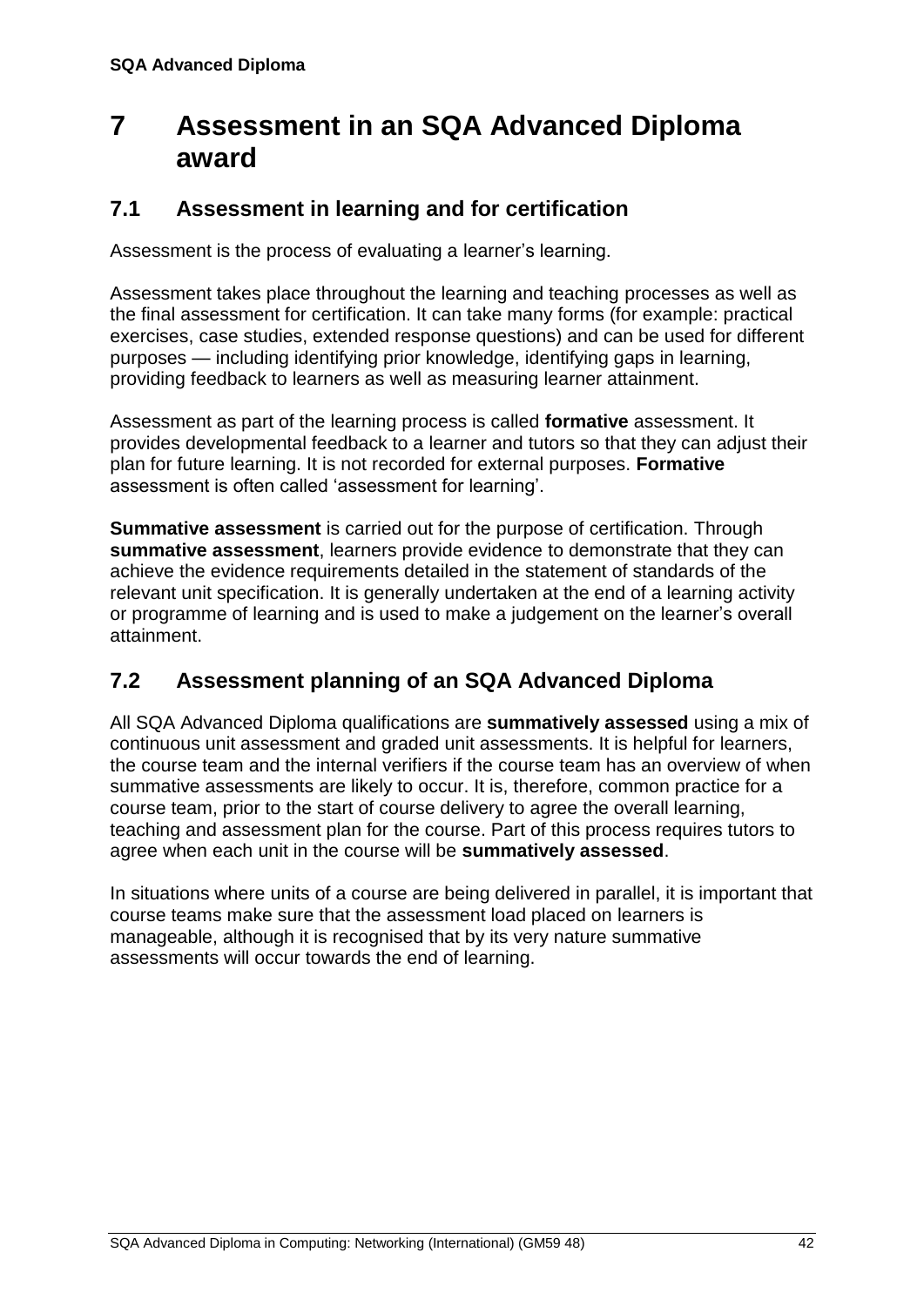# 7 Assessment in an SQA Advanced Diploma award

## 7.1 Assessment in learning and for certification

Assessment is the process of evaluating a learner's learning.

Assessment takes place throughout the learning and teaching processes as well as the final assessment for certification. It can take many forms (for example: practical exercises, case studies, extended response questions) and can be used for different purposes — including identifying prior knowledge, identifying gaps in learning, providing feedback to learners as well as measuring learner attainment.

Assessment as part of the learning process is called **formative** assessment. It provides developmental feedback to a learner and tutors so that they can adjust their plan for future learning. It is not recorded for external purposes. **Formative** assessment is often called 'assessment for learning'.

**Summative assessment** is carried out for the purpose of certification. Through **summative assessment**, learners provide evidence to demonstrate that they can achieve the evidence requirements detailed in the statement of standards of the relevant unit specification. It is generally undertaken at the end of a learning activity or programme of learning and is used to make a judgement on the learner's overall attainment.

## 7.2 Assessment planning of an SQA Advanced Diploma

All SQA Advanced Diploma qualifications are **summatively assessed** using a mix of continuous unit assessment and graded unit assessments. It is helpful for learners, the course team and the internal verifiers if the course team has an overview of when summative assessments are likely to occur. It is, therefore, common practice for a course team, prior to the start of course delivery to agree the overall learning, teaching and assessment plan for the course. Part of this process requires tutors to agree when each unit in the course will be **summatively assessed**.

In situations where units of a course are being delivered in parallel, it is important that course teams make sure that the assessment load placed on learners is manageable, although it is recognised that by its very nature summative assessments will occur towards the end of learning.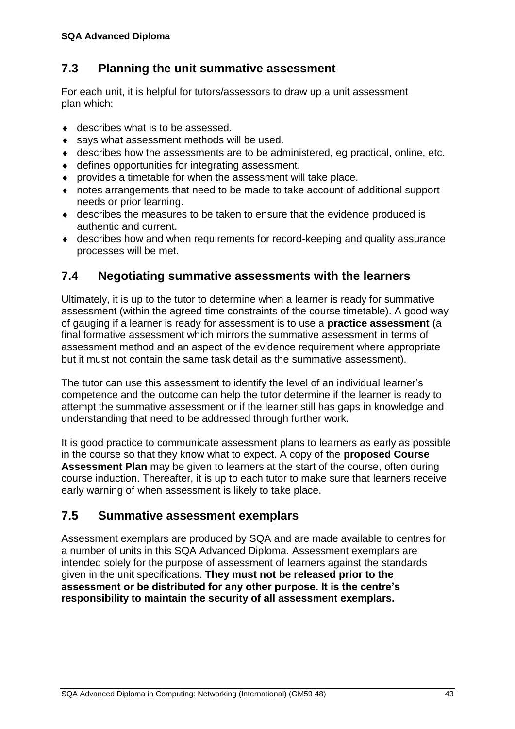## 7.3 Planning the unit summative assessment

For each unit, it is helpful for tutors/assessors to draw up a unit assessment plan which:

- describes what is to be assessed.
- says what assessment methods will be used.
- describes how the assessments are to be administered, eg practical, online, etc.
- defines opportunities for integrating assessment.
- provides a timetable for when the assessment will take place.
- notes arrangements that need to be made to take account of additional support needs or prior learning.
- describes the measures to be taken to ensure that the evidence produced is authentic and current.
- describes how and when requirements for record-keeping and quality assurance processes will be met.

## 7.4 Negotiating summative assessments with the learners

Ultimately, it is up to the tutor to determine when a learner is ready for summative assessment (within the agreed time constraints of the course timetable). A good way of gauging if a learner is ready for assessment is to use a **practice assessment** (a final formative assessment which mirrors the summative assessment in terms of assessment method and an aspect of the evidence requirement where appropriate but it must not contain the same task detail as the summative assessment).

The tutor can use this assessment to identify the level of an individual learner's competence and the outcome can help the tutor determine if the learner is ready to attempt the summative assessment or if the learner still has gaps in knowledge and understanding that need to be addressed through further work.

It is good practice to communicate assessment plans to learners as early as possible in the course so that they know what to expect. A copy of the **proposed Course Assessment Plan** may be given to learners at the start of the course, often during course induction. Thereafter, it is up to each tutor to make sure that learners receive early warning of when assessment is likely to take place.

## 7.5 Summative assessment exemplars

Assessment exemplars are produced by SQA and are made available to centres for a number of units in this SQA Advanced Diploma. Assessment exemplars are intended solely for the purpose of assessment of learners against the standards given in the unit specifications. **They must not be released prior to the assessment or be distributed for any other purpose. It is the centre's responsibility to maintain the security of all assessment exemplars.**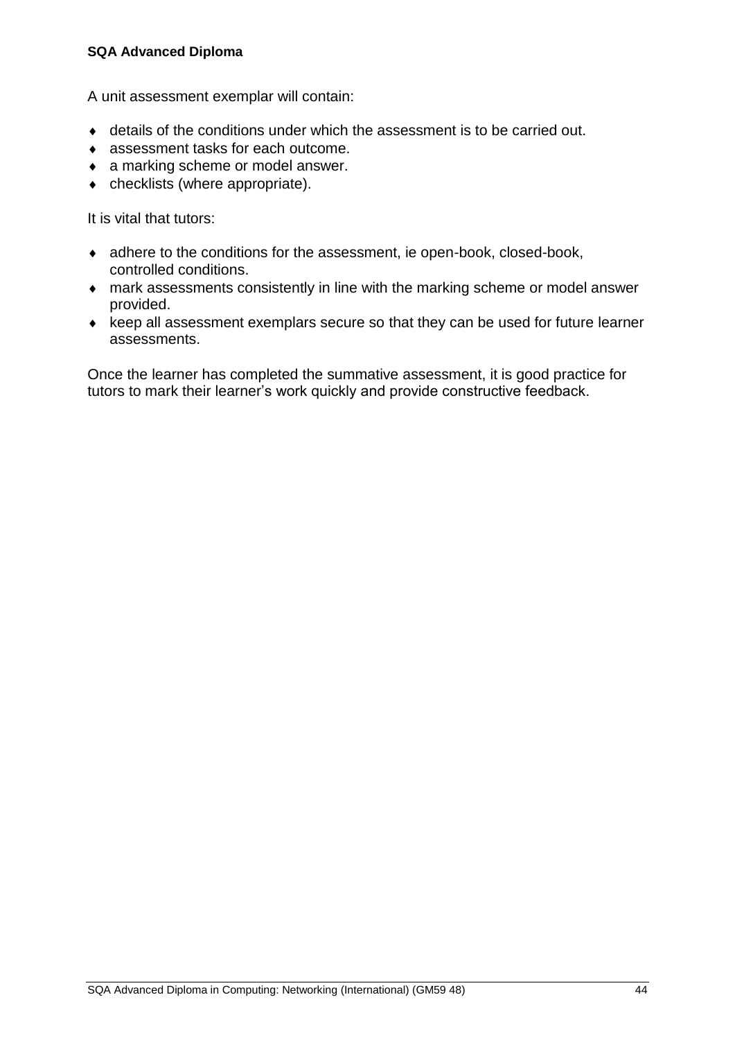A unit assessment exemplar will contain:

- details of the conditions under which the assessment is to be carried out.
- assessment tasks for each outcome.
- a marking scheme or model answer.
- checklists (where appropriate).

It is vital that tutors:

- adhere to the conditions for the assessment, ie open-book, closed-book, controlled conditions.
- mark assessments consistently in line with the marking scheme or model answer provided.
- keep all assessment exemplars secure so that they can be used for future learner assessments.

Once the learner has completed the summative assessment, it is good practice for tutors to mark their learner's work quickly and provide constructive feedback.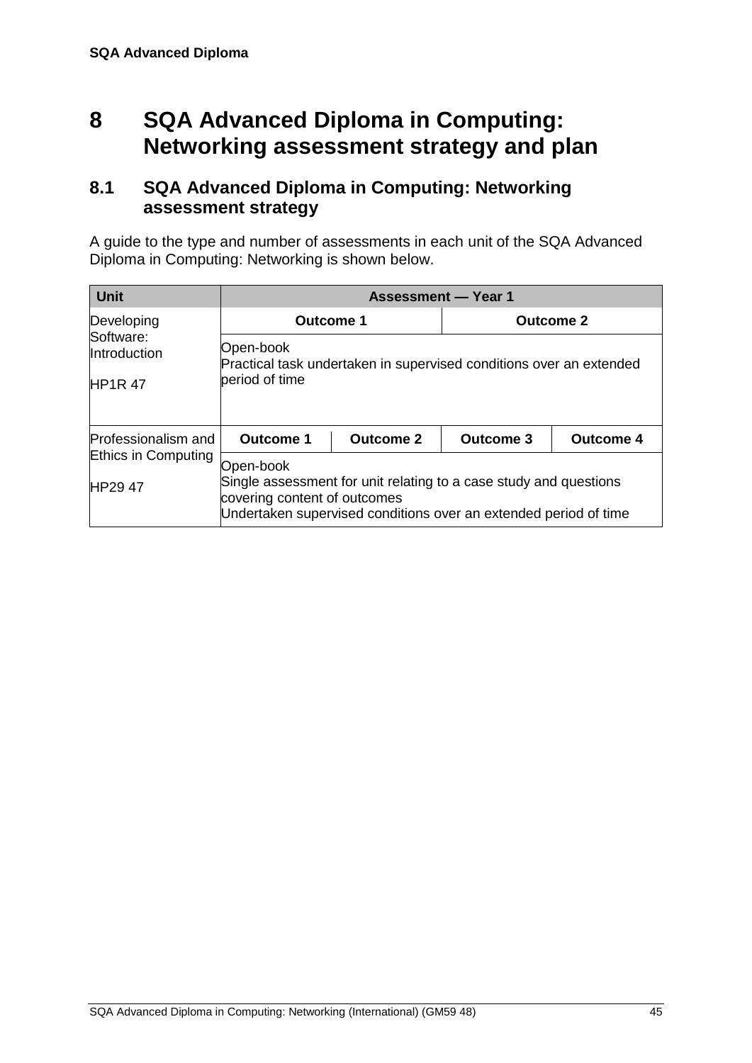# 8 SQA Advanced Diploma in Computing: Networking assessment strategy and plan

## 8.1 SQA Advanced Diploma in Computing: Networking assessment strategy

A guide to the type and number of assessments in each unit of the SQA Advanced Diploma in Computing: Networking is shown below.

| Unit | Assessment — Year 1 | | | |
|---|---|---|---|---|
| Developing Software: Introduction<br><br>HP1R 47 | Outcome 1 | | Outcome 2 | |
| | Open-book<br>Practical task undertaken in supervised conditions over an extended period of time | | | |
| Professionalism and Ethics in Computing<br><br>HP29 47 | Outcome 1 | Outcome 2 | Outcome 3 | Outcome 4 |
| | Open-book<br>Single assessment for unit relating to a case study and questions covering content of outcomes<br>Undertaken supervised conditions over an extended period of time | | | |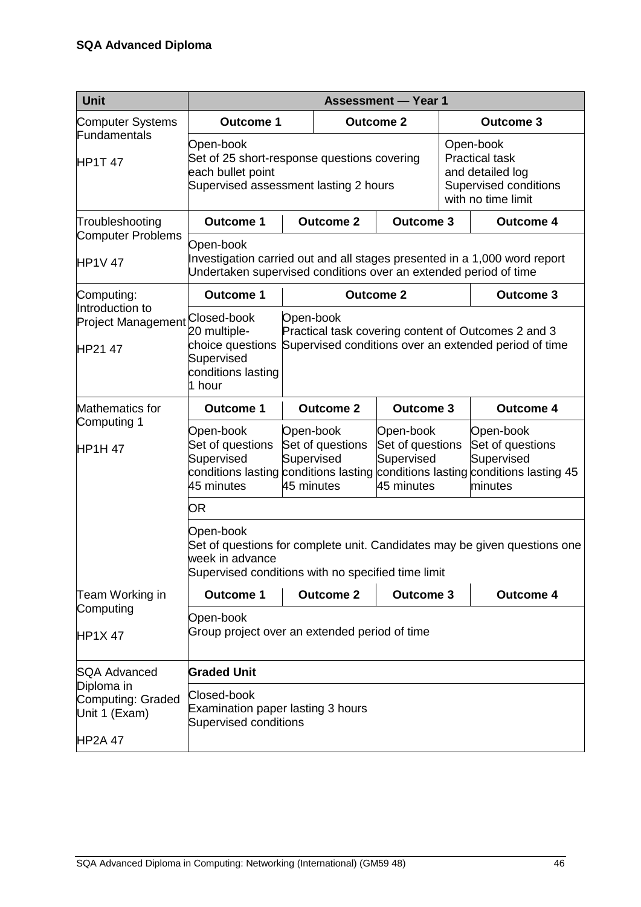**SQA Advanced Diploma**

| Unit | Assessment — Year 1 | | | |
|---|---|---|---|---|
| Computer Systems Fundamentals<br><br>HP1T 47 | **Outcome 1** | **Outcome 2** | | **Outcome 3** |
| | Open-book<br>Set of 25 short-response questions covering each bullet point<br>Supervised assessment lasting 2 hours | | | Open-book<br>Practical task and detailed log<br>Supervised conditions with no time limit |
| Troubleshooting Computer Problems<br><br>HP1V 47 | **Outcome 1** | **Outcome 2** | **Outcome 3** | **Outcome 4** |
| | Open-book<br>Investigation carried out and all stages presented in a 1,000 word report<br>Undertaken supervised conditions over an extended period of time | | | |
| Computing: Introduction to Project Management<br><br>HP21 47 | **Outcome 1** | **Outcome 2** | | **Outcome 3** |
| | Closed-book<br>20 multiple-choice questions<br>Supervised conditions lasting 1 hour | Open-book<br>Practical task covering content of Outcomes 2 and 3<br>Supervised conditions over an extended period of time | | |
| Mathematics for Computing 1<br><br>HP1H 47 | **Outcome 1** | **Outcome 2** | **Outcome 3** | **Outcome 4** |
| | Open-book<br>Set of questions<br>Supervised conditions lasting 45 minutes | Open-book<br>Set of questions<br>Supervised conditions lasting 45 minutes | Open-book<br>Set of questions<br>Supervised conditions lasting 45 minutes | Open-book<br>Set of questions<br>Supervised conditions lasting 45 minutes |
| | OR | | | |
| | Open-book<br>Set of questions for complete unit. Candidates may be given questions one week in advance<br>Supervised conditions with no specified time limit | | | |
| Team Working in Computing<br><br>HP1X 47 | **Outcome 1** | **Outcome 2** | **Outcome 3** | **Outcome 4** |
| | Open-book<br>Group project over an extended period of time | | | |
| SQA Advanced Diploma in Computing: Graded Unit 1 (Exam)<br><br>HP2A 47 | **Graded Unit** | | | |
| | Closed-book<br>Examination paper lasting 3 hours<br>Supervised conditions | | | |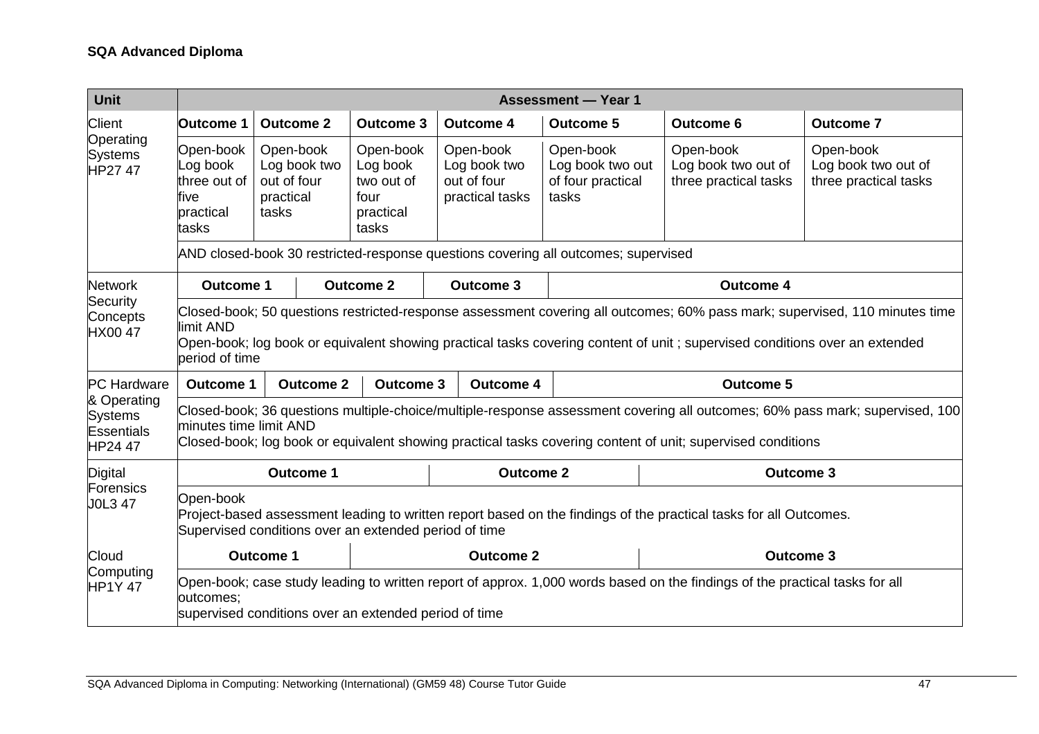**SQA Advanced Diploma**

| Unit | Assessment — Year 1 | | | | | | |
|---|---|---|---|---|---|---|---|
| Client Operating Systems HP27 47 | **Outcome 1** | **Outcome 2** | **Outcome 3** | **Outcome 4** | **Outcome 5** | **Outcome 6** | **Outcome 7** |
| | Open-book Log book three out of five practical tasks | Open-book Log book two out of four practical tasks | Open-book Log book two out of four practical tasks | Open-book Log book two out of four practical tasks | Open-book Log book two out of four practical tasks | Open-book Log book two out of three practical tasks | Open-book Log book two out of three practical tasks |
| | AND closed-book 30 restricted-response questions covering all outcomes; supervised | | | | | | |
| Network Security Concepts HX00 47 | **Outcome 1** | **Outcome 2** | **Outcome 3** | **Outcome 4** | | | |
| | Closed-book; 50 questions restricted-response assessment covering all outcomes; 60% pass mark; supervised, 110 minutes time limit AND<br>Open-book; log book or equivalent showing practical tasks covering content of unit ; supervised conditions over an extended period of time | | | | | | |
| PC Hardware & Operating Systems Essentials HP24 47 | **Outcome 1** | **Outcome 2** | **Outcome 3** | **Outcome 4** | **Outcome 5** | | |
| | Closed-book; 36 questions multiple-choice/multiple-response assessment covering all outcomes; 60% pass mark; supervised, 100 minutes time limit AND<br>Closed-book; log book or equivalent showing practical tasks covering content of unit; supervised conditions | | | | | | |
| Digital Forensics J0L3 47 | **Outcome 1** | **Outcome 2** | **Outcome 3** | | | | |
| | Open-book<br>Project-based assessment leading to written report based on the findings of the practical tasks for all Outcomes.<br>Supervised conditions over an extended period of time | | | | | | |
| Cloud Computing HP1Y 47 | **Outcome 1** | **Outcome 2** | **Outcome 3** | | | | |
| | Open-book; case study leading to written report of approx. 1,000 words based on the findings of the practical tasks for all outcomes;<br>supervised conditions over an extended period of time | | | | | | |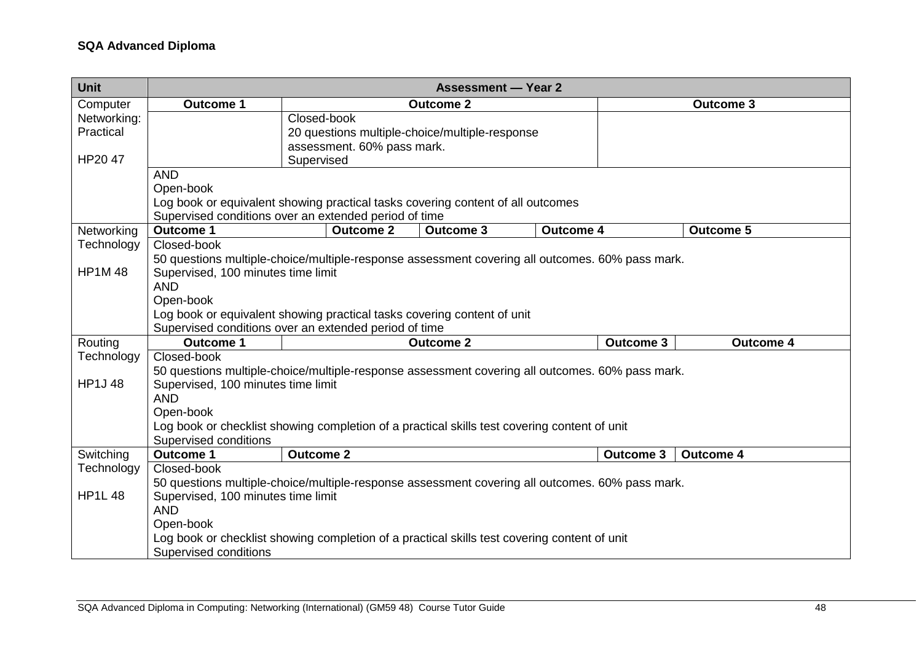**SQA Advanced Diploma**

| Unit | Assessment — Year 2 | | | | |
|---|---|---|---|---|---|
| Computer Networking: Practical<br><br>HP20 47 | **Outcome 1** | **Outcome 2** | | **Outcome 3** | |
| | | Closed-book<br>20 questions multiple-choice/multiple-response assessment. 60% pass mark.<br>Supervised | | | |
| | AND<br>Open-book<br>Log book or equivalent showing practical tasks covering content of all outcomes<br>Supervised conditions over an extended period of time | | | | |
| Networking Technology<br><br>HP1M 48 | **Outcome 1** | **Outcome 2** | **Outcome 3** | **Outcome 4** | **Outcome 5** |
| | Closed-book<br>50 questions multiple-choice/multiple-response assessment covering all outcomes. 60% pass mark.<br>Supervised, 100 minutes time limit<br>AND<br>Open-book<br>Log book or equivalent showing practical tasks covering content of unit<br>Supervised conditions over an extended period of time | | | | |
| Routing Technology<br><br>HP1J 48 | **Outcome 1** | **Outcome 2** | | **Outcome 3** | **Outcome 4** |
| | Closed-book<br>50 questions multiple-choice/multiple-response assessment covering all outcomes. 60% pass mark.<br>Supervised, 100 minutes time limit<br>AND<br>Open-book<br>Log book or checklist showing completion of a practical skills test covering content of unit<br>Supervised conditions | | | | |
| Switching Technology<br><br>HP1L 48 | **Outcome 1** | **Outcome 2** | | **Outcome 3** | **Outcome 4** |
| | Closed-book<br>50 questions multiple-choice/multiple-response assessment covering all outcomes. 60% pass mark.<br>Supervised, 100 minutes time limit<br>AND<br>Open-book<br>Log book or checklist showing completion of a practical skills test covering content of unit<br>Supervised conditions | | | | |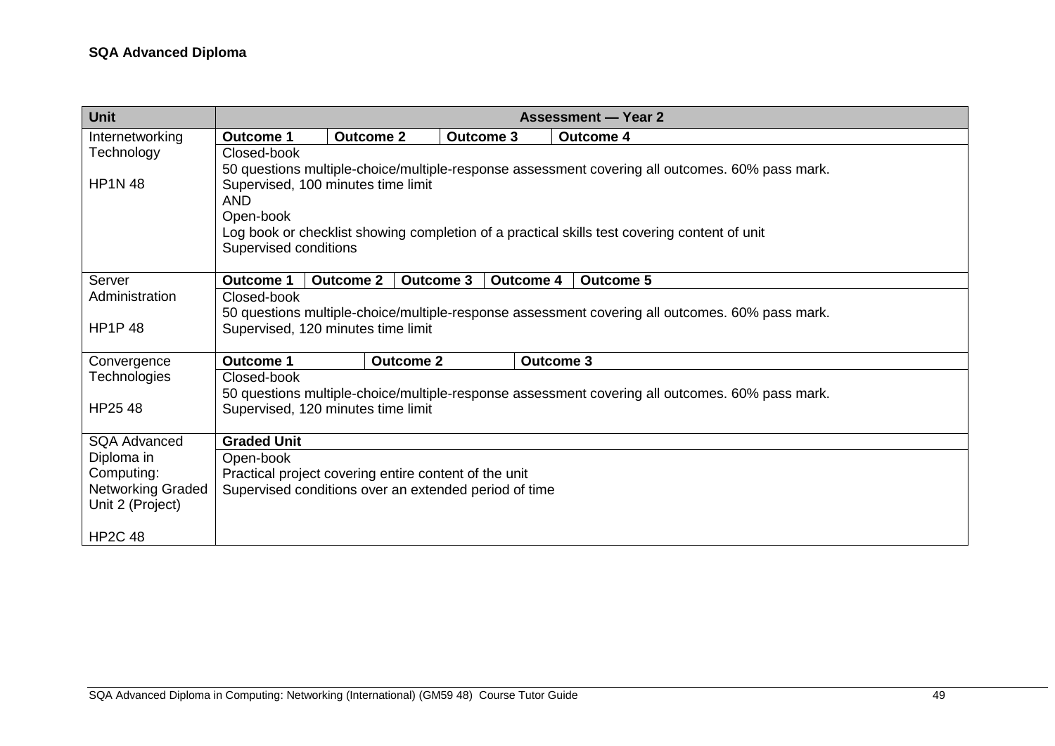**SQA Advanced Diploma**

| Unit | Assessment — Year 2 |
|---|---|
| Internetworking Technology<br><br>HP1N 48 | **Outcome 1** \| **Outcome 2** \| **Outcome 3** \| **Outcome 4**<br>Closed-book<br>50 questions multiple-choice/multiple-response assessment covering all outcomes. 60% pass mark.<br>Supervised, 100 minutes time limit<br>AND<br>Open-book<br>Log book or checklist showing completion of a practical skills test covering content of unit<br>Supervised conditions |
| Server Administration<br><br>HP1P 48 | **Outcome 1** \| **Outcome 2** \| **Outcome 3** \| **Outcome 4** \| **Outcome 5**<br>Closed-book<br>50 questions multiple-choice/multiple-response assessment covering all outcomes. 60% pass mark.<br>Supervised, 120 minutes time limit |
| Convergence Technologies<br><br>HP25 48 | **Outcome 1** \| **Outcome 2** \| **Outcome 3**<br>Closed-book<br>50 questions multiple-choice/multiple-response assessment covering all outcomes. 60% pass mark.<br>Supervised, 120 minutes time limit |
| SQA Advanced Diploma in Computing: Networking Graded Unit 2 (Project)<br><br>HP2C 48 | **Graded Unit**<br>Open-book<br>Practical project covering entire content of the unit<br>Supervised conditions over an extended period of time |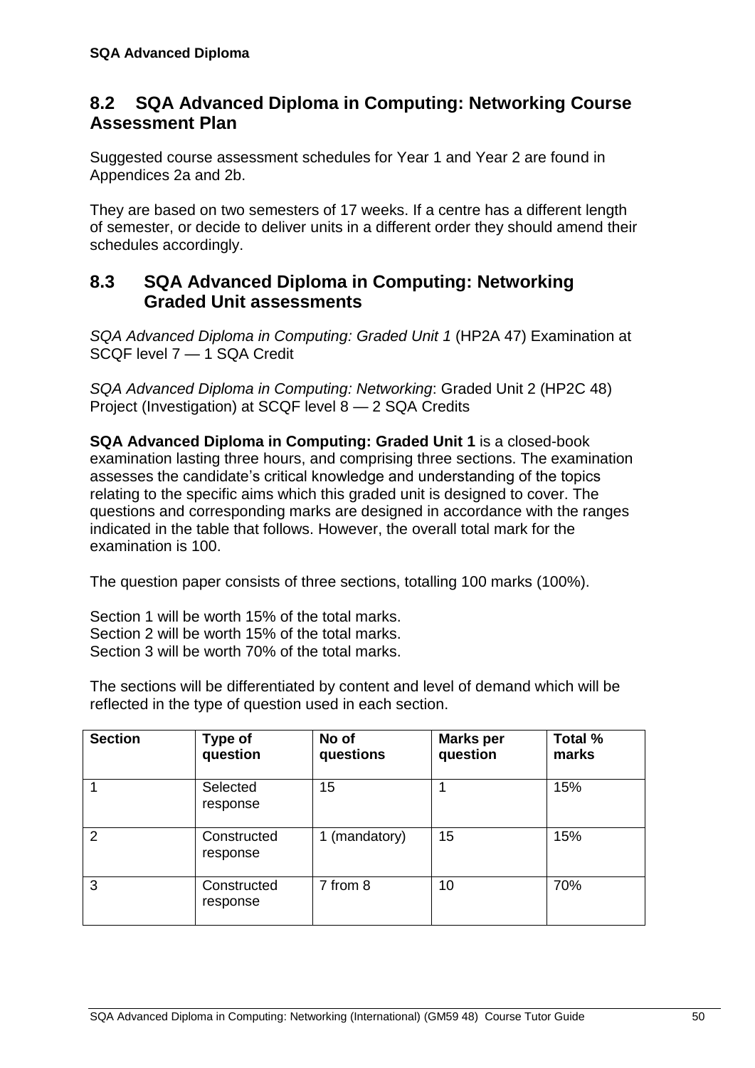## 8.2 SQA Advanced Diploma in Computing: Networking Course Assessment Plan

Suggested course assessment schedules for Year 1 and Year 2 are found in Appendices 2a and 2b.

They are based on two semesters of 17 weeks. If a centre has a different length of semester, or decide to deliver units in a different order they should amend their schedules accordingly.

## 8.3 SQA Advanced Diploma in Computing: Networking Graded Unit assessments

*SQA Advanced Diploma in Computing: Graded Unit 1* (HP2A 47) Examination at SCQF level 7 — 1 SQA Credit

*SQA Advanced Diploma in Computing: Networking*: Graded Unit 2 (HP2C 48) Project (Investigation) at SCQF level 8 — 2 SQA Credits

**SQA Advanced Diploma in Computing: Graded Unit 1** is a closed-book examination lasting three hours, and comprising three sections. The examination assesses the candidate's critical knowledge and understanding of the topics relating to the specific aims which this graded unit is designed to cover. The questions and corresponding marks are designed in accordance with the ranges indicated in the table that follows. However, the overall total mark for the examination is 100.

The question paper consists of three sections, totalling 100 marks (100%).

Section 1 will be worth 15% of the total marks.
Section 2 will be worth 15% of the total marks.
Section 3 will be worth 70% of the total marks.

The sections will be differentiated by content and level of demand which will be reflected in the type of question used in each section.

| Section | Type of question | No of questions | Marks per question | Total % marks |
|---|---|---|---|---|
| 1 | Selected response | 15 | 1 | 15% |
| 2 | Constructed response | 1 (mandatory) | 15 | 15% |
| 3 | Constructed response | 7 from 8 | 10 | 70% |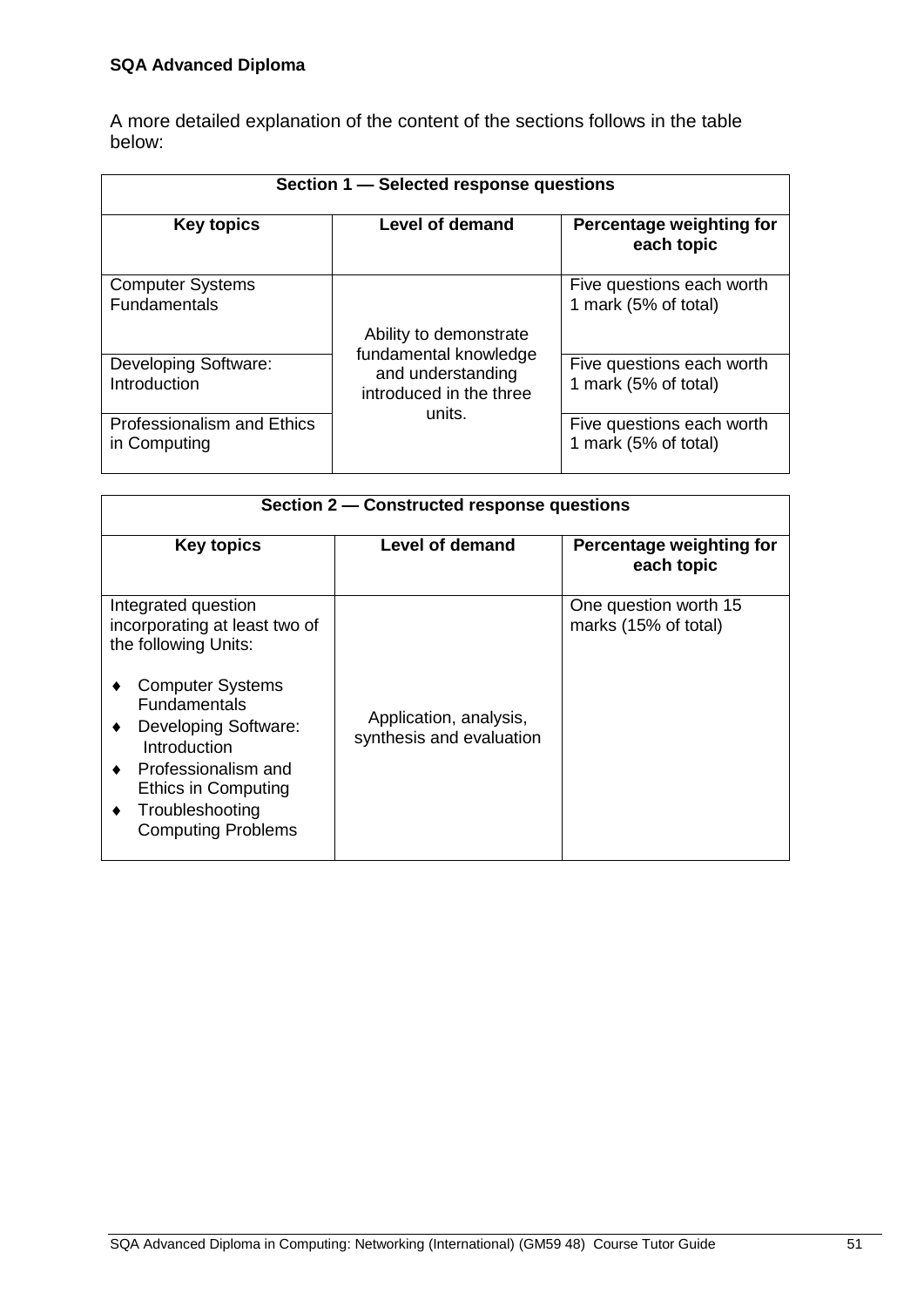A more detailed explanation of the content of the sections follows in the table below:

| Section 1 — Selected response questions | | |
|---|---|---|
| **Key topics** | **Level of demand** | **Percentage weighting for each topic** |
| Computer Systems Fundamentals | Ability to demonstrate fundamental knowledge and understanding introduced in the three units. | Five questions each worth 1 mark (5% of total) |
| Developing Software: Introduction | | Five questions each worth 1 mark (5% of total) |
| Professionalism and Ethics in Computing | | Five questions each worth 1 mark (5% of total) |

| Section 2 — Constructed response questions | | |
|---|---|---|
| **Key topics** | **Level of demand** | **Percentage weighting for each topic** |
| Integrated question incorporating at least two of the following Units:<br>♦ Computer Systems Fundamentals<br>♦ Developing Software: Introduction<br>♦ Professionalism and Ethics in Computing<br>♦ Troubleshooting Computing Problems | Application, analysis, synthesis and evaluation | One question worth 15 marks (15% of total) |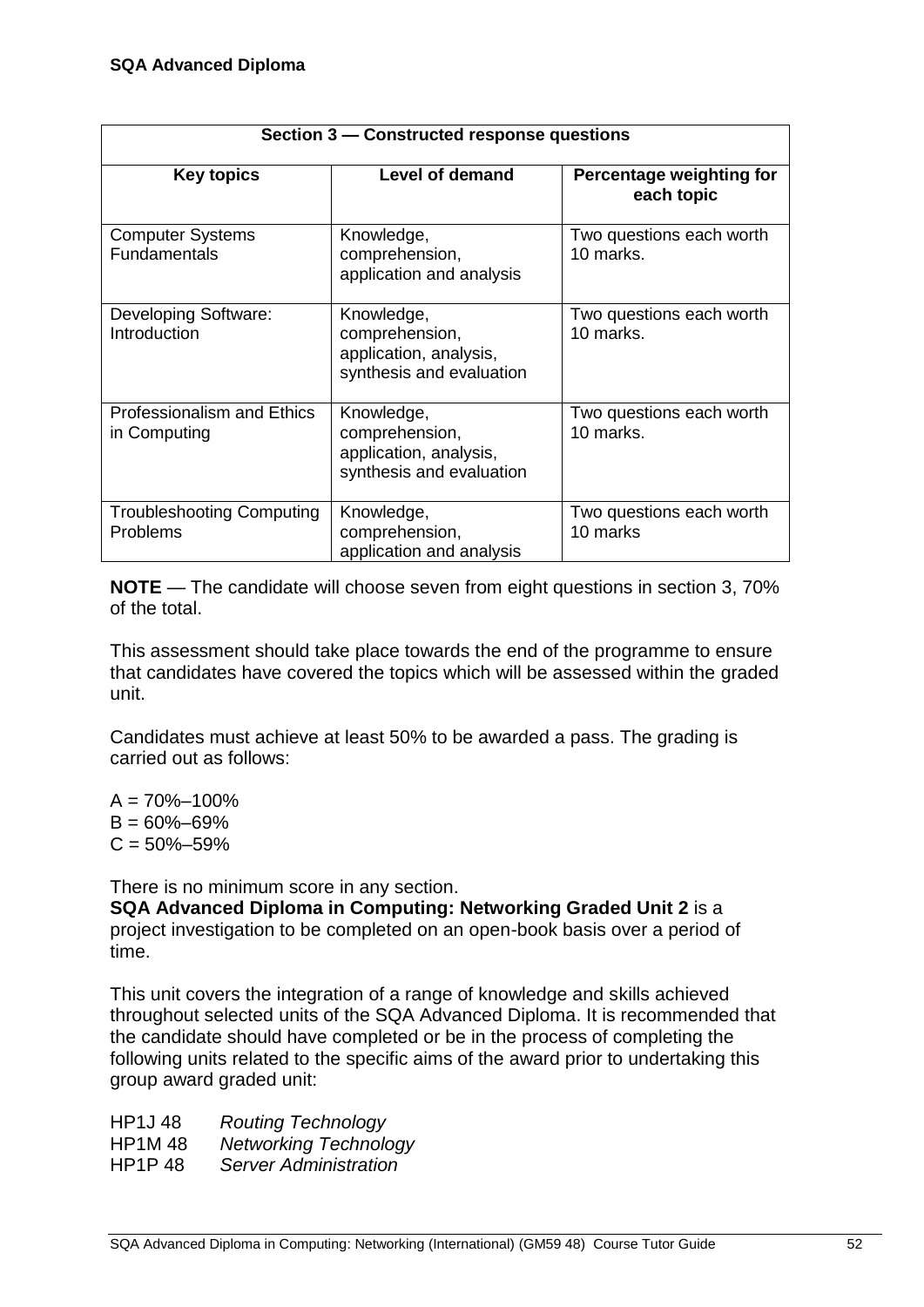**SQA Advanced Diploma**

| Section 3 — Constructed response questions | | |
|---|---|---|
| **Key topics** | **Level of demand** | **Percentage weighting for each topic** |
| Computer Systems Fundamentals | Knowledge, comprehension, application and analysis | Two questions each worth 10 marks. |
| Developing Software: Introduction | Knowledge, comprehension, application, analysis, synthesis and evaluation | Two questions each worth 10 marks. |
| Professionalism and Ethics in Computing | Knowledge, comprehension, application, analysis, synthesis and evaluation | Two questions each worth 10 marks. |
| Troubleshooting Computing Problems | Knowledge, comprehension, application and analysis | Two questions each worth 10 marks |

**NOTE** — The candidate will choose seven from eight questions in section 3, 70% of the total.

This assessment should take place towards the end of the programme to ensure that candidates have covered the topics which will be assessed within the graded unit.

Candidates must achieve at least 50% to be awarded a pass. The grading is carried out as follows:

A = 70%–100%
B = 60%–69%
C = 50%–59%

There is no minimum score in any section.

**SQA Advanced Diploma in Computing: Networking Graded Unit 2** is a project investigation to be completed on an open-book basis over a period of time.

This unit covers the integration of a range of knowledge and skills achieved throughout selected units of the SQA Advanced Diploma. It is recommended that the candidate should have completed or be in the process of completing the following units related to the specific aims of the award prior to undertaking this group award graded unit:

HP1J 48 *Routing Technology*
HP1M 48 *Networking Technology*
HP1P 48 *Server Administration*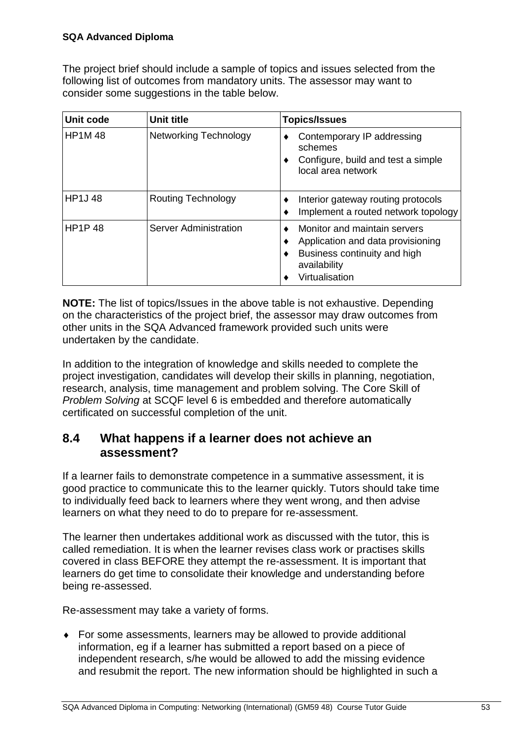The project brief should include a sample of topics and issues selected from the following list of outcomes from mandatory units. The assessor may want to consider some suggestions in the table below.

| Unit code | Unit title | Topics/Issues |
|---|---|---|
| HP1M 48 | Networking Technology | ♦ Contemporary IP addressing schemes<br>♦ Configure, build and test a simple local area network |
| HP1J 48 | Routing Technology | ♦ Interior gateway routing protocols<br>♦ Implement a routed network topology |
| HP1P 48 | Server Administration | ♦ Monitor and maintain servers<br>♦ Application and data provisioning<br>♦ Business continuity and high availability<br>♦ Virtualisation |

**NOTE:** The list of topics/Issues in the above table is not exhaustive. Depending on the characteristics of the project brief, the assessor may draw outcomes from other units in the SQA Advanced framework provided such units were undertaken by the candidate.

In addition to the integration of knowledge and skills needed to complete the project investigation, candidates will develop their skills in planning, negotiation, research, analysis, time management and problem solving. The Core Skill of *Problem Solving* at SCQF level 6 is embedded and therefore automatically certificated on successful completion of the unit.

## 8.4 What happens if a learner does not achieve an assessment?

If a learner fails to demonstrate competence in a summative assessment, it is good practice to communicate this to the learner quickly. Tutors should take time to individually feed back to learners where they went wrong, and then advise learners on what they need to do to prepare for re-assessment.

The learner then undertakes additional work as discussed with the tutor, this is called remediation. It is when the learner revises class work or practises skills covered in class BEFORE they attempt the re-assessment. It is important that learners do get time to consolidate their knowledge and understanding before being re-assessed.

Re-assessment may take a variety of forms.

- For some assessments, learners may be allowed to provide additional information, eg if a learner has submitted a report based on a piece of independent research, s/he would be allowed to add the missing evidence and resubmit the report. The new information should be highlighted in such a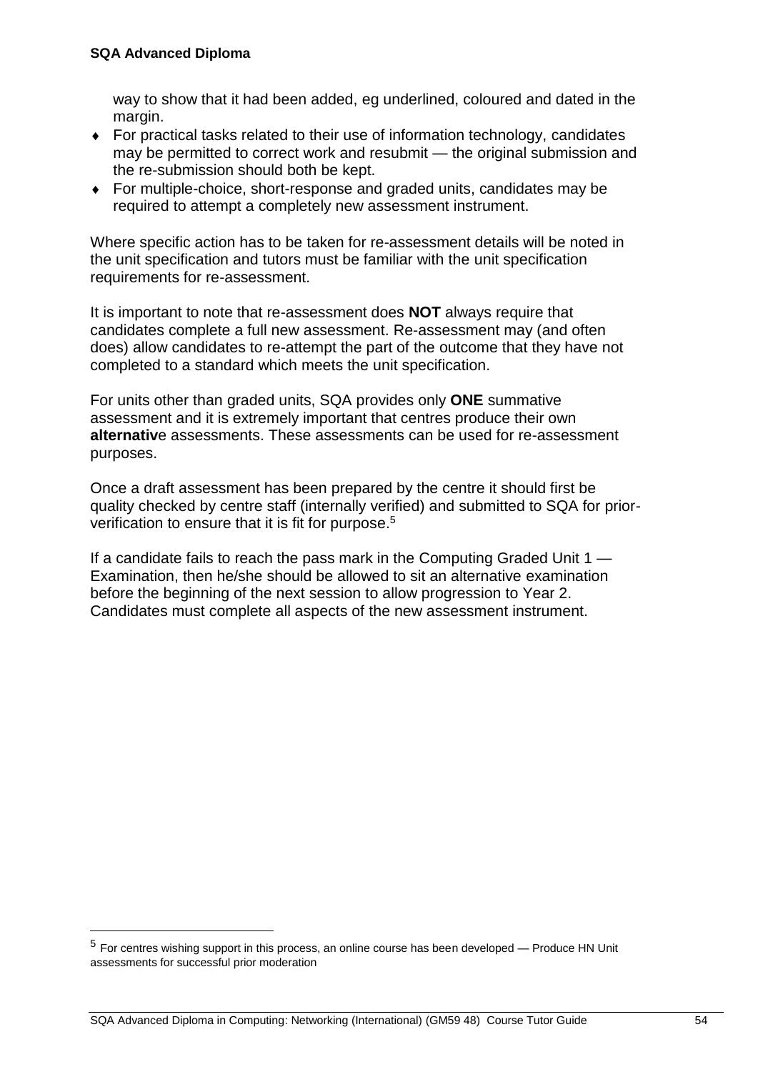way to show that it had been added, eg underlined, coloured and dated in the margin.

- For practical tasks related to their use of information technology, candidates may be permitted to correct work and resubmit — the original submission and the re-submission should both be kept.
- For multiple-choice, short-response and graded units, candidates may be required to attempt a completely new assessment instrument.

Where specific action has to be taken for re-assessment details will be noted in the unit specification and tutors must be familiar with the unit specification requirements for re-assessment.

It is important to note that re-assessment does **NOT** always require that candidates complete a full new assessment. Re-assessment may (and often does) allow candidates to re-attempt the part of the outcome that they have not completed to a standard which meets the unit specification.

For units other than graded units, SQA provides only **ONE** summative assessment and it is extremely important that centres produce their own **alternativ**e assessments. These assessments can be used for re-assessment purposes.

Once a draft assessment has been prepared by the centre it should first be quality checked by centre staff (internally verified) and submitted to SQA for prior-verification to ensure that it is fit for purpose.[5]

If a candidate fails to reach the pass mark in the Computing Graded Unit 1 — Examination, then he/she should be allowed to sit an alternative examination before the beginning of the next session to allow progression to Year 2. Candidates must complete all aspects of the new assessment instrument.

[5] For centres wishing support in this process, an online course has been developed — Produce HN Unit assessments for successful prior moderation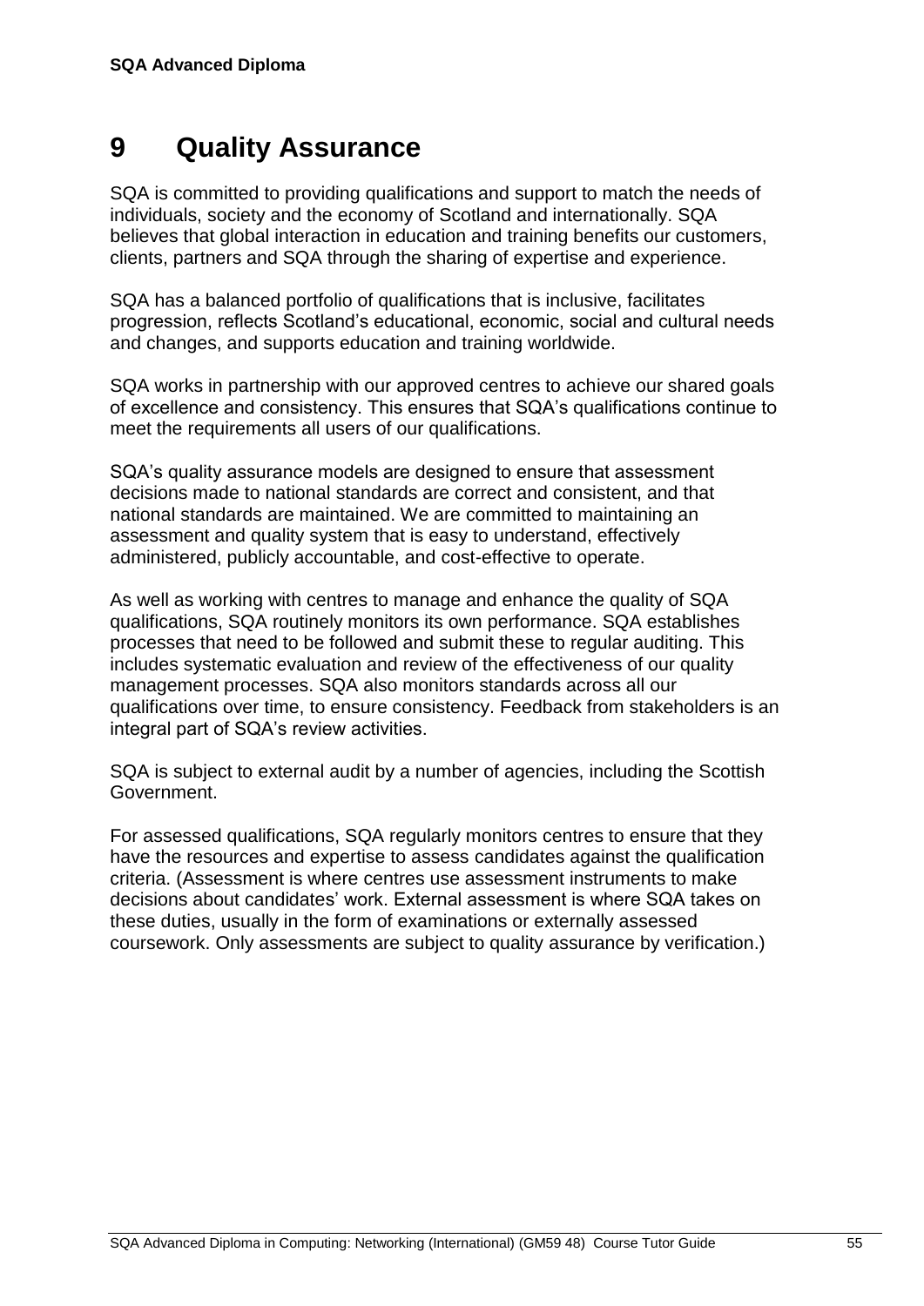# 9 Quality Assurance

SQA is committed to providing qualifications and support to match the needs of individuals, society and the economy of Scotland and internationally. SQA believes that global interaction in education and training benefits our customers, clients, partners and SQA through the sharing of expertise and experience.

SQA has a balanced portfolio of qualifications that is inclusive, facilitates progression, reflects Scotland's educational, economic, social and cultural needs and changes, and supports education and training worldwide.

SQA works in partnership with our approved centres to achieve our shared goals of excellence and consistency. This ensures that SQA's qualifications continue to meet the requirements all users of our qualifications.

SQA's quality assurance models are designed to ensure that assessment decisions made to national standards are correct and consistent, and that national standards are maintained. We are committed to maintaining an assessment and quality system that is easy to understand, effectively administered, publicly accountable, and cost-effective to operate.

As well as working with centres to manage and enhance the quality of SQA qualifications, SQA routinely monitors its own performance. SQA establishes processes that need to be followed and submit these to regular auditing. This includes systematic evaluation and review of the effectiveness of our quality management processes. SQA also monitors standards across all our qualifications over time, to ensure consistency. Feedback from stakeholders is an integral part of SQA's review activities.

SQA is subject to external audit by a number of agencies, including the Scottish Government.

For assessed qualifications, SQA regularly monitors centres to ensure that they have the resources and expertise to assess candidates against the qualification criteria. (Assessment is where centres use assessment instruments to make decisions about candidates' work. External assessment is where SQA takes on these duties, usually in the form of examinations or externally assessed coursework. Only assessments are subject to quality assurance by verification.)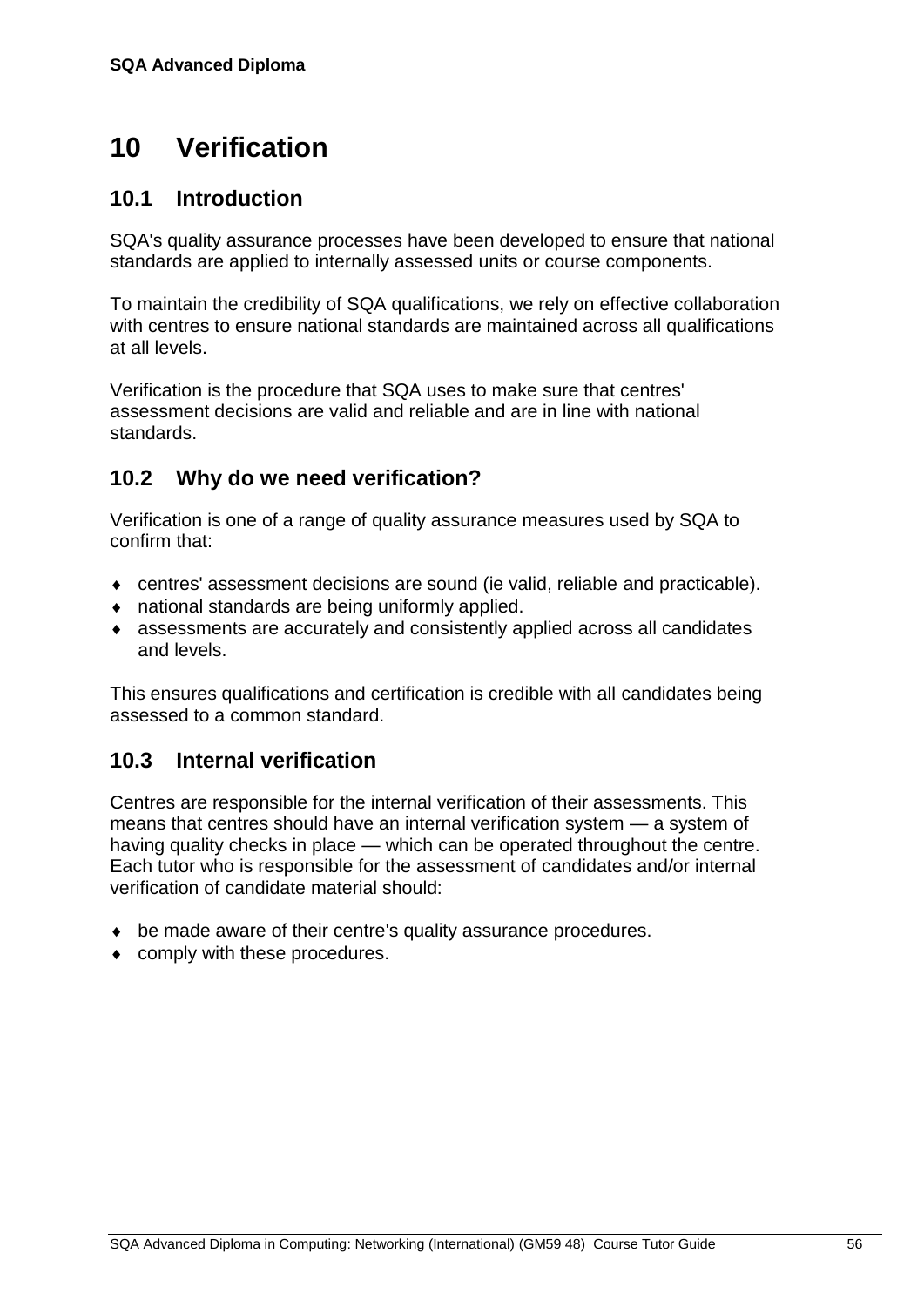# 10 Verification

## 10.1 Introduction

SQA's quality assurance processes have been developed to ensure that national standards are applied to internally assessed units or course components.

To maintain the credibility of SQA qualifications, we rely on effective collaboration with centres to ensure national standards are maintained across all qualifications at all levels.

Verification is the procedure that SQA uses to make sure that centres' assessment decisions are valid and reliable and are in line with national standards.

## 10.2 Why do we need verification?

Verification is one of a range of quality assurance measures used by SQA to confirm that:

- centres' assessment decisions are sound (ie valid, reliable and practicable).
- national standards are being uniformly applied.
- assessments are accurately and consistently applied across all candidates and levels.

This ensures qualifications and certification is credible with all candidates being assessed to a common standard.

## 10.3 Internal verification

Centres are responsible for the internal verification of their assessments. This means that centres should have an internal verification system — a system of having quality checks in place — which can be operated throughout the centre. Each tutor who is responsible for the assessment of candidates and/or internal verification of candidate material should:

- be made aware of their centre's quality assurance procedures.
- comply with these procedures.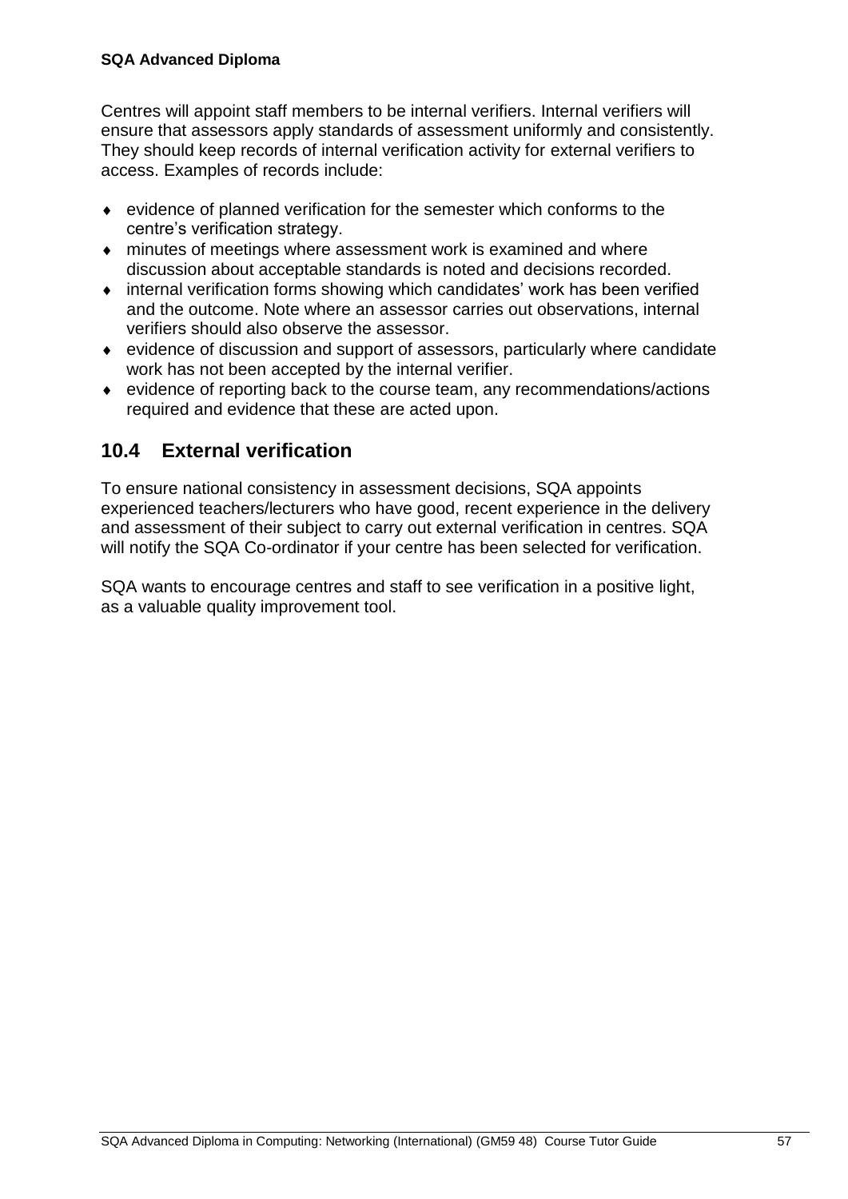Centres will appoint staff members to be internal verifiers. Internal verifiers will ensure that assessors apply standards of assessment uniformly and consistently. They should keep records of internal verification activity for external verifiers to access. Examples of records include:

- evidence of planned verification for the semester which conforms to the centre's verification strategy.
- minutes of meetings where assessment work is examined and where discussion about acceptable standards is noted and decisions recorded.
- internal verification forms showing which candidates' work has been verified and the outcome. Note where an assessor carries out observations, internal verifiers should also observe the assessor.
- evidence of discussion and support of assessors, particularly where candidate work has not been accepted by the internal verifier.
- evidence of reporting back to the course team, any recommendations/actions required and evidence that these are acted upon.

## 10.4 External verification

To ensure national consistency in assessment decisions, SQA appoints experienced teachers/lecturers who have good, recent experience in the delivery and assessment of their subject to carry out external verification in centres. SQA will notify the SQA Co-ordinator if your centre has been selected for verification.

SQA wants to encourage centres and staff to see verification in a positive light, as a valuable quality improvement tool.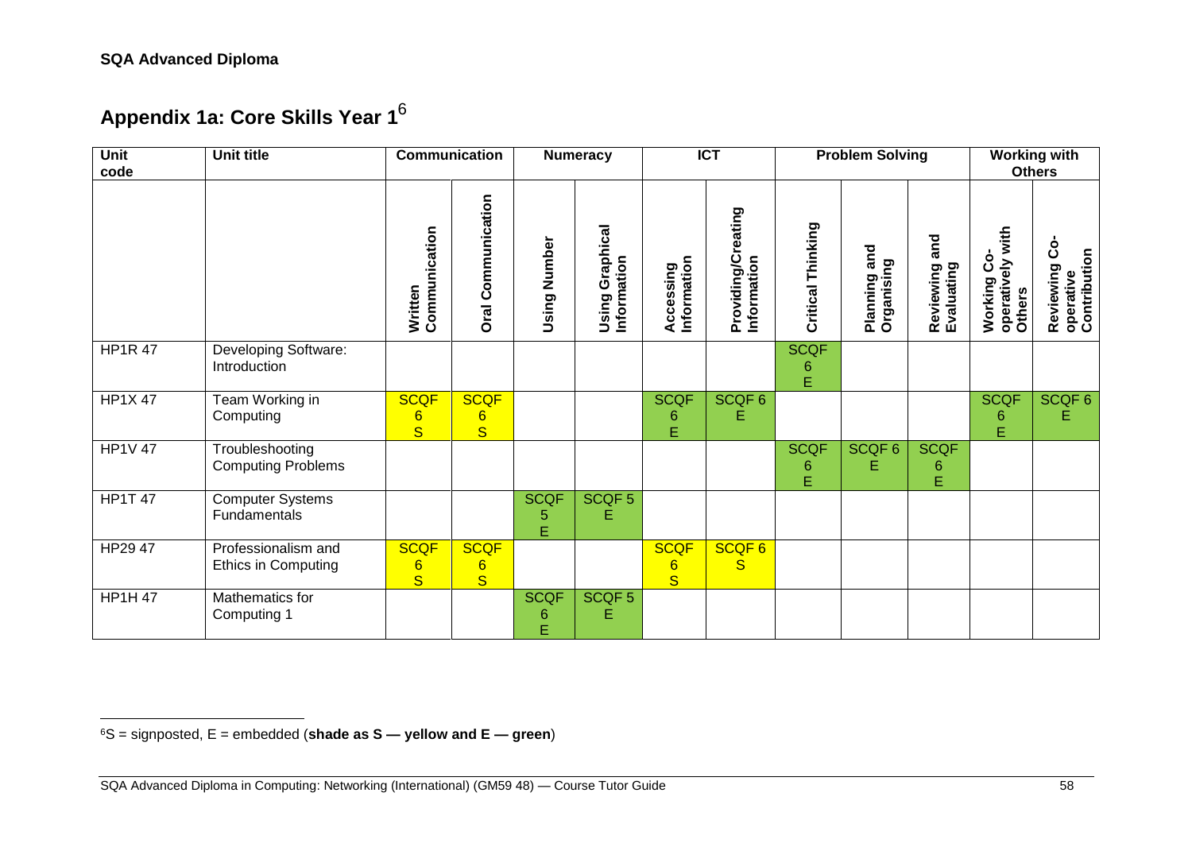**SQA Advanced Diploma**

# Appendix 1a: Core Skills Year 1[6]

| Unit code | Unit title | Communication | | Numeracy | | ICT | | Problem Solving | | | Working with Others | |
|---|---|---|---|---|---|---|---|---|---|---|---|---|
| | | Written Communication | Oral Communication | Using Number | Using Graphical Information | Accessing Information | Providing/Creating Information | Critical Thinking | Planning and Organising | Reviewing and Evaluating | Working Co-operatively with Others | Reviewing Co-operative Contribution |
| HP1R 47 | Developing Software: Introduction | | | | | | | SCQF 6 E | | | | |
| HP1X 47 | Team Working in Computing | SCQF 6 S | SCQF 6 S | | | SCQF 6 E | SCQF 6 E | | | | SCQF 6 E | SCQF 6 E |
| HP1V 47 | Troubleshooting Computing Problems | | | | | | | SCQF 6 E | SCQF 6 E | SCQF 6 E | | |
| HP1T 47 | Computer Systems Fundamentals | | | SCQF 5 E | SCQF 5 E | | | | | | | |
| HP29 47 | Professionalism and Ethics in Computing | SCQF 6 S | SCQF 6 S | | | SCQF 6 S | SCQF 6 S | | | | | |
| HP1H 47 | Mathematics for Computing 1 | | | SCQF 6 E | SCQF 5 E | | | | | | | |

[6] S = signposted, E = embedded (**shade as S — yellow and E — green**)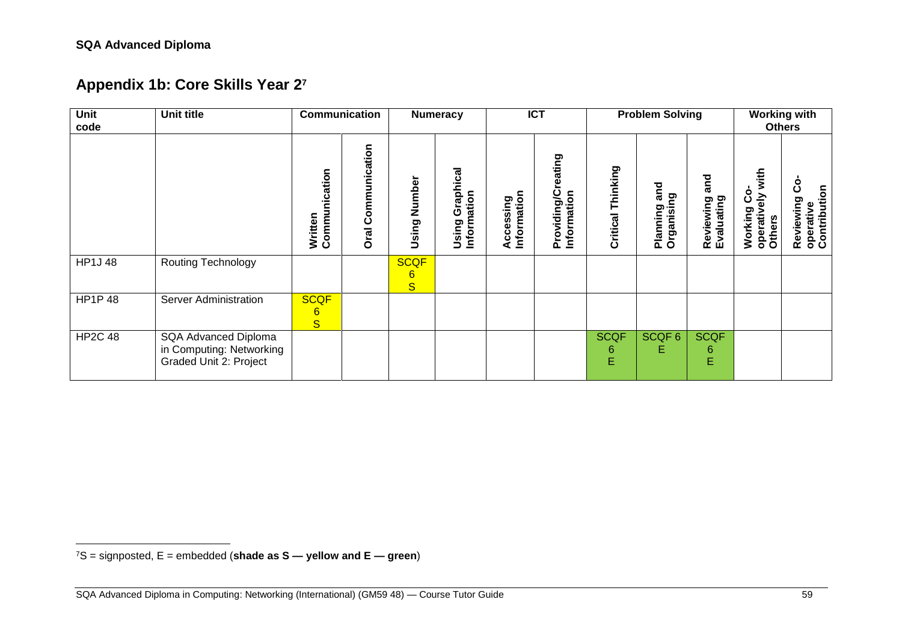## Appendix 1b: Core Skills Year 2[7]

| Unit code | Unit title | Communication | | Numeracy | | ICT | | Problem Solving | | | Working with Others | |
|---|---|---|---|---|---|---|---|---|---|---|---|---|
| | | Written Communication | Oral Communication | Using Number | Using Graphical Information | Accessing Information | Providing/Creating Information | Critical Thinking | Planning and Organising | Reviewing and Evaluating | Working Co-operatively with Others | Reviewing Co-operative Contribution |
| HP1J 48 | Routing Technology | | | SCQF 6 S | | | | | | | | |
| HP1P 48 | Server Administration | SCQF 6 S | | | | | | | | | | |
| HP2C 48 | SQA Advanced Diploma in Computing: Networking Graded Unit 2: Project | | | | | | | SCQF 6 E | SCQF 6 E | SCQF 6 E | | |

[7]S = signposted, E = embedded (**shade as S — yellow and E — green**)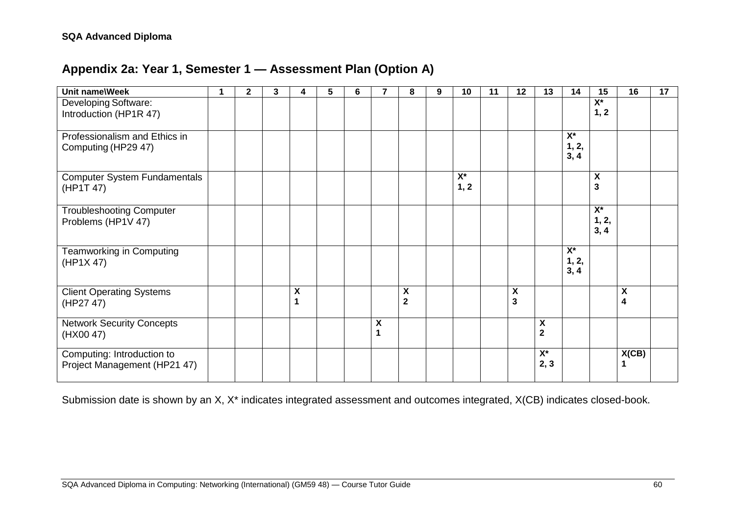**SQA Advanced Diploma**

## Appendix 2a: Year 1, Semester 1 — Assessment Plan (Option A)

| Unit name\Week | 1 | 2 | 3 | 4 | 5 | 6 | 7 | 8 | 9 | 10 | 11 | 12 | 13 | 14 | 15 | 16 | 17 |
|---|---|---|---|---|---|---|---|---|---|---|---|---|---|---|---|---|---|
| Developing Software: Introduction (HP1R 47) | | | | | | | | | | | | | | | **X* 1, 2** | | |
| Professionalism and Ethics in Computing (HP29 47) | | | | | | | | | | | | | | **X* 1, 2, 3, 4** | | | |
| Computer System Fundamentals (HP1T 47) | | | | | | | | | | **X* 1, 2** | | | | | **X 3** | | |
| Troubleshooting Computer Problems (HP1V 47) | | | | | | | | | | | | | | | **X* 1, 2, 3, 4** | | |
| Teamworking in Computing (HP1X 47) | | | | | | | | | | | | | | **X* 1, 2, 3, 4** | | | |
| Client Operating Systems (HP27 47) | | | | **X 1** | | | | **X 2** | | | | **X 3** | | | | **X 4** | |
| Network Security Concepts (HX00 47) | | | | | | | **X 1** | | | | | | **X 2** | | | | |
| Computing: Introduction to Project Management (HP21 47) | | | | | | | | | | | | | **X* 2, 3** | | | **X(CB) 1** | |

Submission date is shown by an X, X* indicates integrated assessment and outcomes integrated, X(CB) indicates closed-book.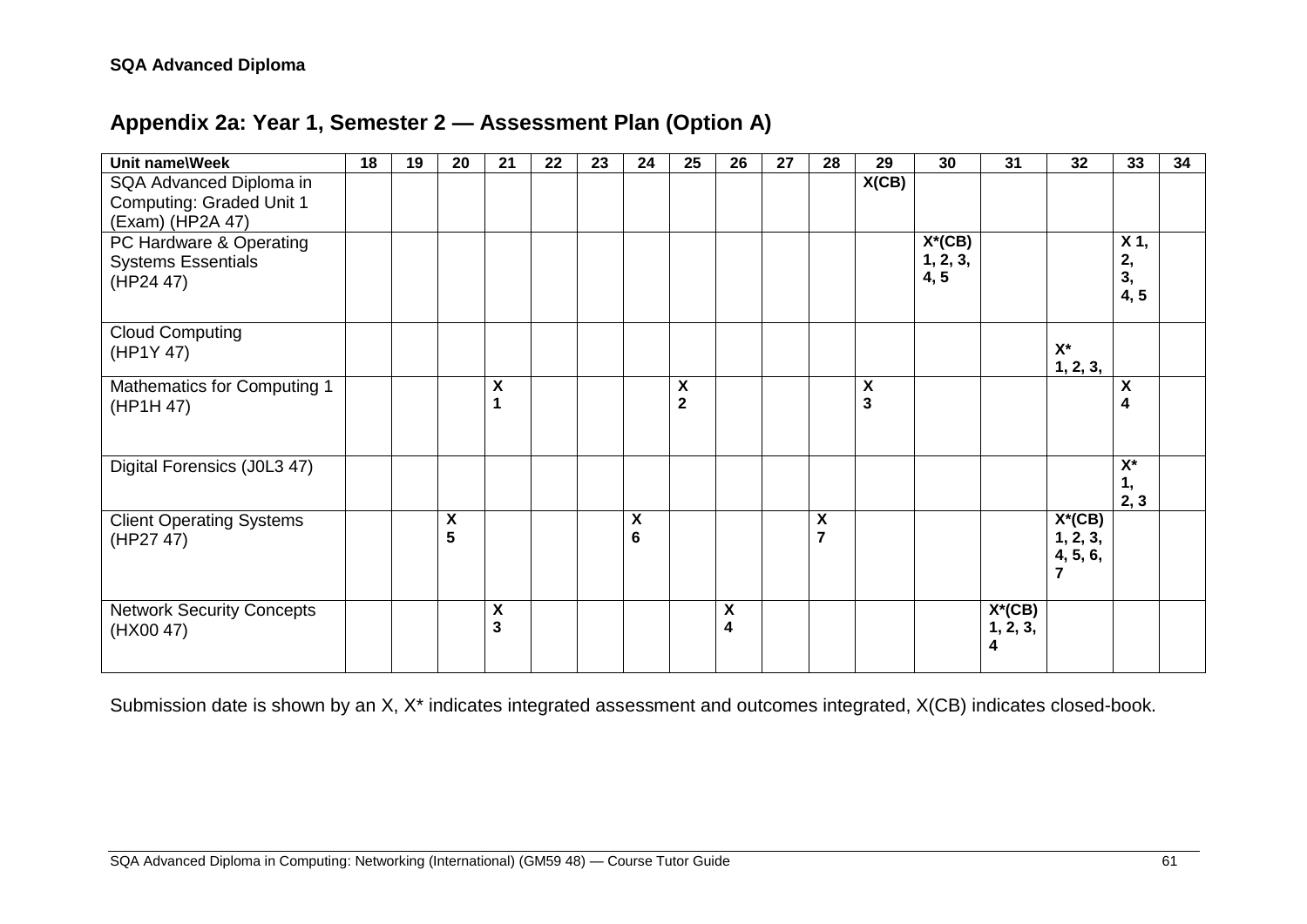## Appendix 2a: Year 1, Semester 2 — Assessment Plan (Option A)

| Unit name\Week | 18 | 19 | 20 | 21 | 22 | 23 | 24 | 25 | 26 | 27 | 28 | 29 | 30 | 31 | 32 | 33 | 34 |
|---|---|---|---|---|---|---|---|---|---|---|---|---|---|---|---|---|---|
| SQA Advanced Diploma in Computing: Graded Unit 1 (Exam) (HP2A 47) | | | | | | | | | | | | **X(CB)** | | | | | |
| PC Hardware & Operating Systems Essentials (HP24 47) | | | | | | | | | | | | | **X*(CB) 1, 2, 3, 4, 5** | | | **X 1, 2, 3, 4, 5** | |
| Cloud Computing (HP1Y 47) | | | | | | | | | | | | | | | **X* 1, 2, 3,** | | |
| Mathematics for Computing 1 (HP1H 47) | | | | **X 1** | | | | **X 2** | | | | **X 3** | | | | **X 4** | |
| Digital Forensics (J0L3 47) | | | | | | | | | | | | | | | | **X* 1, 2, 3** | |
| Client Operating Systems (HP27 47) | | | **X 5** | | | | **X 6** | | | | **X 7** | | | | **X*(CB) 1, 2, 3, 4, 5, 6, 7** | | |
| Network Security Concepts (HX00 47) | | | | **X 3** | | | | | **X 4** | | | | | **X*(CB) 1, 2, 3, 4** | | | |

Submission date is shown by an X, X* indicates integrated assessment and outcomes integrated, X(CB) indicates closed-book.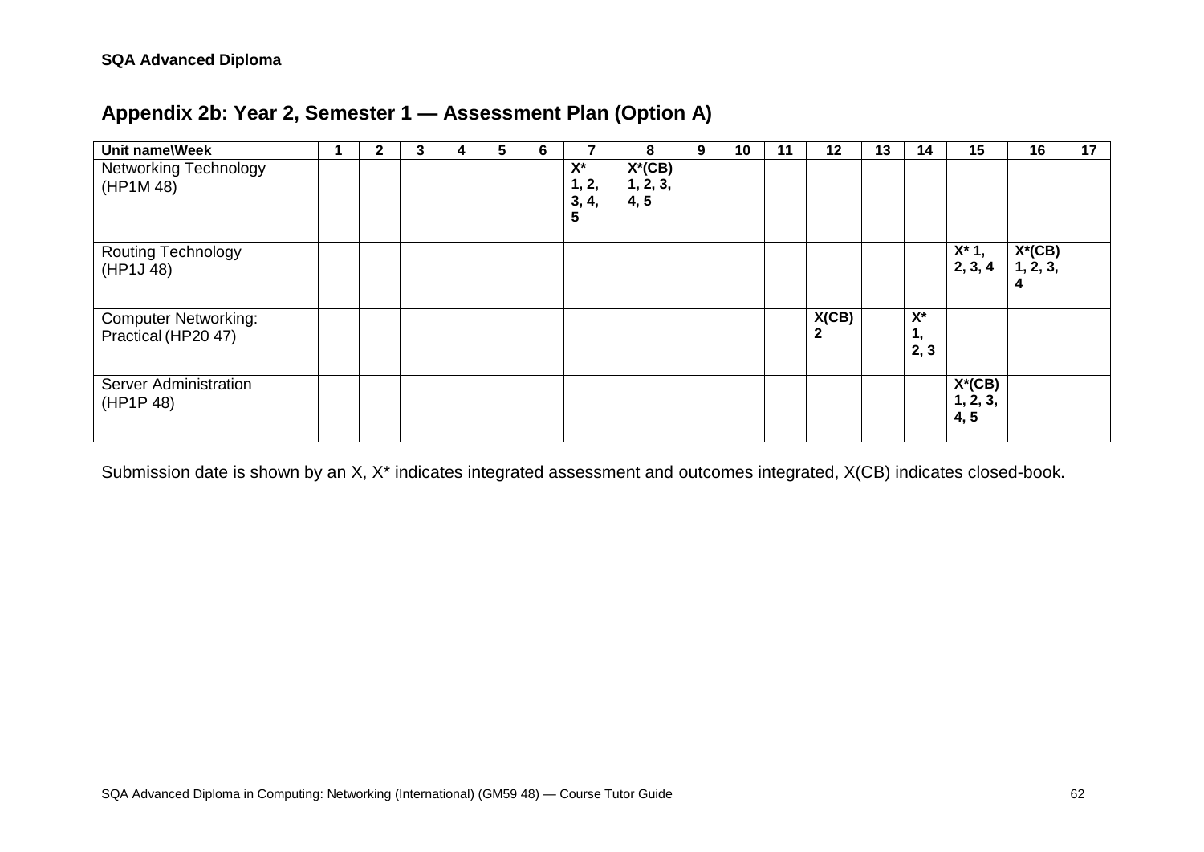## Appendix 2b: Year 2, Semester 1 — Assessment Plan (Option A)

| Unit name\Week | 1 | 2 | 3 | 4 | 5 | 6 | 7 | 8 | 9 | 10 | 11 | 12 | 13 | 14 | 15 | 16 | 17 |
|---|---|---|---|---|---|---|---|---|---|---|---|---|---|---|---|---|---|
| Networking Technology (HP1M 48) | | | | | | | **X* 1, 2, 3, 4, 5** | **X*(CB) 1, 2, 3, 4, 5** | | | | | | | | | |
| Routing Technology (HP1J 48) | | | | | | | | | | | | | | | **X* 1, 2, 3, 4** | **X*(CB) 1, 2, 3, 4** | |
| Computer Networking: Practical (HP20 47) | | | | | | | | | | | | **X(CB) 2** | | **X* 1, 2, 3** | | | |
| Server Administration (HP1P 48) | | | | | | | | | | | | | | | **X*(CB) 1, 2, 3, 4, 5** | | |

Submission date is shown by an X, X* indicates integrated assessment and outcomes integrated, X(CB) indicates closed-book.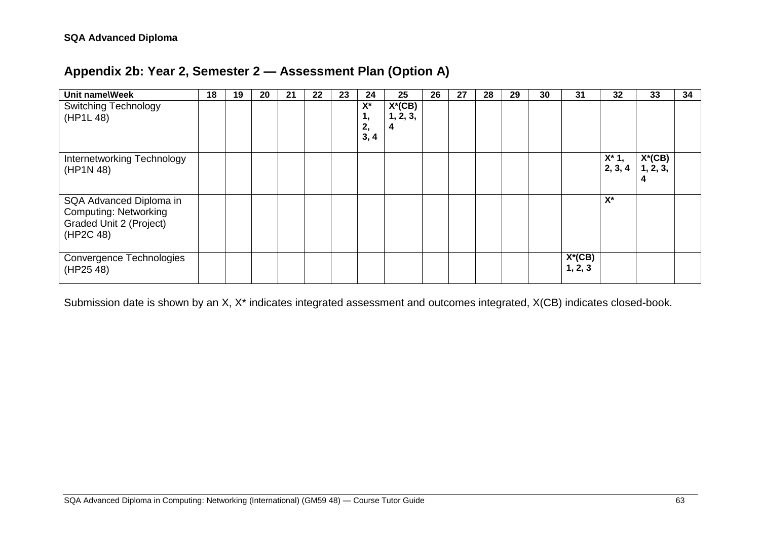## Appendix 2b: Year 2, Semester 2 — Assessment Plan (Option A)

| Unit name\Week | 18 | 19 | 20 | 21 | 22 | 23 | 24 | 25 | 26 | 27 | 28 | 29 | 30 | 31 | 32 | 33 | 34 |
|---|---|---|---|---|---|---|---|---|---|---|---|---|---|---|---|---|---|
| Switching Technology (HP1L 48) | | | | | | | **X* 1, 2, 3, 4** | **X*(CB) 1, 2, 3, 4** | | | | | | | | | |
| Internetworking Technology (HP1N 48) | | | | | | | | | | | | | | | **X* 1, 2, 3, 4** | **X*(CB) 1, 2, 3, 4** | |
| SQA Advanced Diploma in Computing: Networking Graded Unit 2 (Project) (HP2C 48) | | | | | | | | | | | | | | | **X*** | | |
| Convergence Technologies (HP25 48) | | | | | | | | | | | | | | **X*(CB) 1, 2, 3** | | | |

Submission date is shown by an X, X* indicates integrated assessment and outcomes integrated, X(CB) indicates closed-book.